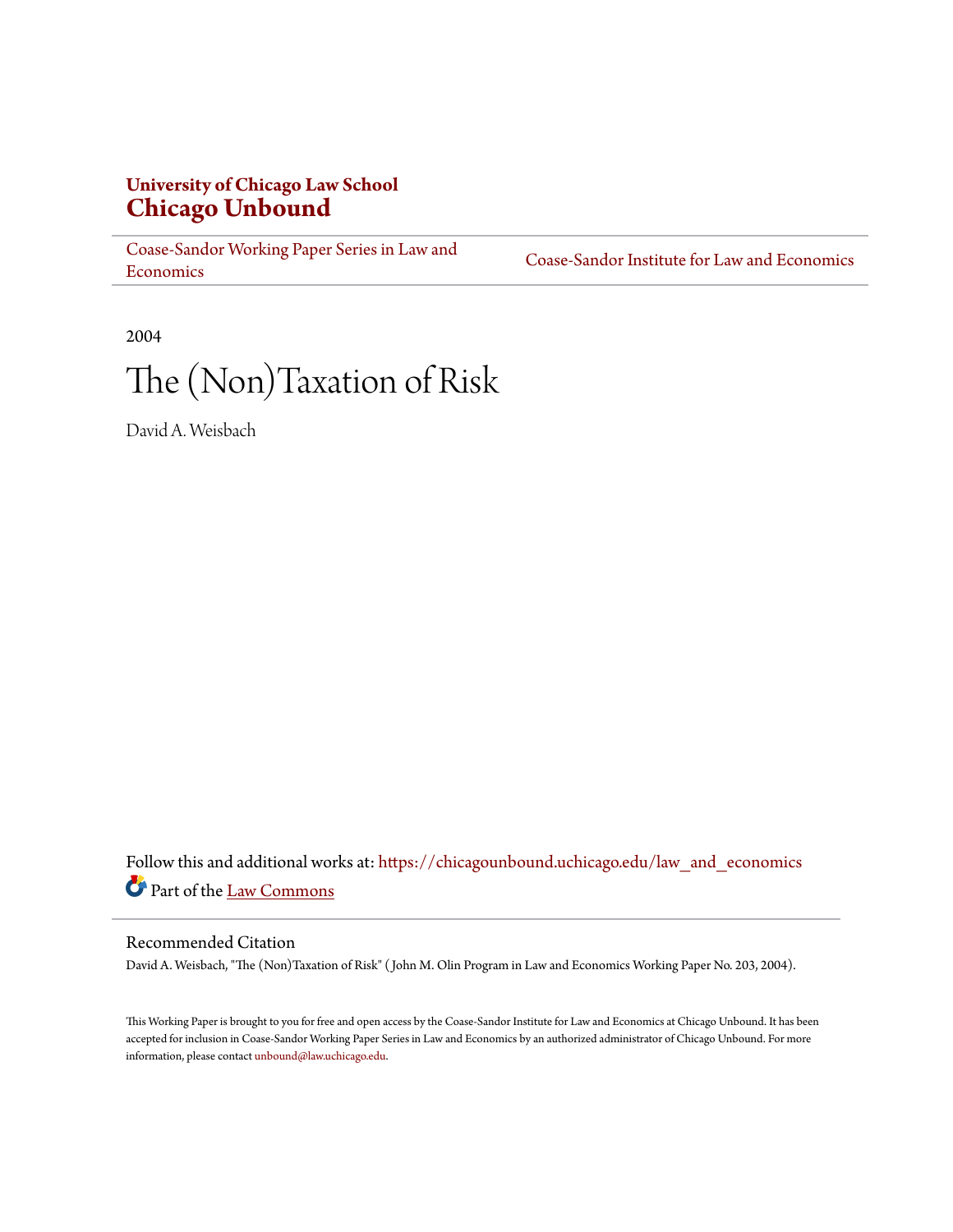**University of Chicago Law School**
**Chicago Unbound**

Coase-Sandor Working Paper Series in Law and Economics | Coase-Sandor Institute for Law and Economics

2004

# The (Non)Taxation of Risk

David A. Weisbach

Follow this and additional works at: https://chicagounbound.uchicago.edu/law_and_economics

Part of the Law Commons

## Recommended Citation

David A. Weisbach, "The (Non)Taxation of Risk" ( John M. Olin Program in Law and Economics Working Paper No. 203, 2004).

This Working Paper is brought to you for free and open access by the Coase-Sandor Institute for Law and Economics at Chicago Unbound. It has been accepted for inclusion in Coase-Sandor Working Paper Series in Law and Economics by an authorized administrator of Chicago Unbound. For more information, please contact unbound@law.uchicago.edu.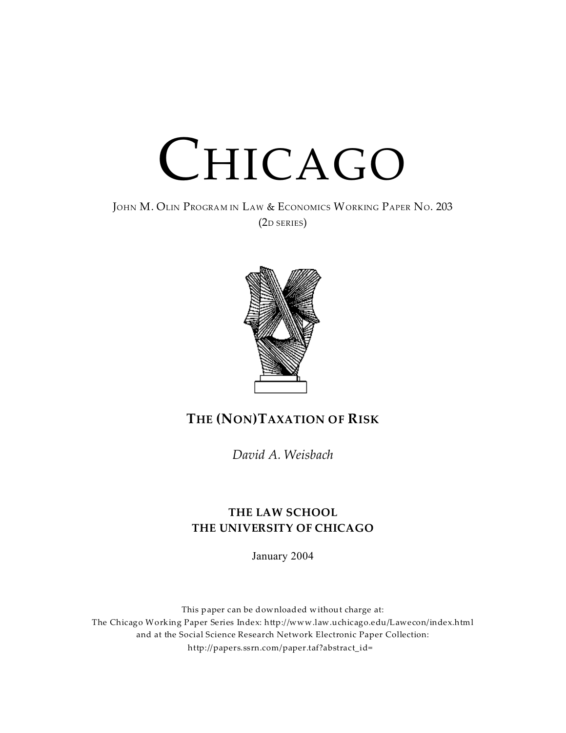# CHICAGO

JOHN M. OLIN PROGRAM IN LAW & ECONOMICS WORKING PAPER NO. 203
(2D SERIES)

**THE (NON)TAXATION OF RISK**

*David A. Weisbach*

**THE LAW SCHOOL**
**THE UNIVERSITY OF CHICAGO**

January 2004

This paper can be downloaded without charge at:
The Chicago Working Paper Series Index: http://www.law.uchicago.edu/Lawecon/index.html
and at the Social Science Research Network Electronic Paper Collection:
http://papers.ssrn.com/paper.taf?abstract_id=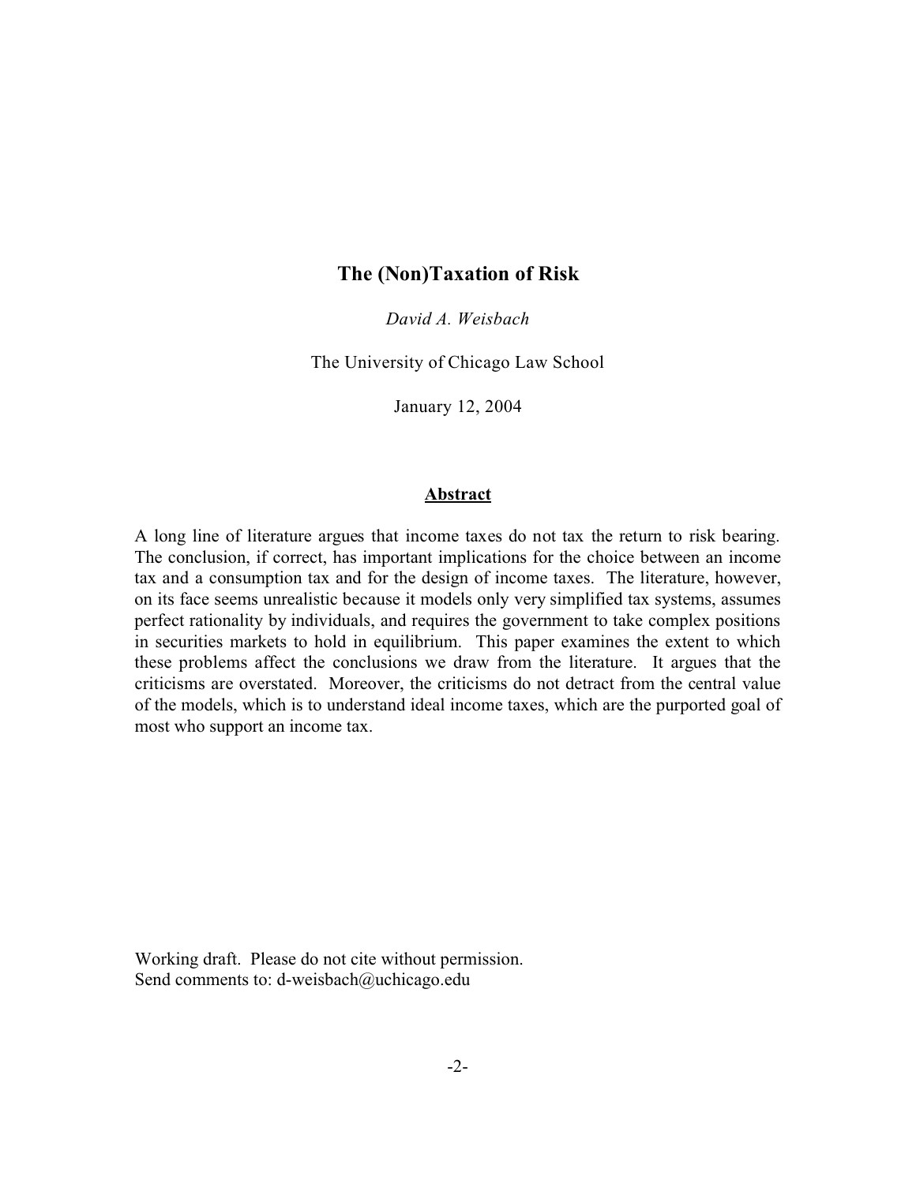# The (Non)Taxation of Risk

*David A. Weisbach*

The University of Chicago Law School

January 12, 2004

## Abstract

A long line of literature argues that income taxes do not tax the return to risk bearing. The conclusion, if correct, has important implications for the choice between an income tax and a consumption tax and for the design of income taxes. The literature, however, on its face seems unrealistic because it models only very simplified tax systems, assumes perfect rationality by individuals, and requires the government to take complex positions in securities markets to hold in equilibrium. This paper examines the extent to which these problems affect the conclusions we draw from the literature. It argues that the criticisms are overstated. Moreover, the criticisms do not detract from the central value of the models, which is to understand ideal income taxes, which are the purported goal of most who support an income tax.

Working draft. Please do not cite without permission.
Send comments to: d-weisbach@uchicago.edu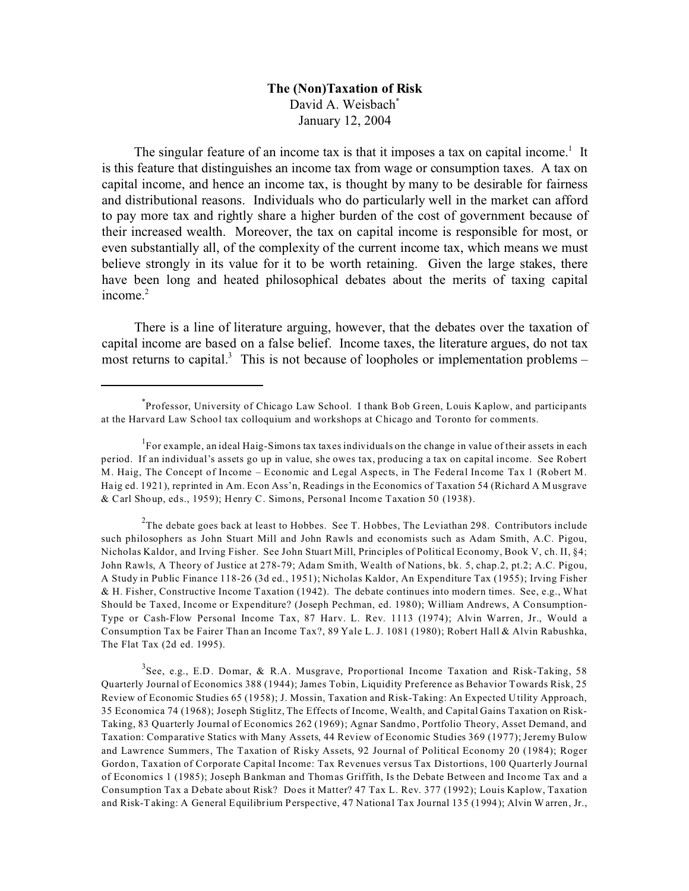**The (Non)Taxation of Risk**
David A. Weisbach[*]
January 12, 2004

The singular feature of an income tax is that it imposes a tax on capital income.[1] It is this feature that distinguishes an income tax from wage or consumption taxes. A tax on capital income, and hence an income tax, is thought by many to be desirable for fairness and distributional reasons. Individuals who do particularly well in the market can afford to pay more tax and rightly share a higher burden of the cost of government because of their increased wealth. Moreover, the tax on capital income is responsible for most, or even substantially all, of the complexity of the current income tax, which means we must believe strongly in its value for it to be worth retaining. Given the large stakes, there have been long and heated philosophical debates about the merits of taxing capital income.[2]

There is a line of literature arguing, however, that the debates over the taxation of capital income are based on a false belief. Income taxes, the literature argues, do not tax most returns to capital.[3] This is not because of loopholes or implementation problems –

---

[*]Professor, University of Chicago Law School. I thank Bob Green, Louis Kaplow, and participants at the Harvard Law School tax colloquium and workshops at Chicago and Toronto for comments.

[1]For example, an ideal Haig-Simons tax taxes individuals on the change in value of their assets in each period. If an individual's assets go up in value, she owes tax, producing a tax on capital income. See Robert M. Haig, The Concept of Income – Economic and Legal Aspects, in The Federal Income Tax 1 (Robert M. Haig ed. 1921), reprinted in Am. Econ Ass'n, Readings in the Economics of Taxation 54 (Richard A Musgrave & Carl Shoup, eds., 1959); Henry C. Simons, Personal Income Taxation 50 (1938).

[2]The debate goes back at least to Hobbes. See T. Hobbes, The Leviathan 298. Contributors include such philosophers as John Stuart Mill and John Rawls and economists such as Adam Smith, A.C. Pigou, Nicholas Kaldor, and Irving Fisher. See John Stuart Mill, Principles of Political Economy, Book V, ch. II, §4; John Rawls, A Theory of Justice at 278-79; Adam Smith, Wealth of Nations, bk. 5, chap.2, pt.2; A.C. Pigou, A Study in Public Finance 118-26 (3d ed., 1951); Nicholas Kaldor, An Expenditure Tax (1955); Irving Fisher & H. Fisher, Constructive Income Taxation (1942). The debate continues into modern times. See, e.g., What Should be Taxed, Income or Expenditure? (Joseph Pechman, ed. 1980); William Andrews, A Consumption-Type or Cash-Flow Personal Income Tax, 87 Harv. L. Rev. 1113 (1974); Alvin Warren, Jr., Would a Consumption Tax be Fairer Than an Income Tax?, 89 Yale L. J. 1081 (1980); Robert Hall & Alvin Rabushka, The Flat Tax (2d ed. 1995).

[3]See, e.g., E.D. Domar, & R.A. Musgrave, Proportional Income Taxation and Risk-Taking, 58 Quarterly Journal of Economics 388 (1944); James Tobin, Liquidity Preference as Behavior Towards Risk, 25 Review of Economic Studies 65 (1958); J. Mossin, Taxation and Risk-Taking: An Expected Utility Approach, 35 Economica 74 (1968); Joseph Stiglitz, The Effects of Income, Wealth, and Capital Gains Taxation on Risk-Taking, 83 Quarterly Journal of Economics 262 (1969); Agnar Sandmo, Portfolio Theory, Asset Demand, and Taxation: Comparative Statics with Many Assets, 44 Review of Economic Studies 369 (1977); Jeremy Bulow and Lawrence Summers, The Taxation of Risky Assets, 92 Journal of Political Economy 20 (1984); Roger Gordon, Taxation of Corporate Capital Income: Tax Revenues versus Tax Distortions, 100 Quarterly Journal of Economics 1 (1985); Joseph Bankman and Thomas Griffith, Is the Debate Between and Income Tax and a Consumption Tax a Debate about Risk? Does it Matter? 47 Tax L. Rev. 377 (1992); Louis Kaplow, Taxation and Risk-Taking: A General Equilibrium Perspective, 47 National Tax Journal 135 (1994); Alvin Warren, Jr.,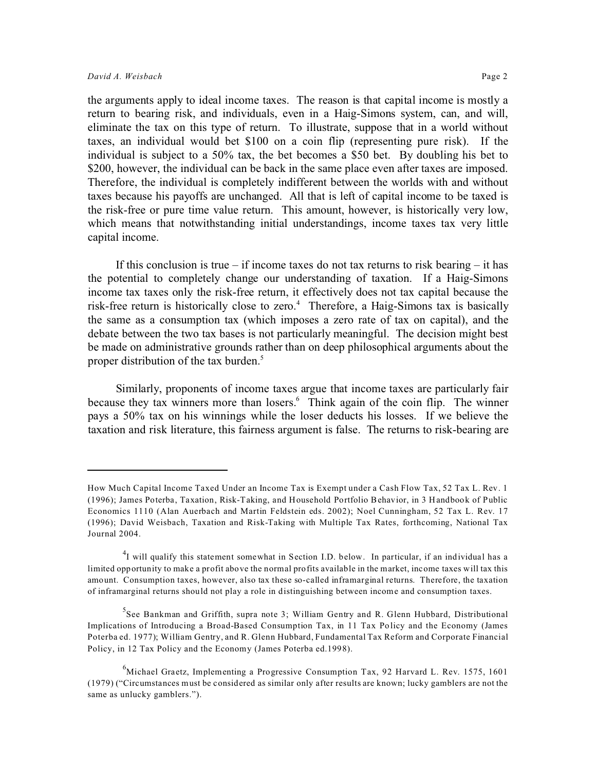the arguments apply to ideal income taxes. The reason is that capital income is mostly a return to bearing risk, and individuals, even in a Haig-Simons system, can, and will, eliminate the tax on this type of return. To illustrate, suppose that in a world without taxes, an individual would bet $100 on a coin flip (representing pure risk). If the individual is subject to a 50% tax, the bet becomes a $50 bet. By doubling his bet to $200, however, the individual can be back in the same place even after taxes are imposed. Therefore, the individual is completely indifferent between the worlds with and without taxes because his payoffs are unchanged. All that is left of capital income to be taxed is the risk-free or pure time value return. This amount, however, is historically very low, which means that notwithstanding initial understandings, income taxes tax very little capital income.

If this conclusion is true – if income taxes do not tax returns to risk bearing – it has the potential to completely change our understanding of taxation. If a Haig-Simons income tax taxes only the risk-free return, it effectively does not tax capital because the risk-free return is historically close to zero.[4] Therefore, a Haig-Simons tax is basically the same as a consumption tax (which imposes a zero rate of tax on capital), and the debate between the two tax bases is not particularly meaningful. The decision might best be made on administrative grounds rather than on deep philosophical arguments about the proper distribution of the tax burden.[5]

Similarly, proponents of income taxes argue that income taxes are particularly fair because they tax winners more than losers.[6] Think again of the coin flip. The winner pays a 50% tax on his winnings while the loser deducts his losses. If we believe the taxation and risk literature, this fairness argument is false. The returns to risk-bearing are

---

How Much Capital Income Taxed Under an Income Tax is Exempt under a Cash Flow Tax, 52 Tax L. Rev. 1 (1996); James Poterba, Taxation, Risk-Taking, and Household Portfolio Behavior, in 3 Handbook of Public Economics 1110 (Alan Auerbach and Martin Feldstein eds. 2002); Noel Cunningham, 52 Tax L. Rev. 17 (1996); David Weisbach, Taxation and Risk-Taking with Multiple Tax Rates, forthcoming, National Tax Journal 2004.

[4] I will qualify this statement somewhat in Section I.D. below. In particular, if an individual has a limited opportunity to make a profit above the normal profits available in the market, income taxes will tax this amount. Consumption taxes, however, also tax these so-called inframarginal returns. Therefore, the taxation of inframarginal returns should not play a role in distinguishing between income and consumption taxes.

[5] See Bankman and Griffith, supra note 3; William Gentry and R. Glenn Hubbard, Distributional Implications of Introducing a Broad-Based Consumption Tax, in 11 Tax Policy and the Economy (James Poterba ed. 1977); William Gentry, and R. Glenn Hubbard, Fundamental Tax Reform and Corporate Financial Policy, in 12 Tax Policy and the Economy (James Poterba ed.1998).

[6] Michael Graetz, Implementing a Progressive Consumption Tax, 92 Harvard L. Rev. 1575, 1601 (1979) ("Circumstances must be considered as similar only after results are known; lucky gamblers are not the same as unlucky gamblers.").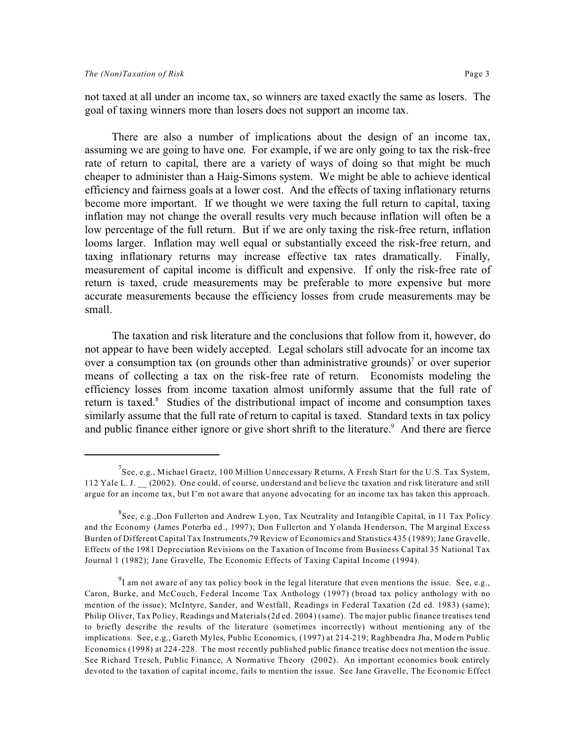not taxed at all under an income tax, so winners are taxed exactly the same as losers. The goal of taxing winners more than losers does not support an income tax.

There are also a number of implications about the design of an income tax, assuming we are going to have one. For example, if we are only going to tax the risk-free rate of return to capital, there are a variety of ways of doing so that might be much cheaper to administer than a Haig-Simons system. We might be able to achieve identical efficiency and fairness goals at a lower cost. And the effects of taxing inflationary returns become more important. If we thought we were taxing the full return to capital, taxing inflation may not change the overall results very much because inflation will often be a low percentage of the full return. But if we are only taxing the risk-free return, inflation looms larger. Inflation may well equal or substantially exceed the risk-free return, and taxing inflationary returns may increase effective tax rates dramatically. Finally, measurement of capital income is difficult and expensive. If only the risk-free rate of return is taxed, crude measurements may be preferable to more expensive but more accurate measurements because the efficiency losses from crude measurements may be small.

The taxation and risk literature and the conclusions that follow from it, however, do not appear to have been widely accepted. Legal scholars still advocate for an income tax over a consumption tax (on grounds other than administrative grounds)[7] or over superior means of collecting a tax on the risk-free rate of return. Economists modeling the efficiency losses from income taxation almost uniformly assume that the full rate of return is taxed.[8] Studies of the distributional impact of income and consumption taxes similarly assume that the full rate of return to capital is taxed. Standard texts in tax policy and public finance either ignore or give short shrift to the literature.[9] And there are fierce

---

[7] See, e.g., Michael Graetz, 100 Million Unnecessary Returns, A Fresh Start for the U.S. Tax System, 112 Yale L. J. __ (2002). One could, of course, understand and believe the taxation and risk literature and still argue for an income tax, but I'm not aware that anyone advocating for an income tax has taken this approach.

[8] See, e.g.,Don Fullerton and Andrew Lyon, Tax Neutrality and Intangible Capital, in 11 Tax Policy and the Economy (James Poterba ed., 1997); Don Fullerton and Yolanda Henderson, The Marginal Excess Burden of Different Capital Tax Instruments,79 Review of Economics and Statistics 435 (1989); Jane Gravelle, Effects of the 1981 Depreciation Revisions on the Taxation of Income from Business Capital 35 National Tax Journal 1 (1982); Jane Gravelle, The Economic Effects of Taxing Capital Income (1994).

[9] I am not aware of any tax policy book in the legal literature that even mentions the issue. See, e.g., Caron, Burke, and McCouch, Federal Income Tax Anthology (1997) (broad tax policy anthology with no mention of the issue); McIntyre, Sander, and Westfall, Readings in Federal Taxation (2d ed. 1983) (same); Philip Oliver, Tax Policy, Readings and Materials (2d ed. 2004) (same). The major public finance treatises tend to briefly describe the results of the literature (sometimes incorrectly) without mentioning any of the implications. See, e.g., Gareth Myles, Public Economics, (1997) at 214-219; Raghbendra Jha, Modern Public Economics (1998) at 224-228. The most recently published public finance treatise does not mention the issue. See Richard Tresch, Public Finance, A Normative Theory (2002). An important economics book entirely devoted to the taxation of capital income, fails to mention the issue. See Jane Gravelle, The Economic Effect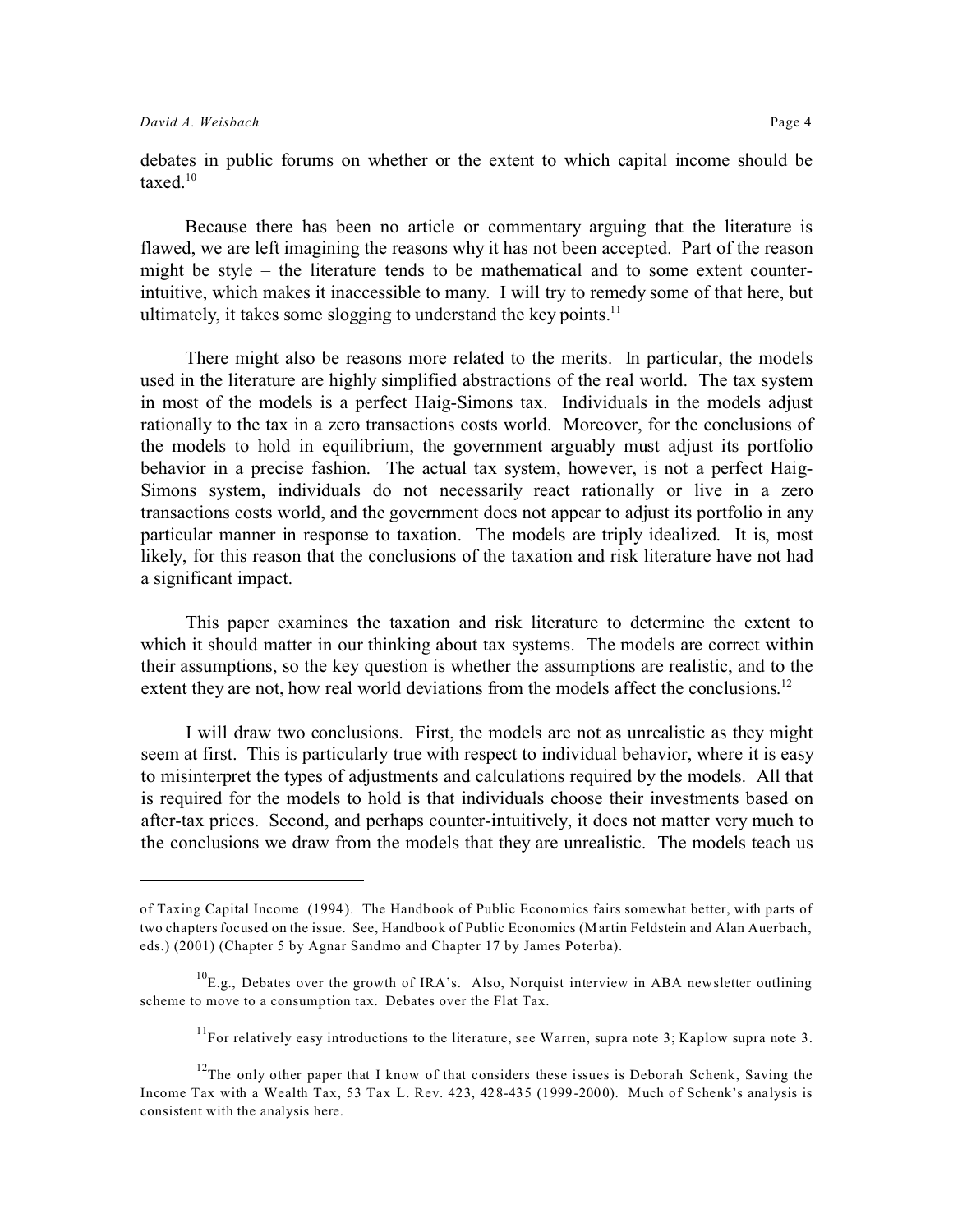debates in public forums on whether or the extent to which capital income should be taxed.[10]

Because there has been no article or commentary arguing that the literature is flawed, we are left imagining the reasons why it has not been accepted. Part of the reason might be style – the literature tends to be mathematical and to some extent counter-intuitive, which makes it inaccessible to many. I will try to remedy some of that here, but ultimately, it takes some slogging to understand the key points.[11]

There might also be reasons more related to the merits. In particular, the models used in the literature are highly simplified abstractions of the real world. The tax system in most of the models is a perfect Haig-Simons tax. Individuals in the models adjust rationally to the tax in a zero transactions costs world. Moreover, for the conclusions of the models to hold in equilibrium, the government arguably must adjust its portfolio behavior in a precise fashion. The actual tax system, however, is not a perfect Haig-Simons system, individuals do not necessarily react rationally or live in a zero transactions costs world, and the government does not appear to adjust its portfolio in any particular manner in response to taxation. The models are triply idealized. It is, most likely, for this reason that the conclusions of the taxation and risk literature have not had a significant impact.

This paper examines the taxation and risk literature to determine the extent to which it should matter in our thinking about tax systems. The models are correct within their assumptions, so the key question is whether the assumptions are realistic, and to the extent they are not, how real world deviations from the models affect the conclusions.[12]

I will draw two conclusions. First, the models are not as unrealistic as they might seem at first. This is particularly true with respect to individual behavior, where it is easy to misinterpret the types of adjustments and calculations required by the models. All that is required for the models to hold is that individuals choose their investments based on after-tax prices. Second, and perhaps counter-intuitively, it does not matter very much to the conclusions we draw from the models that they are unrealistic. The models teach us

---

of Taxing Capital Income (1994). The Handbook of Public Economics fairs somewhat better, with parts of two chapters focused on the issue. See, Handbook of Public Economics (Martin Feldstein and Alan Auerbach, eds.) (2001) (Chapter 5 by Agnar Sandmo and Chapter 17 by James Poterba).

[10] E.g., Debates over the growth of IRA's. Also, Norquist interview in ABA newsletter outlining scheme to move to a consumption tax. Debates over the Flat Tax.

[11] For relatively easy introductions to the literature, see Warren, supra note 3; Kaplow supra note 3.

[12] The only other paper that I know of that considers these issues is Deborah Schenk, Saving the Income Tax with a Wealth Tax, 53 Tax L. Rev. 423, 428-435 (1999-2000). Much of Schenk's analysis is consistent with the analysis here.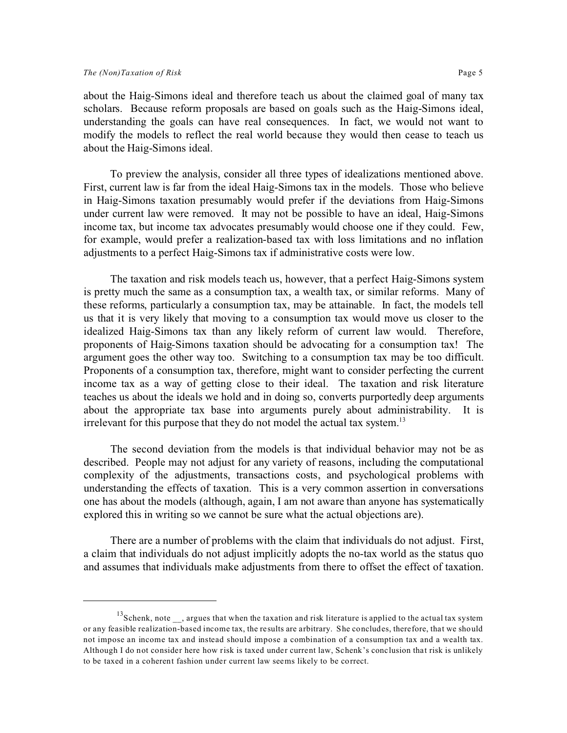about the Haig-Simons ideal and therefore teach us about the claimed goal of many tax scholars. Because reform proposals are based on goals such as the Haig-Simons ideal, understanding the goals can have real consequences. In fact, we would not want to modify the models to reflect the real world because they would then cease to teach us about the Haig-Simons ideal.

To preview the analysis, consider all three types of idealizations mentioned above. First, current law is far from the ideal Haig-Simons tax in the models. Those who believe in Haig-Simons taxation presumably would prefer if the deviations from Haig-Simons under current law were removed. It may not be possible to have an ideal, Haig-Simons income tax, but income tax advocates presumably would choose one if they could. Few, for example, would prefer a realization-based tax with loss limitations and no inflation adjustments to a perfect Haig-Simons tax if administrative costs were low.

The taxation and risk models teach us, however, that a perfect Haig-Simons system is pretty much the same as a consumption tax, a wealth tax, or similar reforms. Many of these reforms, particularly a consumption tax, may be attainable. In fact, the models tell us that it is very likely that moving to a consumption tax would move us closer to the idealized Haig-Simons tax than any likely reform of current law would. Therefore, proponents of Haig-Simons taxation should be advocating for a consumption tax! The argument goes the other way too. Switching to a consumption tax may be too difficult. Proponents of a consumption tax, therefore, might want to consider perfecting the current income tax as a way of getting close to their ideal. The taxation and risk literature teaches us about the ideals we hold and in doing so, converts purportedly deep arguments about the appropriate tax base into arguments purely about administrability. It is irrelevant for this purpose that they do not model the actual tax system.[13]

The second deviation from the models is that individual behavior may not be as described. People may not adjust for any variety of reasons, including the computational complexity of the adjustments, transactions costs, and psychological problems with understanding the effects of taxation. This is a very common assertion in conversations one has about the models (although, again, I am not aware than anyone has systematically explored this in writing so we cannot be sure what the actual objections are).

There are a number of problems with the claim that individuals do not adjust. First, a claim that individuals do not adjust implicitly adopts the no-tax world as the status quo and assumes that individuals make adjustments from there to offset the effect of taxation.

---

[13] Schenk, note __, argues that when the taxation and risk literature is applied to the actual tax system or any feasible realization-based income tax, the results are arbitrary. She concludes, therefore, that we should not impose an income tax and instead should impose a combination of a consumption tax and a wealth tax. Although I do not consider here how risk is taxed under current law, Schenk's conclusion that risk is unlikely to be taxed in a coherent fashion under current law seems likely to be correct.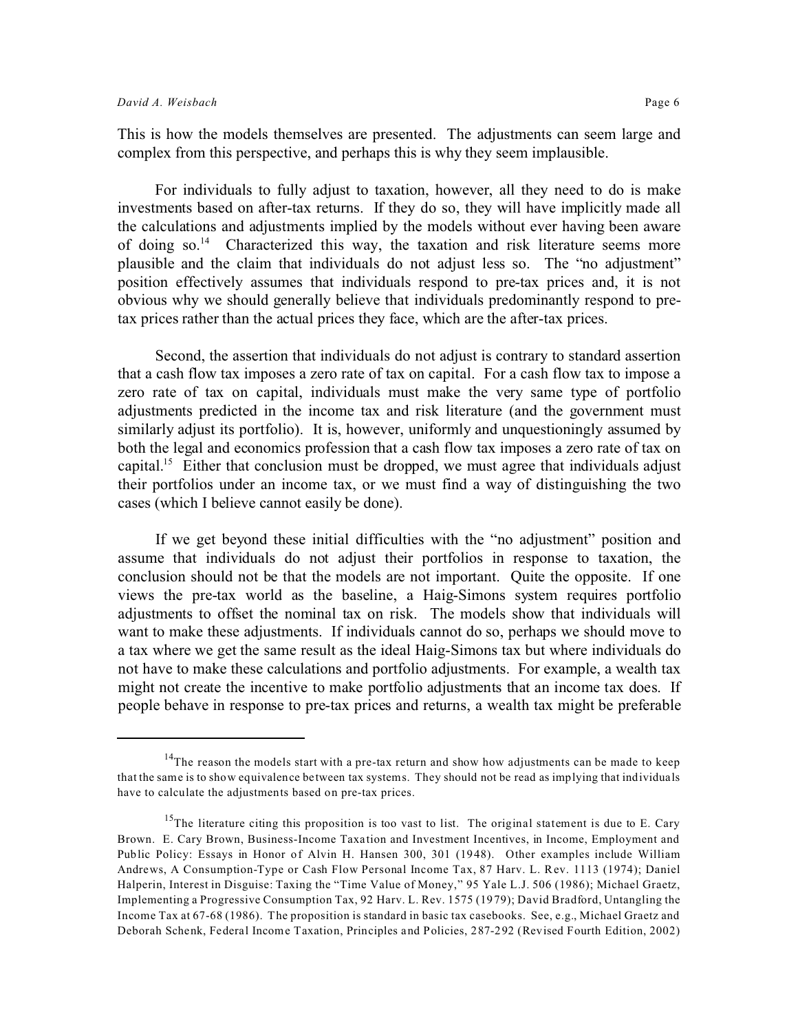This is how the models themselves are presented. The adjustments can seem large and complex from this perspective, and perhaps this is why they seem implausible.

For individuals to fully adjust to taxation, however, all they need to do is make investments based on after-tax returns. If they do so, they will have implicitly made all the calculations and adjustments implied by the models without ever having been aware of doing so.[14] Characterized this way, the taxation and risk literature seems more plausible and the claim that individuals do not adjust less so. The "no adjustment" position effectively assumes that individuals respond to pre-tax prices and, it is not obvious why we should generally believe that individuals predominantly respond to pre-tax prices rather than the actual prices they face, which are the after-tax prices.

Second, the assertion that individuals do not adjust is contrary to standard assertion that a cash flow tax imposes a zero rate of tax on capital. For a cash flow tax to impose a zero rate of tax on capital, individuals must make the very same type of portfolio adjustments predicted in the income tax and risk literature (and the government must similarly adjust its portfolio). It is, however, uniformly and unquestioningly assumed by both the legal and economics profession that a cash flow tax imposes a zero rate of tax on capital.[15] Either that conclusion must be dropped, we must agree that individuals adjust their portfolios under an income tax, or we must find a way of distinguishing the two cases (which I believe cannot easily be done).

If we get beyond these initial difficulties with the "no adjustment" position and assume that individuals do not adjust their portfolios in response to taxation, the conclusion should not be that the models are not important. Quite the opposite. If one views the pre-tax world as the baseline, a Haig-Simons system requires portfolio adjustments to offset the nominal tax on risk. The models show that individuals will want to make these adjustments. If individuals cannot do so, perhaps we should move to a tax where we get the same result as the ideal Haig-Simons tax but where individuals do not have to make these calculations and portfolio adjustments. For example, a wealth tax might not create the incentive to make portfolio adjustments that an income tax does. If people behave in response to pre-tax prices and returns, a wealth tax might be preferable

---

[14] The reason the models start with a pre-tax return and show how adjustments can be made to keep that the same is to show equivalence between tax systems. They should not be read as implying that individuals have to calculate the adjustments based on pre-tax prices.

[15] The literature citing this proposition is too vast to list. The original statement is due to E. Cary Brown. E. Cary Brown, Business-Income Taxation and Investment Incentives, in Income, Employment and Public Policy: Essays in Honor of Alvin H. Hansen 300, 301 (1948). Other examples include William Andrews, A Consumption-Type or Cash Flow Personal Income Tax, 87 Harv. L. Rev. 1113 (1974); Daniel Halperin, Interest in Disguise: Taxing the "Time Value of Money," 95 Yale L.J. 506 (1986); Michael Graetz, Implementing a Progressive Consumption Tax, 92 Harv. L. Rev. 1575 (1979); David Bradford, Untangling the Income Tax at 67-68 (1986). The proposition is standard in basic tax casebooks. See, e.g., Michael Graetz and Deborah Schenk, Federal Income Taxation, Principles and Policies, 287-292 (Revised Fourth Edition, 2002)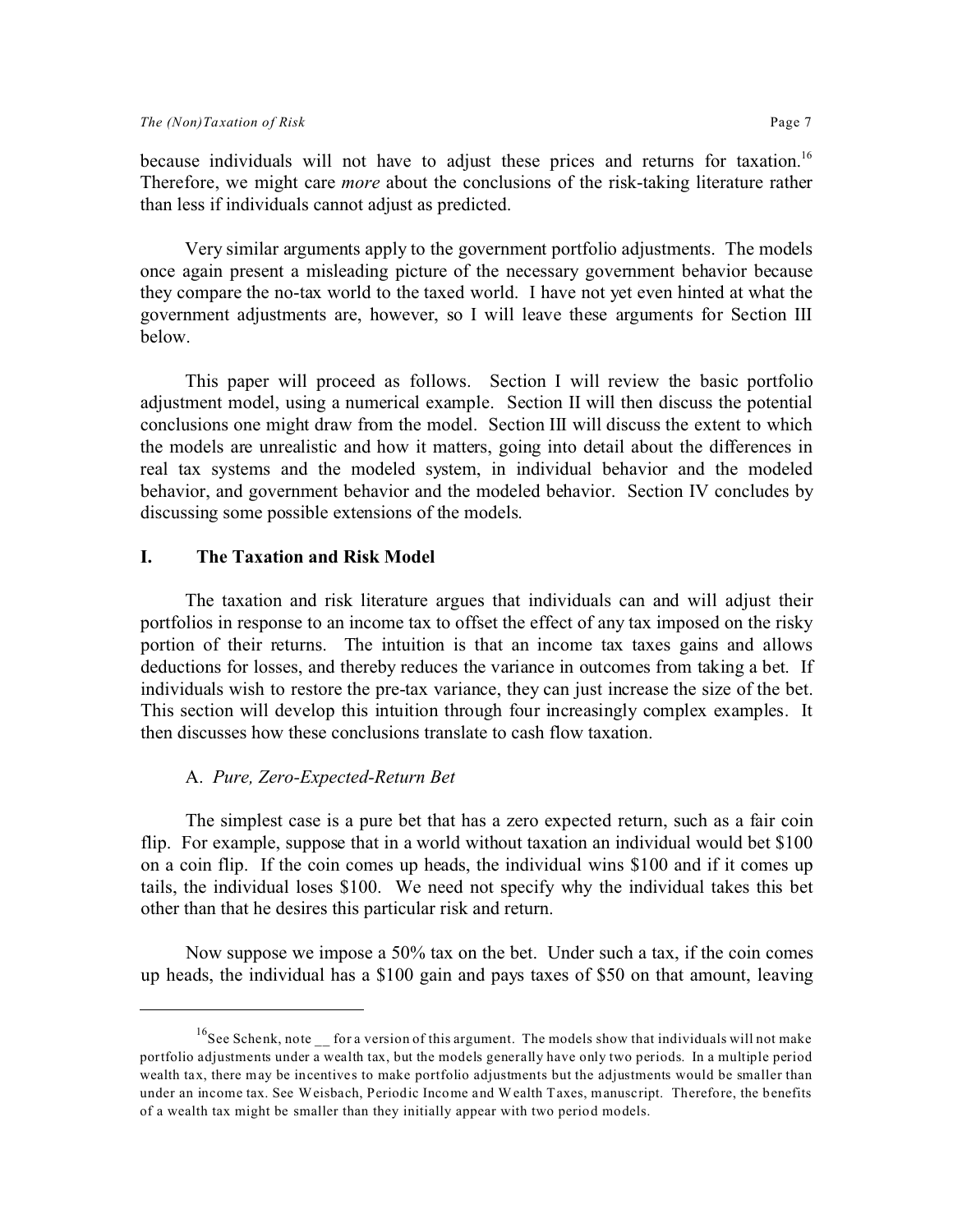because individuals will not have to adjust these prices and returns for taxation.[16] Therefore, we might care *more* about the conclusions of the risk-taking literature rather than less if individuals cannot adjust as predicted.

Very similar arguments apply to the government portfolio adjustments. The models once again present a misleading picture of the necessary government behavior because they compare the no-tax world to the taxed world. I have not yet even hinted at what the government adjustments are, however, so I will leave these arguments for Section III below.

This paper will proceed as follows. Section I will review the basic portfolio adjustment model, using a numerical example. Section II will then discuss the potential conclusions one might draw from the model. Section III will discuss the extent to which the models are unrealistic and how it matters, going into detail about the differences in real tax systems and the modeled system, in individual behavior and the modeled behavior, and government behavior and the modeled behavior. Section IV concludes by discussing some possible extensions of the models.

## I. The Taxation and Risk Model

The taxation and risk literature argues that individuals can and will adjust their portfolios in response to an income tax to offset the effect of any tax imposed on the risky portion of their returns. The intuition is that an income tax taxes gains and allows deductions for losses, and thereby reduces the variance in outcomes from taking a bet. If individuals wish to restore the pre-tax variance, they can just increase the size of the bet. This section will develop this intuition through four increasingly complex examples. It then discusses how these conclusions translate to cash flow taxation.

### A. *Pure, Zero-Expected-Return Bet*

The simplest case is a pure bet that has a zero expected return, such as a fair coin flip. For example, suppose that in a world without taxation an individual would bet $100 on a coin flip. If the coin comes up heads, the individual wins $100 and if it comes up tails, the individual loses $100. We need not specify why the individual takes this bet other than that he desires this particular risk and return.

Now suppose we impose a 50% tax on the bet. Under such a tax, if the coin comes up heads, the individual has a $100 gain and pays taxes of $50 on that amount, leaving

---

[16] See Schenk, note __ for a version of this argument. The models show that individuals will not make portfolio adjustments under a wealth tax, but the models generally have only two periods. In a multiple period wealth tax, there may be incentives to make portfolio adjustments but the adjustments would be smaller than under an income tax. See Weisbach, Periodic Income and Wealth Taxes, manuscript. Therefore, the benefits of a wealth tax might be smaller than they initially appear with two period models.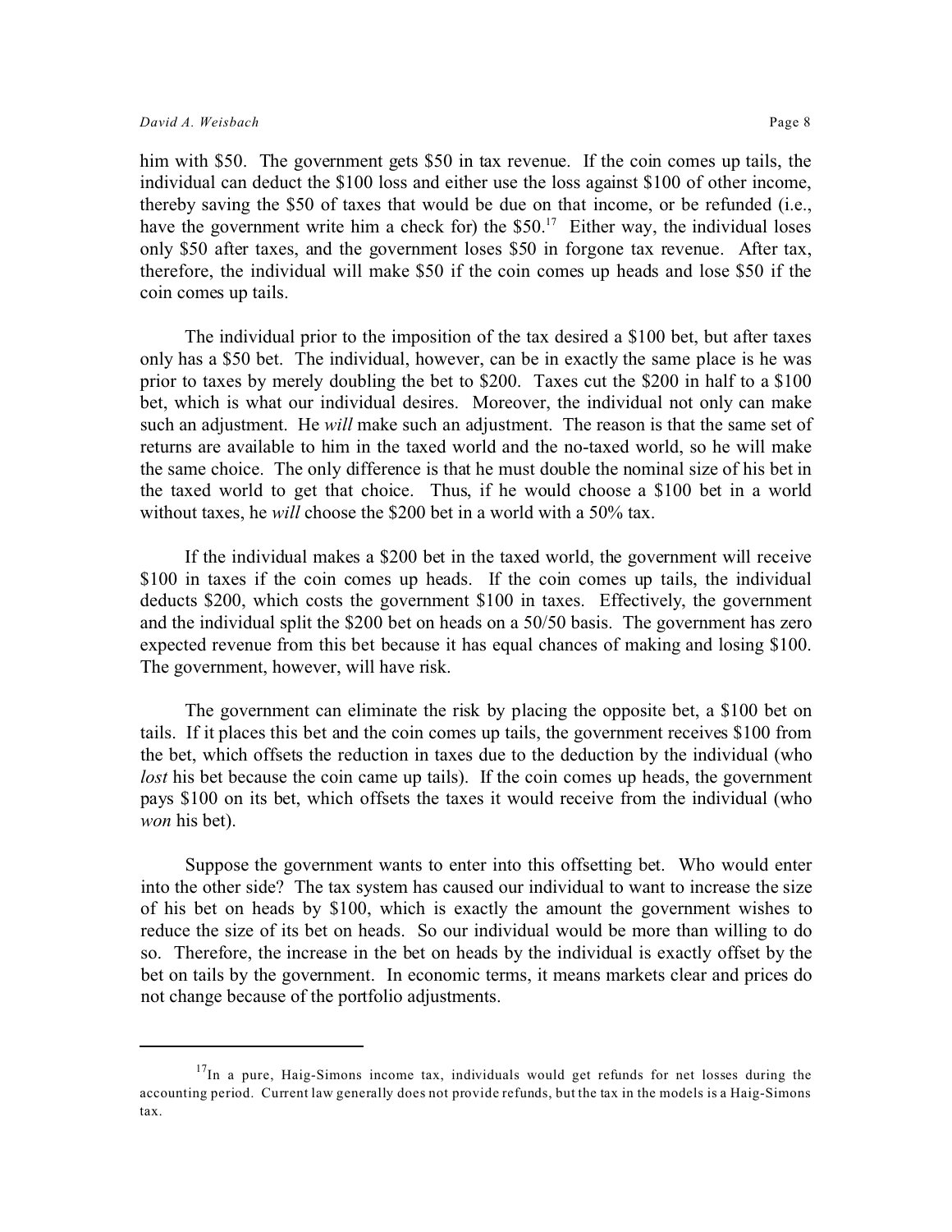him with \$50. The government gets \$50 in tax revenue. If the coin comes up tails, the individual can deduct the \$100 loss and either use the loss against \$100 of other income, thereby saving the \$50 of taxes that would be due on that income, or be refunded (i.e., have the government write him a check for) the \$50.[17] Either way, the individual loses only \$50 after taxes, and the government loses \$50 in forgone tax revenue. After tax, therefore, the individual will make \$50 if the coin comes up heads and lose \$50 if the coin comes up tails.

The individual prior to the imposition of the tax desired a \$100 bet, but after taxes only has a \$50 bet. The individual, however, can be in exactly the same place is he was prior to taxes by merely doubling the bet to \$200. Taxes cut the \$200 in half to a \$100 bet, which is what our individual desires. Moreover, the individual not only can make such an adjustment. He *will* make such an adjustment. The reason is that the same set of returns are available to him in the taxed world and the no-taxed world, so he will make the same choice. The only difference is that he must double the nominal size of his bet in the taxed world to get that choice. Thus, if he would choose a \$100 bet in a world without taxes, he *will* choose the \$200 bet in a world with a 50% tax.

If the individual makes a \$200 bet in the taxed world, the government will receive \$100 in taxes if the coin comes up heads. If the coin comes up tails, the individual deducts \$200, which costs the government \$100 in taxes. Effectively, the government and the individual split the \$200 bet on heads on a 50/50 basis. The government has zero expected revenue from this bet because it has equal chances of making and losing \$100. The government, however, will have risk.

The government can eliminate the risk by placing the opposite bet, a \$100 bet on tails. If it places this bet and the coin comes up tails, the government receives \$100 from the bet, which offsets the reduction in taxes due to the deduction by the individual (who *lost* his bet because the coin came up tails). If the coin comes up heads, the government pays \$100 on its bet, which offsets the taxes it would receive from the individual (who *won* his bet).

Suppose the government wants to enter into this offsetting bet. Who would enter into the other side? The tax system has caused our individual to want to increase the size of his bet on heads by \$100, which is exactly the amount the government wishes to reduce the size of its bet on heads. So our individual would be more than willing to do so. Therefore, the increase in the bet on heads by the individual is exactly offset by the bet on tails by the government. In economic terms, it means markets clear and prices do not change because of the portfolio adjustments.

---

[17] In a pure, Haig-Simons income tax, individuals would get refunds for net losses during the accounting period. Current law generally does not provide refunds, but the tax in the models is a Haig-Simons tax.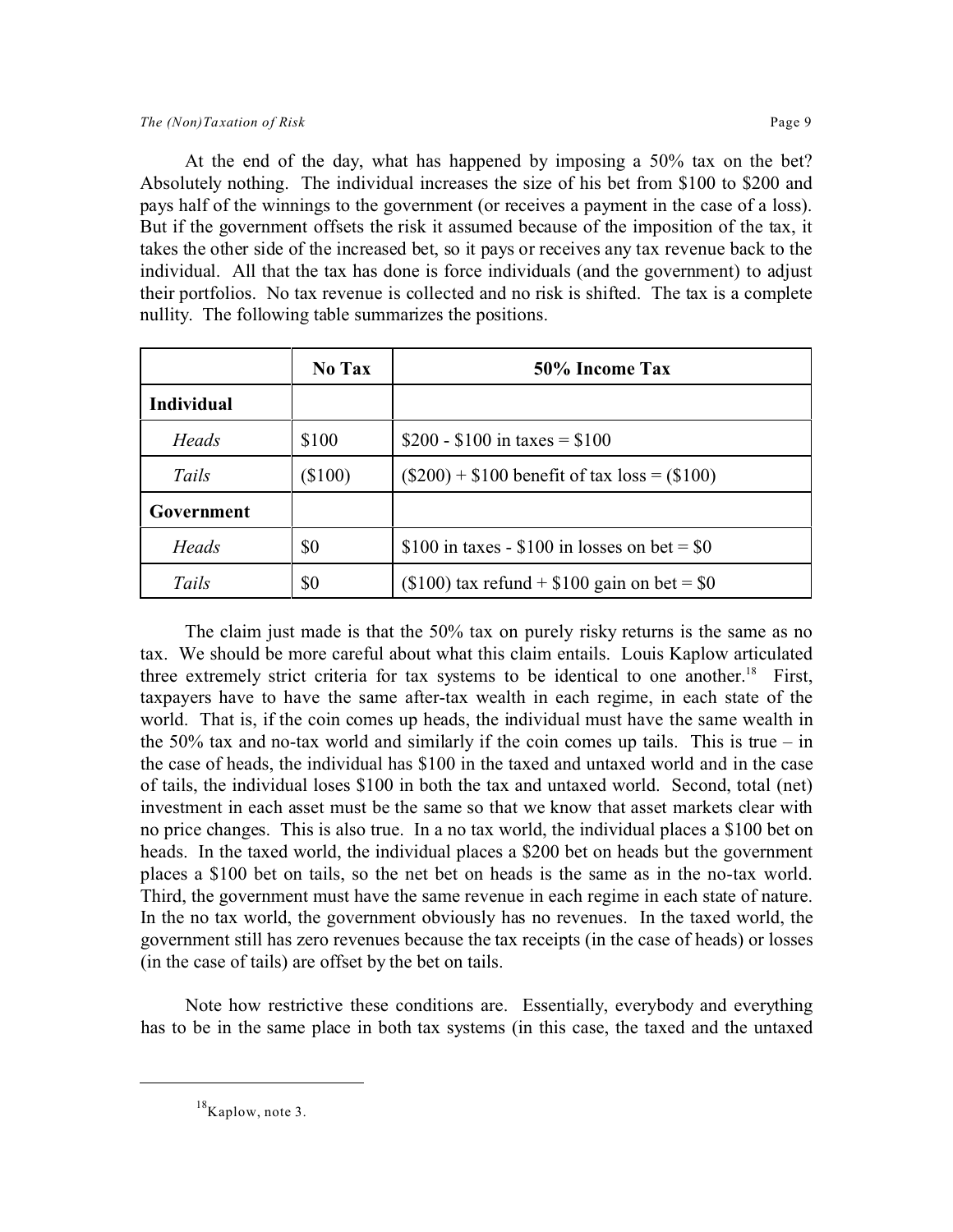At the end of the day, what has happened by imposing a 50% tax on the bet? Absolutely nothing. The individual increases the size of his bet from $100 to $200 and pays half of the winnings to the government (or receives a payment in the case of a loss). But if the government offsets the risk it assumed because of the imposition of the tax, it takes the other side of the increased bet, so it pays or receives any tax revenue back to the individual. All that the tax has done is force individuals (and the government) to adjust their portfolios. No tax revenue is collected and no risk is shifted. The tax is a complete nullity. The following table summarizes the positions.

| | No Tax | 50% Income Tax |
|---|---|---|
| **Individual** | | |
| *Heads* | $100 | $200 - $100 in taxes = $100 |
| *Tails* | ($100) | ($200) + $100 benefit of tax loss = ($100) |
| **Government** | | |
| *Heads* | $0 | $100 in taxes - $100 in losses on bet = $0 |
| *Tails* | $0 | ($100) tax refund + $100 gain on bet = $0 |

The claim just made is that the 50% tax on purely risky returns is the same as no tax. We should be more careful about what this claim entails. Louis Kaplow articulated three extremely strict criteria for tax systems to be identical to one another.[18] First, taxpayers have to have the same after-tax wealth in each regime, in each state of the world. That is, if the coin comes up heads, the individual must have the same wealth in the 50% tax and no-tax world and similarly if the coin comes up tails. This is true – in the case of heads, the individual has $100 in the taxed and untaxed world and in the case of tails, the individual loses $100 in both the tax and untaxed world. Second, total (net) investment in each asset must be the same so that we know that asset markets clear with no price changes. This is also true. In a no tax world, the individual places a $100 bet on heads. In the taxed world, the individual places a $200 bet on heads but the government places a $100 bet on tails, so the net bet on heads is the same as in the no-tax world. Third, the government must have the same revenue in each regime in each state of nature. In the no tax world, the government obviously has no revenues. In the taxed world, the government still has zero revenues because the tax receipts (in the case of heads) or losses (in the case of tails) are offset by the bet on tails.

Note how restrictive these conditions are. Essentially, everybody and everything has to be in the same place in both tax systems (in this case, the taxed and the untaxed

[18] Kaplow, note 3.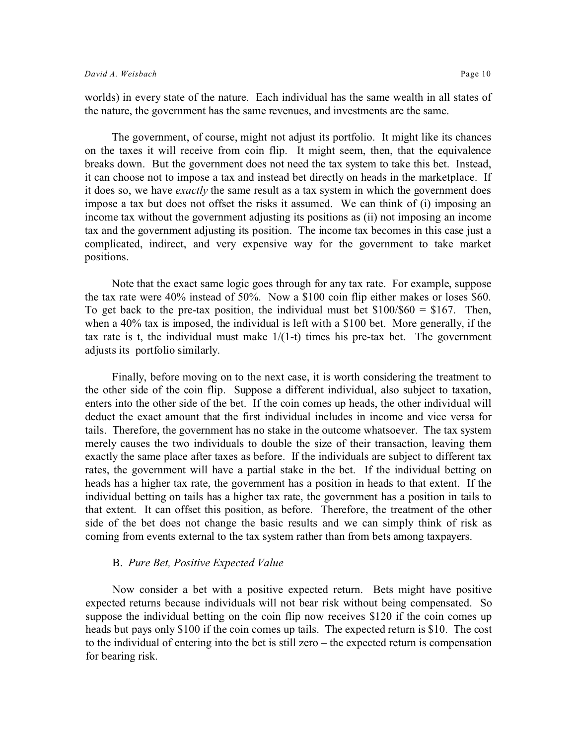worlds) in every state of the nature. Each individual has the same wealth in all states of the nature, the government has the same revenues, and investments are the same.

The government, of course, might not adjust its portfolio. It might like its chances on the taxes it will receive from coin flip. It might seem, then, that the equivalence breaks down. But the government does not need the tax system to take this bet. Instead, it can choose not to impose a tax and instead bet directly on heads in the marketplace. If it does so, we have *exactly* the same result as a tax system in which the government does impose a tax but does not offset the risks it assumed. We can think of (i) imposing an income tax without the government adjusting its positions as (ii) not imposing an income tax and the government adjusting its position. The income tax becomes in this case just a complicated, indirect, and very expensive way for the government to take market positions.

Note that the exact same logic goes through for any tax rate. For example, suppose the tax rate were 40% instead of 50%. Now a $100 coin flip either makes or loses $60. To get back to the pre-tax position, the individual must bet $100/$60 = $167. Then, when a 40% tax is imposed, the individual is left with a $100 bet. More generally, if the tax rate is t, the individual must make $1/(1-t)$ times his pre-tax bet. The government adjusts its portfolio similarly.

Finally, before moving on to the next case, it is worth considering the treatment to the other side of the coin flip. Suppose a different individual, also subject to taxation, enters into the other side of the bet. If the coin comes up heads, the other individual will deduct the exact amount that the first individual includes in income and vice versa for tails. Therefore, the government has no stake in the outcome whatsoever. The tax system merely causes the two individuals to double the size of their transaction, leaving them exactly the same place after taxes as before. If the individuals are subject to different tax rates, the government will have a partial stake in the bet. If the individual betting on heads has a higher tax rate, the government has a position in heads to that extent. If the individual betting on tails has a higher tax rate, the government has a position in tails to that extent. It can offset this position, as before. Therefore, the treatment of the other side of the bet does not change the basic results and we can simply think of risk as coming from events external to the tax system rather than from bets among taxpayers.

### B. *Pure Bet, Positive Expected Value*

Now consider a bet with a positive expected return. Bets might have positive expected returns because individuals will not bear risk without being compensated. So suppose the individual betting on the coin flip now receives $120 if the coin comes up heads but pays only $100 if the coin comes up tails. The expected return is $10. The cost to the individual of entering into the bet is still zero – the expected return is compensation for bearing risk.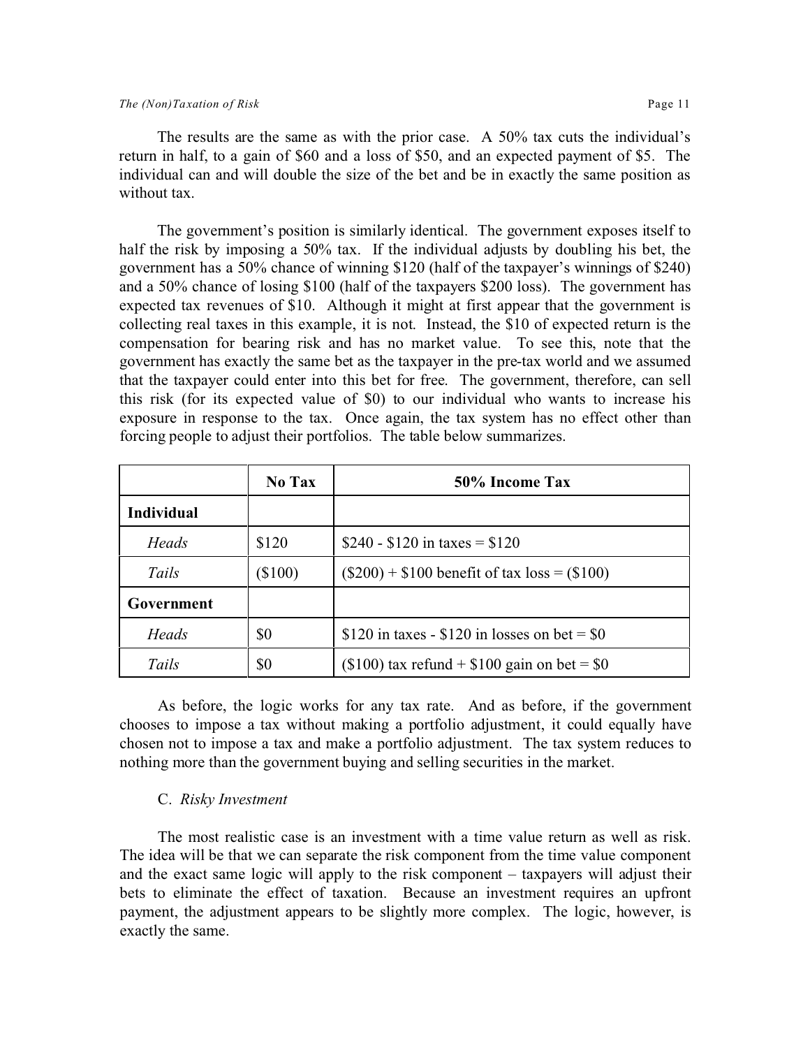The results are the same as with the prior case. A 50% tax cuts the individual's return in half, to a gain of \$60 and a loss of \$50, and an expected payment of \$5. The individual can and will double the size of the bet and be in exactly the same position as without tax.

The government's position is similarly identical. The government exposes itself to half the risk by imposing a 50% tax. If the individual adjusts by doubling his bet, the government has a 50% chance of winning \$120 (half of the taxpayer's winnings of \$240) and a 50% chance of losing \$100 (half of the taxpayers \$200 loss). The government has expected tax revenues of \$10. Although it might at first appear that the government is collecting real taxes in this example, it is not. Instead, the \$10 of expected return is the compensation for bearing risk and has no market value. To see this, note that the government has exactly the same bet as the taxpayer in the pre-tax world and we assumed that the taxpayer could enter into this bet for free. The government, therefore, can sell this risk (for its expected value of \$0) to our individual who wants to increase his exposure in response to the tax. Once again, the tax system has no effect other than forcing people to adjust their portfolios. The table below summarizes.

| | No Tax | 50% Income Tax |
|---|---|---|
| **Individual** | | |
| *Heads* | \$120 | \$240 - \$120 in taxes = \$120 |
| *Tails* | (\$100) | (\$200) + \$100 benefit of tax loss = (\$100) |
| **Government** | | |
| *Heads* | \$0 | \$120 in taxes - \$120 in losses on bet = \$0 |
| *Tails* | \$0 | (\$100) tax refund + \$100 gain on bet = \$0 |

As before, the logic works for any tax rate. And as before, if the government chooses to impose a tax without making a portfolio adjustment, it could equally have chosen not to impose a tax and make a portfolio adjustment. The tax system reduces to nothing more than the government buying and selling securities in the market.

C. *Risky Investment*

The most realistic case is an investment with a time value return as well as risk. The idea will be that we can separate the risk component from the time value component and the exact same logic will apply to the risk component – taxpayers will adjust their bets to eliminate the effect of taxation. Because an investment requires an upfront payment, the adjustment appears to be slightly more complex. The logic, however, is exactly the same.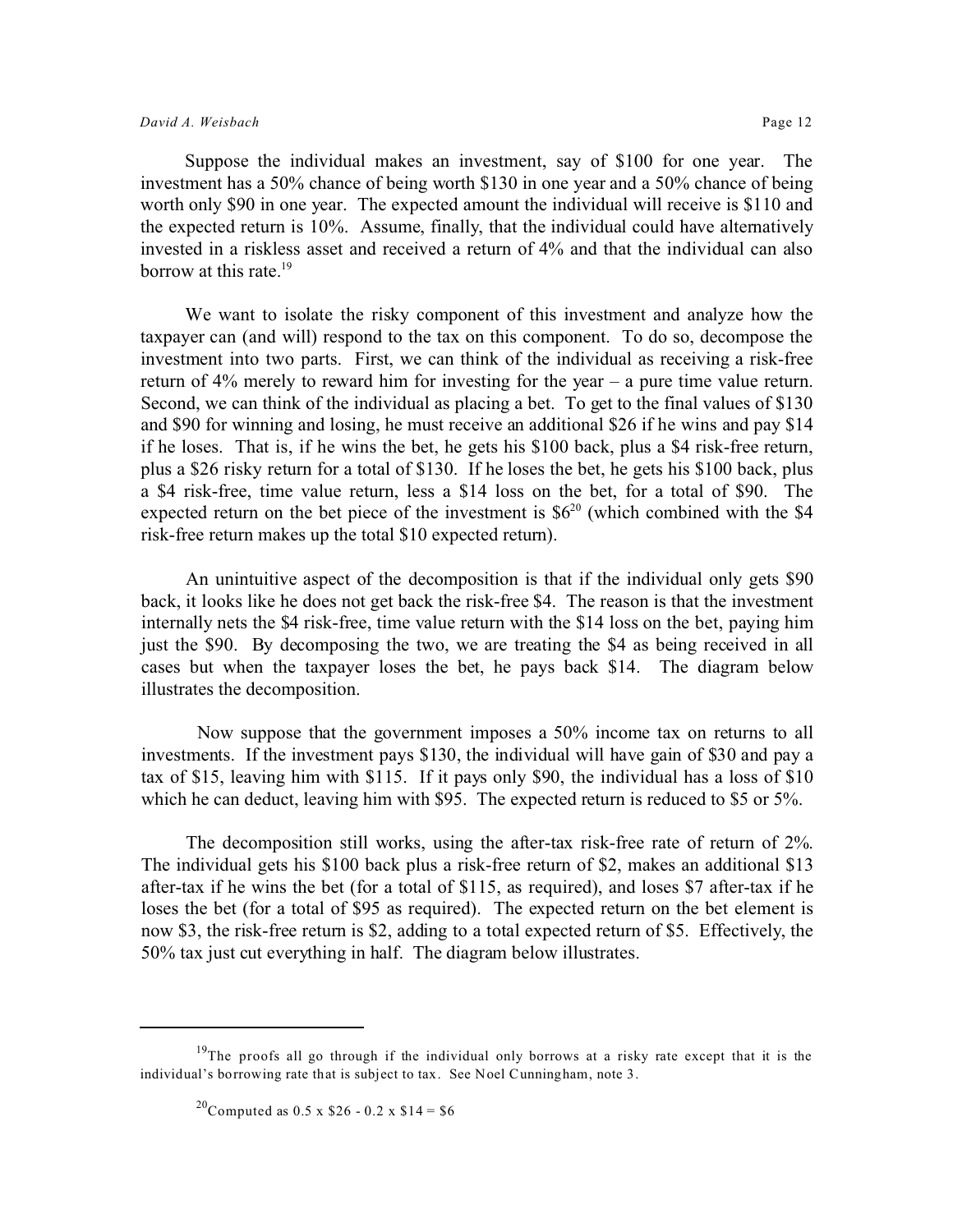Suppose the individual makes an investment, say of \$100 for one year. The investment has a 50% chance of being worth \$130 in one year and a 50% chance of being worth only \$90 in one year. The expected amount the individual will receive is \$110 and the expected return is 10%. Assume, finally, that the individual could have alternatively invested in a riskless asset and received a return of 4% and that the individual can also borrow at this rate.[19]

We want to isolate the risky component of this investment and analyze how the taxpayer can (and will) respond to the tax on this component. To do so, decompose the investment into two parts. First, we can think of the individual as receiving a risk-free return of 4% merely to reward him for investing for the year – a pure time value return. Second, we can think of the individual as placing a bet. To get to the final values of \$130 and \$90 for winning and losing, he must receive an additional \$26 if he wins and pay \$14 if he loses. That is, if he wins the bet, he gets his \$100 back, plus a \$4 risk-free return, plus a \$26 risky return for a total of \$130. If he loses the bet, he gets his \$100 back, plus a \$4 risk-free, time value return, less a \$14 loss on the bet, for a total of \$90. The expected return on the bet piece of the investment is \$6[20] (which combined with the \$4 risk-free return makes up the total \$10 expected return).

An unintuitive aspect of the decomposition is that if the individual only gets \$90 back, it looks like he does not get back the risk-free \$4. The reason is that the investment internally nets the \$4 risk-free, time value return with the \$14 loss on the bet, paying him just the \$90. By decomposing the two, we are treating the \$4 as being received in all cases but when the taxpayer loses the bet, he pays back \$14. The diagram below illustrates the decomposition.

Now suppose that the government imposes a 50% income tax on returns to all investments. If the investment pays \$130, the individual will have gain of \$30 and pay a tax of \$15, leaving him with \$115. If it pays only \$90, the individual has a loss of \$10 which he can deduct, leaving him with \$95. The expected return is reduced to \$5 or 5%.

The decomposition still works, using the after-tax risk-free rate of return of 2%. The individual gets his \$100 back plus a risk-free return of \$2, makes an additional \$13 after-tax if he wins the bet (for a total of \$115, as required), and loses \$7 after-tax if he loses the bet (for a total of \$95 as required). The expected return on the bet element is now \$3, the risk-free return is \$2, adding to a total expected return of \$5. Effectively, the 50% tax just cut everything in half. The diagram below illustrates.

---

[19] The proofs all go through if the individual only borrows at a risky rate except that it is the individual's borrowing rate that is subject to tax. See Noel Cunningham, note 3.

[20] Computed as 0.5 x \$26 - 0.2 x \$14 = \$6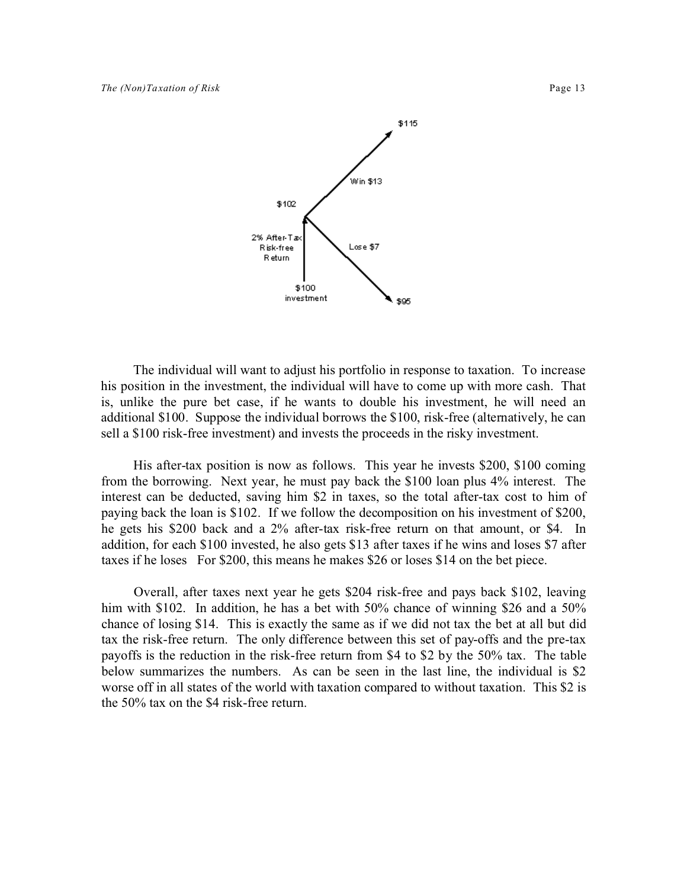The individual will want to adjust his portfolio in response to taxation. To increase his position in the investment, the individual will have to come up with more cash. That is, unlike the pure bet case, if he wants to double his investment, he will need an additional $100. Suppose the individual borrows the $100, risk-free (alternatively, he can sell a $100 risk-free investment) and invests the proceeds in the risky investment.

His after-tax position is now as follows. This year he invests $200, $100 coming from the borrowing. Next year, he must pay back the $100 loan plus 4% interest. The interest can be deducted, saving him $2 in taxes, so the total after-tax cost to him of paying back the loan is $102. If we follow the decomposition on his investment of $200, he gets his $200 back and a 2% after-tax risk-free return on that amount, or $4. In addition, for each $100 invested, he also gets $13 after taxes if he wins and loses $7 after taxes if he loses For $200, this means he makes $26 or loses $14 on the bet piece.

Overall, after taxes next year he gets $204 risk-free and pays back $102, leaving him with $102. In addition, he has a bet with 50% chance of winning $26 and a 50% chance of losing $14. This is exactly the same as if we did not tax the bet at all but did tax the risk-free return. The only difference between this set of pay-offs and the pre-tax payoffs is the reduction in the risk-free return from $4 to $2 by the 50% tax. The table below summarizes the numbers. As can be seen in the last line, the individual is $2 worse off in all states of the world with taxation compared to without taxation. This $2 is the 50% tax on the $4 risk-free return.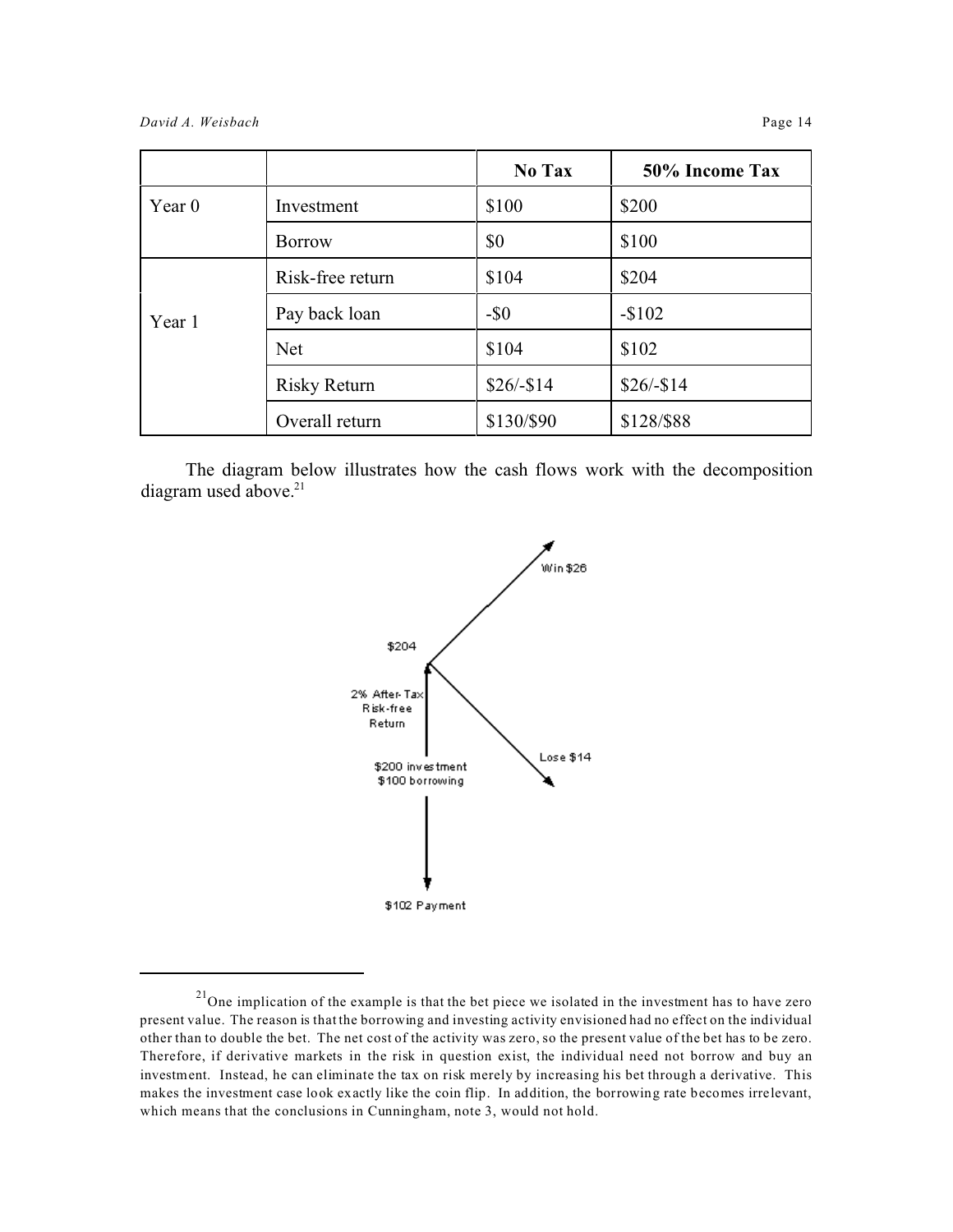| | | No Tax | 50% Income Tax |
|---|---|---|---|
| Year 0 | Investment | $100 | $200 |
| | Borrow | $0 | $100 |
| Year 1 | Risk-free return | $104 | $204 |
| | Pay back loan | -$0 | -$102 |
| | Net | $104 | $102 |
| | Risky Return | $26/-$14 | $26/-$14 |
| | Overall return | $130/$90 | $128/$88 |

The diagram below illustrates how the cash flows work with the decomposition diagram used above.[21]

[21] One implication of the example is that the bet piece we isolated in the investment has to have zero present value. The reason is that the borrowing and investing activity envisioned had no effect on the individual other than to double the bet. The net cost of the activity was zero, so the present value of the bet has to be zero. Therefore, if derivative markets in the risk in question exist, the individual need not borrow and buy an investment. Instead, he can eliminate the tax on risk merely by increasing his bet through a derivative. This makes the investment case look exactly like the coin flip. In addition, the borrowing rate becomes irrelevant, which means that the conclusions in Cunningham, note 3, would not hold.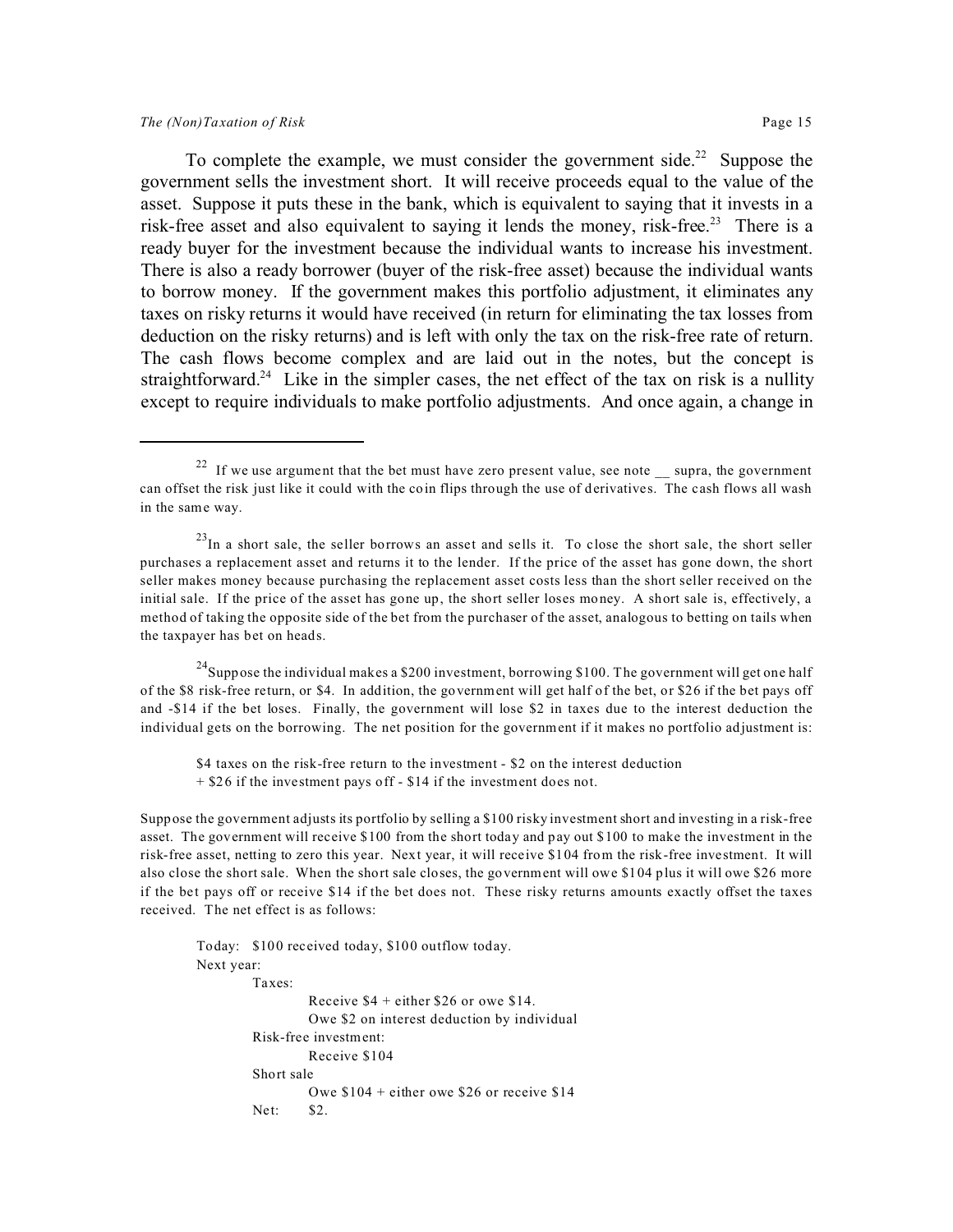To complete the example, we must consider the government side.[22] Suppose the government sells the investment short. It will receive proceeds equal to the value of the asset. Suppose it puts these in the bank, which is equivalent to saying that it invests in a risk-free asset and also equivalent to saying it lends the money, risk-free.[23] There is a ready buyer for the investment because the individual wants to increase his investment. There is also a ready borrower (buyer of the risk-free asset) because the individual wants to borrow money. If the government makes this portfolio adjustment, it eliminates any taxes on risky returns it would have received (in return for eliminating the tax losses from deduction on the risky returns) and is left with only the tax on the risk-free rate of return. The cash flows become complex and are laid out in the notes, but the concept is straightforward.[24] Like in the simpler cases, the net effect of the tax on risk is a nullity except to require individuals to make portfolio adjustments. And once again, a change in

---

[22] If we use argument that the bet must have zero present value, see note __ supra, the government can offset the risk just like it could with the coin flips through the use of derivatives. The cash flows all wash in the same way.

[23] In a short sale, the seller borrows an asset and sells it. To close the short sale, the short seller purchases a replacement asset and returns it to the lender. If the price of the asset has gone down, the short seller makes money because purchasing the replacement asset costs less than the short seller received on the initial sale. If the price of the asset has gone up, the short seller loses money. A short sale is, effectively, a method of taking the opposite side of the bet from the purchaser of the asset, analogous to betting on tails when the taxpayer has bet on heads.

[24] Suppose the individual makes a $200 investment, borrowing $100. The government will get one half of the $8 risk-free return, or $4. In addition, the government will get half of the bet, or $26 if the bet pays off and -$14 if the bet loses. Finally, the government will lose $2 in taxes due to the interest deduction the individual gets on the borrowing. The net position for the government if it makes no portfolio adjustment is:

> $4 taxes on the risk-free return to the investment - $2 on the interest deduction
> + $26 if the investment pays off - $14 if the investment does not.

Suppose the government adjusts its portfolio by selling a $100 risky investment short and investing in a risk-free asset. The government will receive $100 from the short today and pay out $100 to make the investment in the risk-free asset, netting to zero this year. Next year, it will receive $104 from the risk-free investment. It will also close the short sale. When the short sale closes, the government will owe $104 plus it will owe $26 more if the bet pays off or receive $14 if the bet does not. These risky returns amounts exactly offset the taxes received. The net effect is as follows:

> Today: $100 received today, $100 outflow today.
> Next year:
> - Taxes:
>   - Receive $4 + either $26 or owe $14.
>   - Owe $2 on interest deduction by individual
> - Risk-free investment:
>   - Receive $104
> - Short sale
>   - Owe $104 + either owe $26 or receive $14
>
> Net: $2.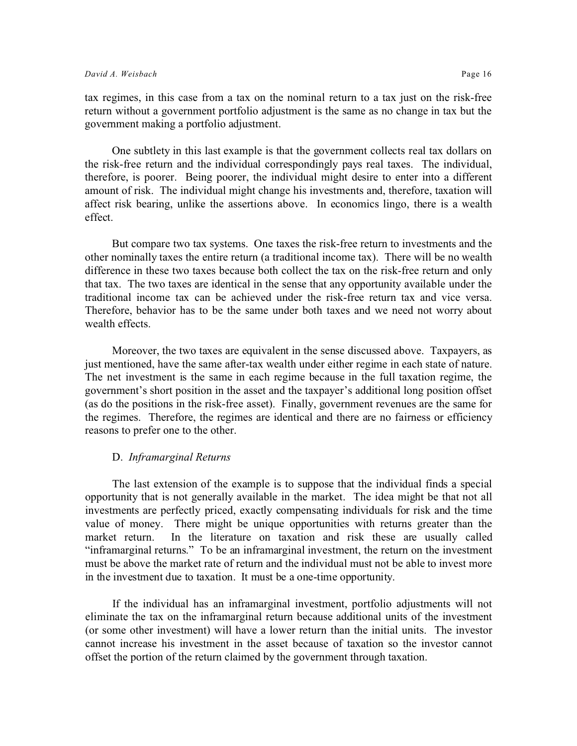tax regimes, in this case from a tax on the nominal return to a tax just on the risk-free return without a government portfolio adjustment is the same as no change in tax but the government making a portfolio adjustment.

One subtlety in this last example is that the government collects real tax dollars on the risk-free return and the individual correspondingly pays real taxes. The individual, therefore, is poorer. Being poorer, the individual might desire to enter into a different amount of risk. The individual might change his investments and, therefore, taxation will affect risk bearing, unlike the assertions above. In economics lingo, there is a wealth effect.

But compare two tax systems. One taxes the risk-free return to investments and the other nominally taxes the entire return (a traditional income tax). There will be no wealth difference in these two taxes because both collect the tax on the risk-free return and only that tax. The two taxes are identical in the sense that any opportunity available under the traditional income tax can be achieved under the risk-free return tax and vice versa. Therefore, behavior has to be the same under both taxes and we need not worry about wealth effects.

Moreover, the two taxes are equivalent in the sense discussed above. Taxpayers, as just mentioned, have the same after-tax wealth under either regime in each state of nature. The net investment is the same in each regime because in the full taxation regime, the government's short position in the asset and the taxpayer's additional long position offset (as do the positions in the risk-free asset). Finally, government revenues are the same for the regimes. Therefore, the regimes are identical and there are no fairness or efficiency reasons to prefer one to the other.

### D. *Inframarginal Returns*

The last extension of the example is to suppose that the individual finds a special opportunity that is not generally available in the market. The idea might be that not all investments are perfectly priced, exactly compensating individuals for risk and the time value of money. There might be unique opportunities with returns greater than the market return. In the literature on taxation and risk these are usually called "inframarginal returns." To be an inframarginal investment, the return on the investment must be above the market rate of return and the individual must not be able to invest more in the investment due to taxation. It must be a one-time opportunity.

If the individual has an inframarginal investment, portfolio adjustments will not eliminate the tax on the inframarginal return because additional units of the investment (or some other investment) will have a lower return than the initial units. The investor cannot increase his investment in the asset because of taxation so the investor cannot offset the portion of the return claimed by the government through taxation.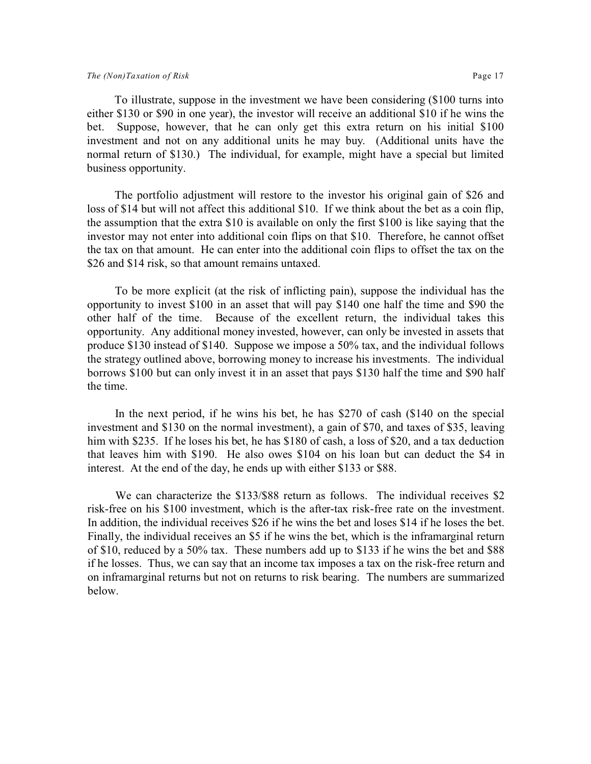To illustrate, suppose in the investment we have been considering ($100 turns into either $130 or $90 in one year), the investor will receive an additional $10 if he wins the bet. Suppose, however, that he can only get this extra return on his initial $100 investment and not on any additional units he may buy. (Additional units have the normal return of $130.) The individual, for example, might have a special but limited business opportunity.

The portfolio adjustment will restore to the investor his original gain of $26 and loss of $14 but will not affect this additional $10. If we think about the bet as a coin flip, the assumption that the extra $10 is available on only the first $100 is like saying that the investor may not enter into additional coin flips on that $10. Therefore, he cannot offset the tax on that amount. He can enter into the additional coin flips to offset the tax on the $26 and $14 risk, so that amount remains untaxed.

To be more explicit (at the risk of inflicting pain), suppose the individual has the opportunity to invest $100 in an asset that will pay $140 one half the time and $90 the other half of the time. Because of the excellent return, the individual takes this opportunity. Any additional money invested, however, can only be invested in assets that produce $130 instead of $140. Suppose we impose a 50% tax, and the individual follows the strategy outlined above, borrowing money to increase his investments. The individual borrows $100 but can only invest it in an asset that pays $130 half the time and $90 half the time.

In the next period, if he wins his bet, he has $270 of cash ($140 on the special investment and $130 on the normal investment), a gain of $70, and taxes of $35, leaving him with $235. If he loses his bet, he has $180 of cash, a loss of $20, and a tax deduction that leaves him with $190. He also owes $104 on his loan but can deduct the $4 in interest. At the end of the day, he ends up with either $133 or $88.

We can characterize the $133/$88 return as follows. The individual receives $2 risk-free on his $100 investment, which is the after-tax risk-free rate on the investment. In addition, the individual receives $26 if he wins the bet and loses $14 if he loses the bet. Finally, the individual receives an $5 if he wins the bet, which is the inframarginal return of $10, reduced by a 50% tax. These numbers add up to $133 if he wins the bet and $88 if he losses. Thus, we can say that an income tax imposes a tax on the risk-free return and on inframarginal returns but not on returns to risk bearing. The numbers are summarized below.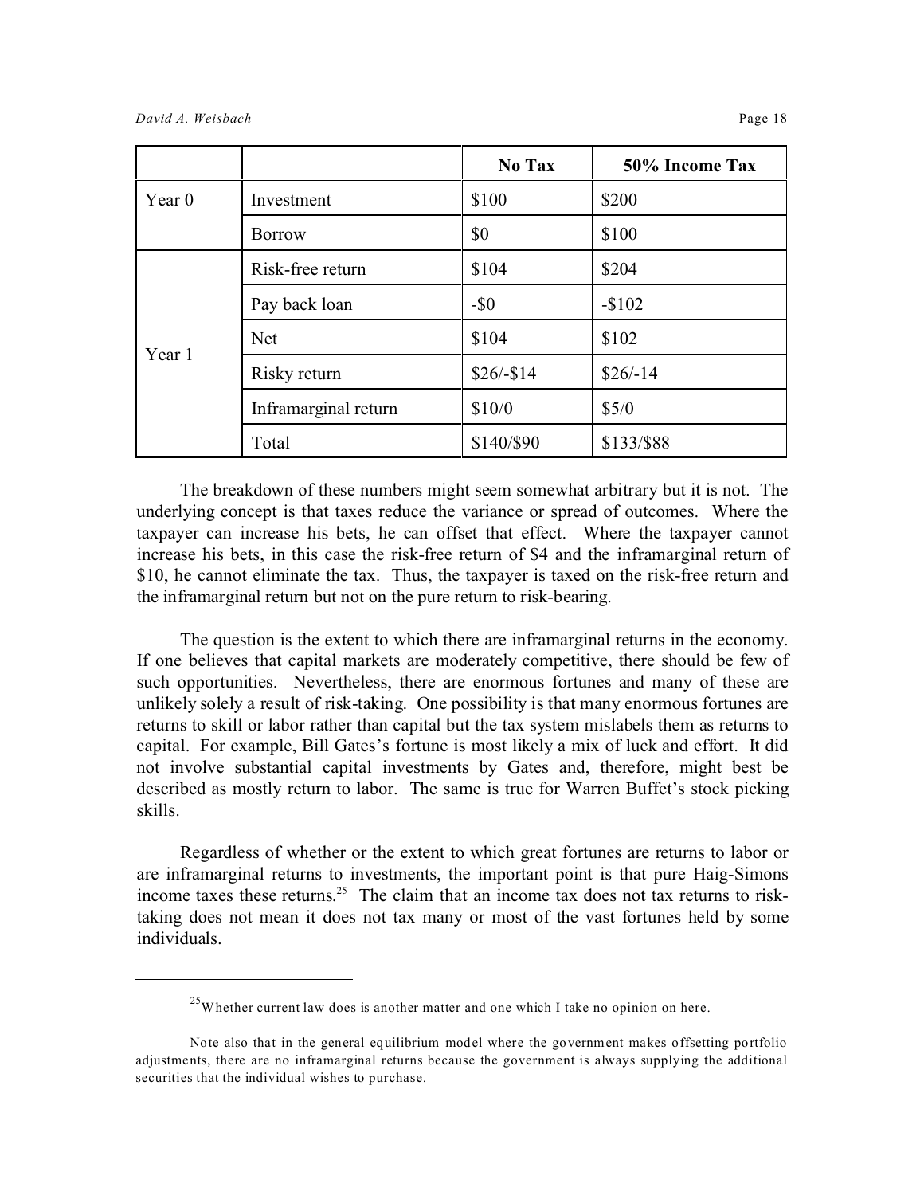| | | No Tax | 50% Income Tax |
|---|---|---|---|
| Year 0 | Investment | $100 | $200 |
| | Borrow | $0 | $100 |
| Year 1 | Risk-free return | $104 | $204 |
| | Pay back loan | -$0 | -$102 |
| | Net | $104 | $102 |
| | Risky return | $26/-$14 | $26/-14 |
| | Inframarginal return | $10/0 | $5/0 |
| | Total | $140/$90 | $133/$88 |

The breakdown of these numbers might seem somewhat arbitrary but it is not. The underlying concept is that taxes reduce the variance or spread of outcomes. Where the taxpayer can increase his bets, he can offset that effect. Where the taxpayer cannot increase his bets, in this case the risk-free return of $4 and the inframarginal return of $10, he cannot eliminate the tax. Thus, the taxpayer is taxed on the risk-free return and the inframarginal return but not on the pure return to risk-bearing.

The question is the extent to which there are inframarginal returns in the economy. If one believes that capital markets are moderately competitive, there should be few of such opportunities. Nevertheless, there are enormous fortunes and many of these are unlikely solely a result of risk-taking. One possibility is that many enormous fortunes are returns to skill or labor rather than capital but the tax system mislabels them as returns to capital. For example, Bill Gates's fortune is most likely a mix of luck and effort. It did not involve substantial capital investments by Gates and, therefore, might best be described as mostly return to labor. The same is true for Warren Buffet's stock picking skills.

Regardless of whether or the extent to which great fortunes are returns to labor or are inframarginal returns to investments, the important point is that pure Haig-Simons income taxes these returns.[25] The claim that an income tax does not tax returns to risk-taking does not mean it does not tax many or most of the vast fortunes held by some individuals.

---

[25] Whether current law does is another matter and one which I take no opinion on here.

Note also that in the general equilibrium model where the government makes offsetting portfolio adjustments, there are no inframarginal returns because the government is always supplying the additional securities that the individual wishes to purchase.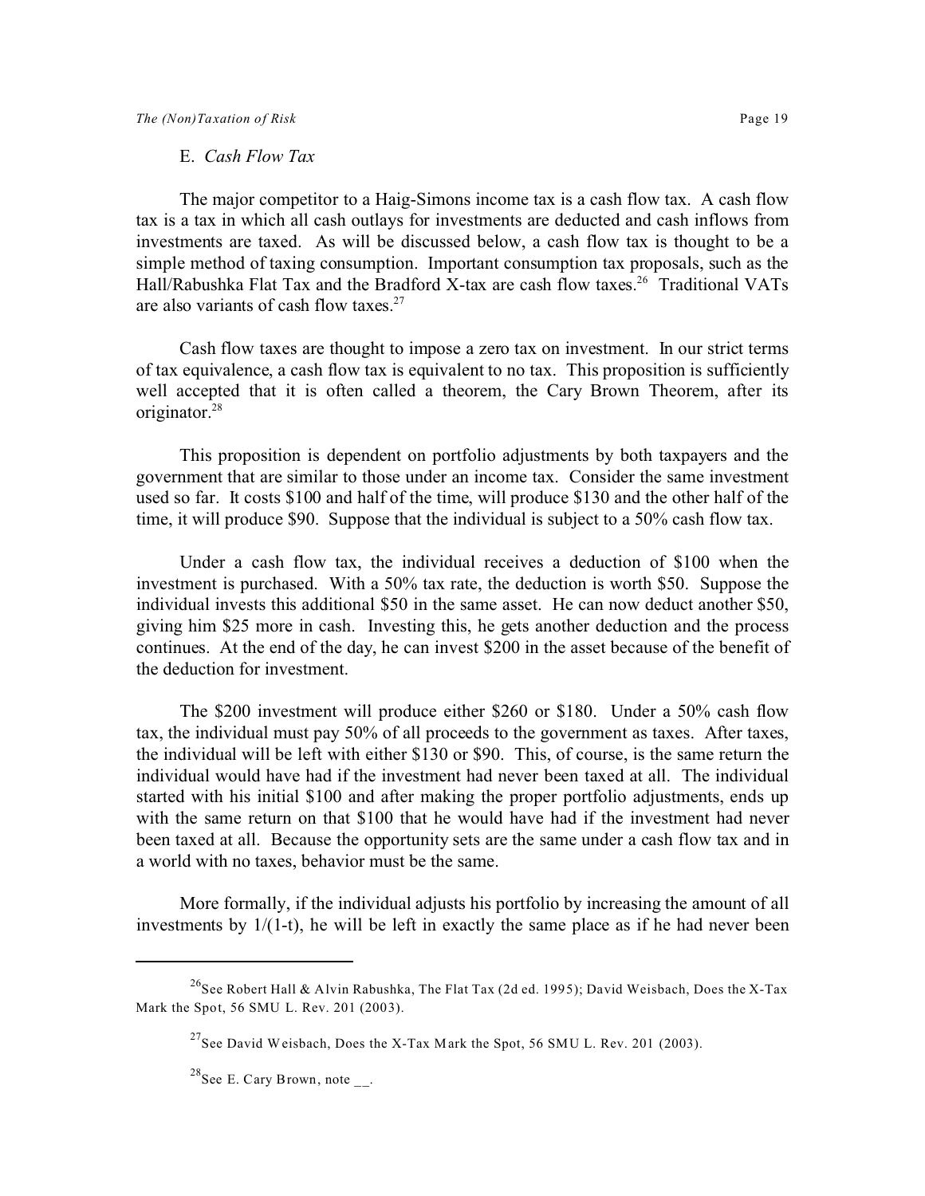### E. *Cash Flow Tax*

The major competitor to a Haig-Simons income tax is a cash flow tax. A cash flow tax is a tax in which all cash outlays for investments are deducted and cash inflows from investments are taxed. As will be discussed below, a cash flow tax is thought to be a simple method of taxing consumption. Important consumption tax proposals, such as the Hall/Rabushka Flat Tax and the Bradford X-tax are cash flow taxes.[26] Traditional VATs are also variants of cash flow taxes.[27]

Cash flow taxes are thought to impose a zero tax on investment. In our strict terms of tax equivalence, a cash flow tax is equivalent to no tax. This proposition is sufficiently well accepted that it is often called a theorem, the Cary Brown Theorem, after its originator.[28]

This proposition is dependent on portfolio adjustments by both taxpayers and the government that are similar to those under an income tax. Consider the same investment used so far. It costs \$100 and half of the time, will produce \$130 and the other half of the time, it will produce \$90. Suppose that the individual is subject to a 50% cash flow tax.

Under a cash flow tax, the individual receives a deduction of \$100 when the investment is purchased. With a 50% tax rate, the deduction is worth \$50. Suppose the individual invests this additional \$50 in the same asset. He can now deduct another \$50, giving him \$25 more in cash. Investing this, he gets another deduction and the process continues. At the end of the day, he can invest \$200 in the asset because of the benefit of the deduction for investment.

The \$200 investment will produce either \$260 or \$180. Under a 50% cash flow tax, the individual must pay 50% of all proceeds to the government as taxes. After taxes, the individual will be left with either \$130 or \$90. This, of course, is the same return the individual would have had if the investment had never been taxed at all. The individual started with his initial \$100 and after making the proper portfolio adjustments, ends up with the same return on that \$100 that he would have had if the investment had never been taxed at all. Because the opportunity sets are the same under a cash flow tax and in a world with no taxes, behavior must be the same.

More formally, if the individual adjusts his portfolio by increasing the amount of all investments by $1/(1-t)$, he will be left in exactly the same place as if he had never been

---

[26] See Robert Hall & Alvin Rabushka, The Flat Tax (2d ed. 1995); David Weisbach, Does the X-Tax Mark the Spot, 56 SMU L. Rev. 201 (2003).

[27] See David Weisbach, Does the X-Tax Mark the Spot, 56 SMU L. Rev. 201 (2003).

[28] See E. Cary Brown, note __.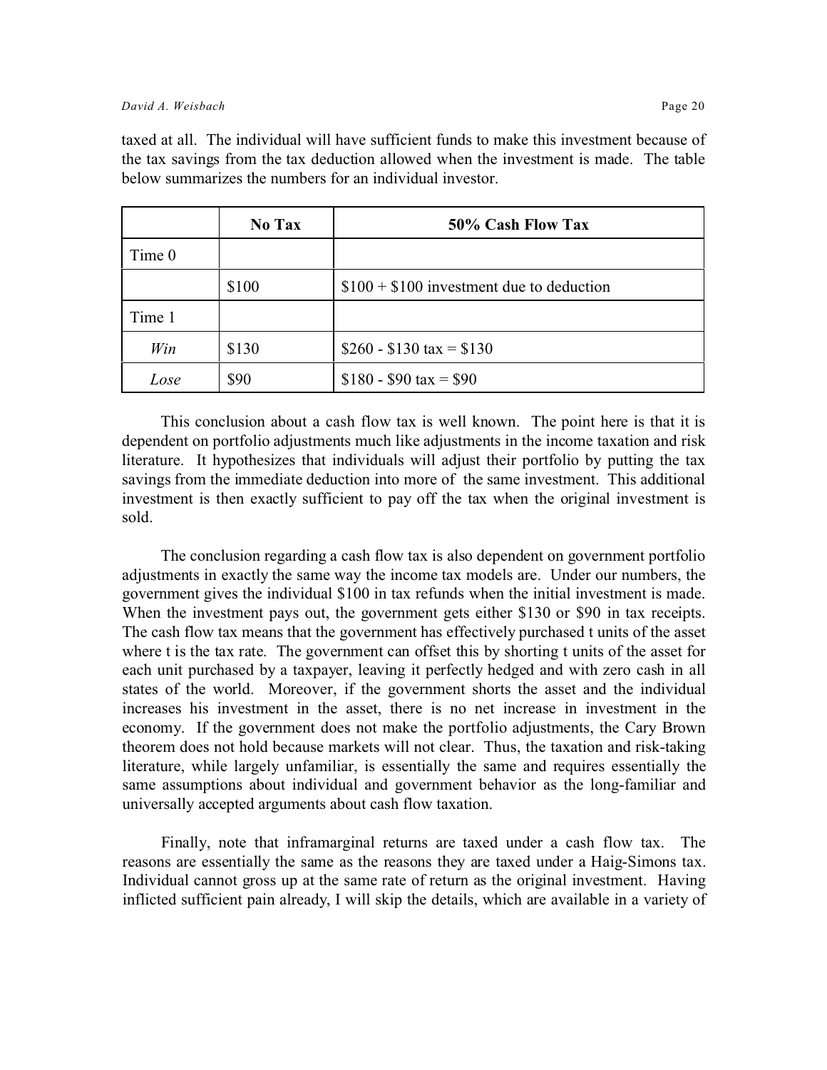taxed at all. The individual will have sufficient funds to make this investment because of the tax savings from the tax deduction allowed when the investment is made. The table below summarizes the numbers for an individual investor.

| | No Tax | 50% Cash Flow Tax |
|---|---|---|
| Time 0 | | |
| | $100 | $100 + $100 investment due to deduction |
| Time 1 | | |
| *Win* | $130 | $260 - $130 tax = $130 |
| *Lose* | $90 | $180 - $90 tax = $90 |

This conclusion about a cash flow tax is well known. The point here is that it is dependent on portfolio adjustments much like adjustments in the income taxation and risk literature. It hypothesizes that individuals will adjust their portfolio by putting the tax savings from the immediate deduction into more of the same investment. This additional investment is then exactly sufficient to pay off the tax when the original investment is sold.

The conclusion regarding a cash flow tax is also dependent on government portfolio adjustments in exactly the same way the income tax models are. Under our numbers, the government gives the individual $100 in tax refunds when the initial investment is made. When the investment pays out, the government gets either $130 or $90 in tax receipts. The cash flow tax means that the government has effectively purchased t units of the asset where t is the tax rate. The government can offset this by shorting t units of the asset for each unit purchased by a taxpayer, leaving it perfectly hedged and with zero cash in all states of the world. Moreover, if the government shorts the asset and the individual increases his investment in the asset, there is no net increase in investment in the economy. If the government does not make the portfolio adjustments, the Cary Brown theorem does not hold because markets will not clear. Thus, the taxation and risk-taking literature, while largely unfamiliar, is essentially the same and requires essentially the same assumptions about individual and government behavior as the long-familiar and universally accepted arguments about cash flow taxation.

Finally, note that inframarginal returns are taxed under a cash flow tax. The reasons are essentially the same as the reasons they are taxed under a Haig-Simons tax. Individual cannot gross up at the same rate of return as the original investment. Having inflicted sufficient pain already, I will skip the details, which are available in a variety of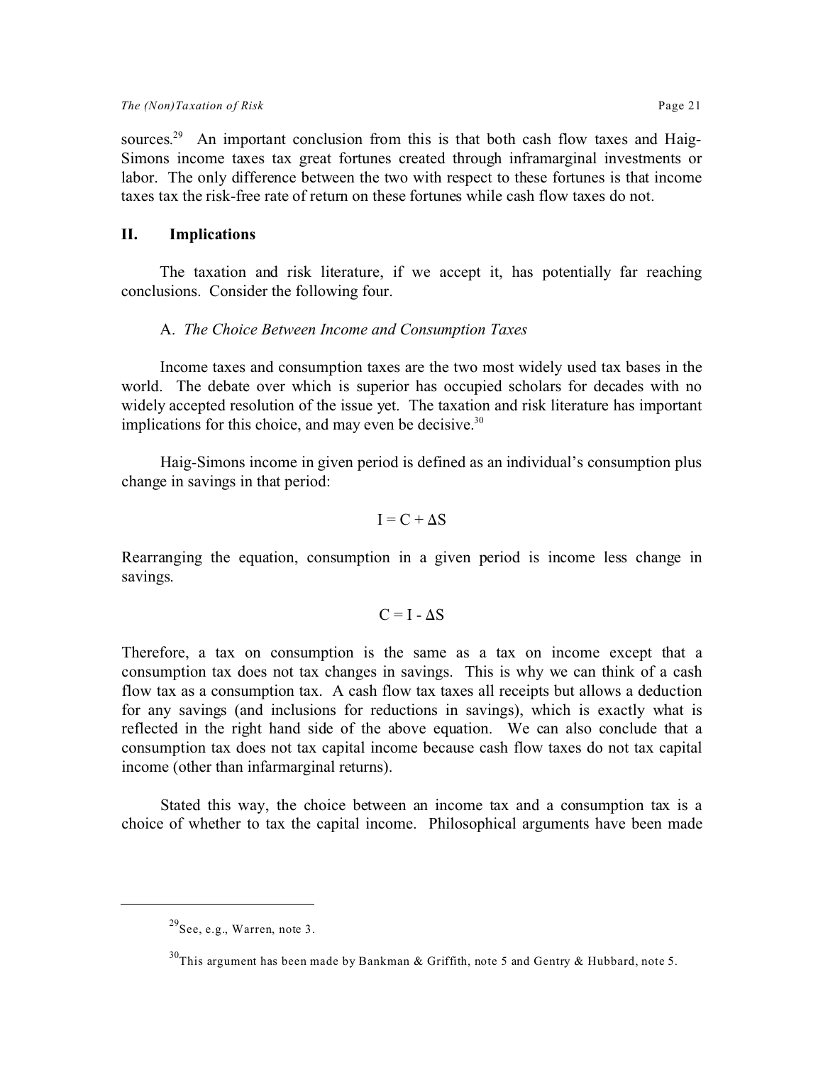sources.[29] An important conclusion from this is that both cash flow taxes and Haig-Simons income taxes tax great fortunes created through inframarginal investments or labor. The only difference between the two with respect to these fortunes is that income taxes tax the risk-free rate of return on these fortunes while cash flow taxes do not.

## II. Implications

The taxation and risk literature, if we accept it, has potentially far reaching conclusions. Consider the following four.

### A. *The Choice Between Income and Consumption Taxes*

Income taxes and consumption taxes are the two most widely used tax bases in the world. The debate over which is superior has occupied scholars for decades with no widely accepted resolution of the issue yet. The taxation and risk literature has important implications for this choice, and may even be decisive.[30]

Haig-Simons income in given period is defined as an individual's consumption plus change in savings in that period:

$$I = C + \Delta S$$

Rearranging the equation, consumption in a given period is income less change in savings.

$$C = I - \Delta S$$

Therefore, a tax on consumption is the same as a tax on income except that a consumption tax does not tax changes in savings. This is why we can think of a cash flow tax as a consumption tax. A cash flow tax taxes all receipts but allows a deduction for any savings (and inclusions for reductions in savings), which is exactly what is reflected in the right hand side of the above equation. We can also conclude that a consumption tax does not tax capital income because cash flow taxes do not tax capital income (other than infarmarginal returns).

Stated this way, the choice between an income tax and a consumption tax is a choice of whether to tax the capital income. Philosophical arguments have been made

---

[29] See, e.g., Warren, note 3.

[30] This argument has been made by Bankman & Griffith, note 5 and Gentry & Hubbard, note 5.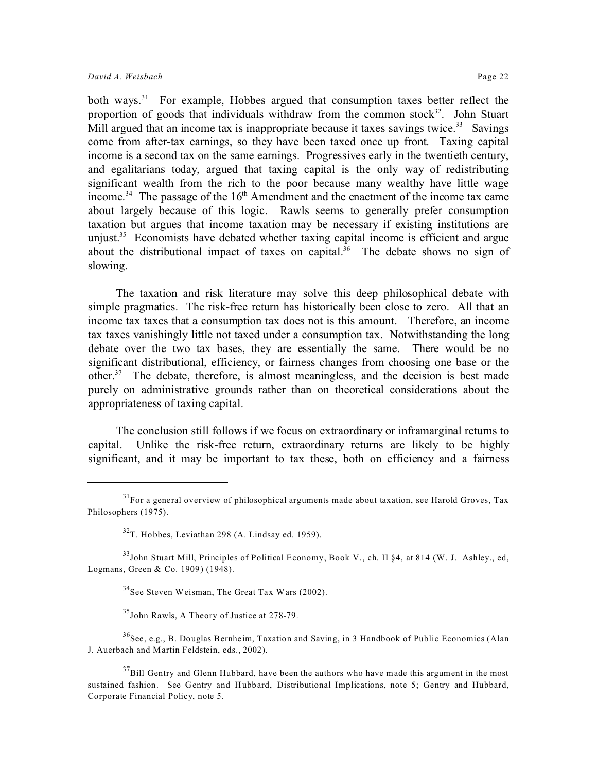both ways.[31] For example, Hobbes argued that consumption taxes better reflect the proportion of goods that individuals withdraw from the common stock[32]. John Stuart Mill argued that an income tax is inappropriate because it taxes savings twice.[33] Savings come from after-tax earnings, so they have been taxed once up front. Taxing capital income is a second tax on the same earnings. Progressives early in the twentieth century, and egalitarians today, argued that taxing capital is the only way of redistributing significant wealth from the rich to the poor because many wealthy have little wage income.[34] The passage of the 16th Amendment and the enactment of the income tax came about largely because of this logic. Rawls seems to generally prefer consumption taxation but argues that income taxation may be necessary if existing institutions are unjust.[35] Economists have debated whether taxing capital income is efficient and argue about the distributional impact of taxes on capital.[36] The debate shows no sign of slowing.

The taxation and risk literature may solve this deep philosophical debate with simple pragmatics. The risk-free return has historically been close to zero. All that an income tax taxes that a consumption tax does not is this amount. Therefore, an income tax taxes vanishingly little not taxed under a consumption tax. Notwithstanding the long debate over the two tax bases, they are essentially the same. There would be no significant distributional, efficiency, or fairness changes from choosing one base or the other.[37] The debate, therefore, is almost meaningless, and the decision is best made purely on administrative grounds rather than on theoretical considerations about the appropriateness of taxing capital.

The conclusion still follows if we focus on extraordinary or inframarginal returns to capital. Unlike the risk-free return, extraordinary returns are likely to be highly significant, and it may be important to tax these, both on efficiency and a fairness

---

[31] For a general overview of philosophical arguments made about taxation, see Harold Groves, Tax Philosophers (1975).

[32] T. Hobbes, Leviathan 298 (A. Lindsay ed. 1959).

[33] John Stuart Mill, Principles of Political Economy, Book V., ch. II §4, at 814 (W. J. Ashley., ed, Logmans, Green & Co. 1909) (1948).

[34] See Steven Weisman, The Great Tax Wars (2002).

[35] John Rawls, A Theory of Justice at 278-79.

[36] See, e.g., B. Douglas Bernheim, Taxation and Saving, in 3 Handbook of Public Economics (Alan J. Auerbach and Martin Feldstein, eds., 2002).

[37] Bill Gentry and Glenn Hubbard, have been the authors who have made this argument in the most sustained fashion. See Gentry and Hubbard, Distributional Implications, note 5; Gentry and Hubbard, Corporate Financial Policy, note 5.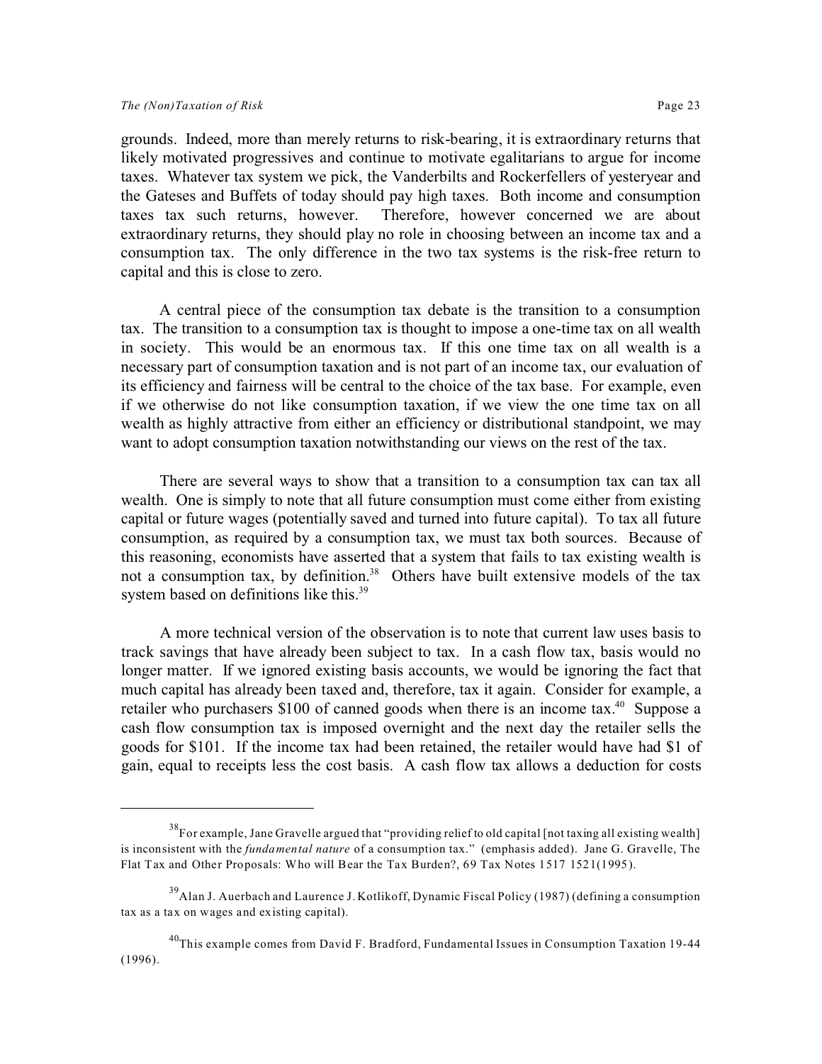grounds. Indeed, more than merely returns to risk-bearing, it is extraordinary returns that likely motivated progressives and continue to motivate egalitarians to argue for income taxes. Whatever tax system we pick, the Vanderbilts and Rockerfellers of yesteryear and the Gateses and Buffets of today should pay high taxes. Both income and consumption taxes tax such returns, however. Therefore, however concerned we are about extraordinary returns, they should play no role in choosing between an income tax and a consumption tax. The only difference in the two tax systems is the risk-free return to capital and this is close to zero.

A central piece of the consumption tax debate is the transition to a consumption tax. The transition to a consumption tax is thought to impose a one-time tax on all wealth in society. This would be an enormous tax. If this one time tax on all wealth is a necessary part of consumption taxation and is not part of an income tax, our evaluation of its efficiency and fairness will be central to the choice of the tax base. For example, even if we otherwise do not like consumption taxation, if we view the one time tax on all wealth as highly attractive from either an efficiency or distributional standpoint, we may want to adopt consumption taxation notwithstanding our views on the rest of the tax.

There are several ways to show that a transition to a consumption tax can tax all wealth. One is simply to note that all future consumption must come either from existing capital or future wages (potentially saved and turned into future capital). To tax all future consumption, as required by a consumption tax, we must tax both sources. Because of this reasoning, economists have asserted that a system that fails to tax existing wealth is not a consumption tax, by definition.[38] Others have built extensive models of the tax system based on definitions like this.[39]

A more technical version of the observation is to note that current law uses basis to track savings that have already been subject to tax. In a cash flow tax, basis would no longer matter. If we ignored existing basis accounts, we would be ignoring the fact that much capital has already been taxed and, therefore, tax it again. Consider for example, a retailer who purchasers $100 of canned goods when there is an income tax.[40] Suppose a cash flow consumption tax is imposed overnight and the next day the retailer sells the goods for $101. If the income tax had been retained, the retailer would have had $1 of gain, equal to receipts less the cost basis. A cash flow tax allows a deduction for costs

---

[38] For example, Jane Gravelle argued that "providing relief to old capital [not taxing all existing wealth] is inconsistent with the *fundamental nature* of a consumption tax." (emphasis added). Jane G. Gravelle, The Flat Tax and Other Proposals: Who will Bear the Tax Burden?, 69 Tax Notes 1517 1521(1995).

[39] Alan J. Auerbach and Laurence J. Kotlikoff, Dynamic Fiscal Policy (1987) (defining a consumption tax as a tax on wages and existing capital).

[40] This example comes from David F. Bradford, Fundamental Issues in Consumption Taxation 19-44 (1996).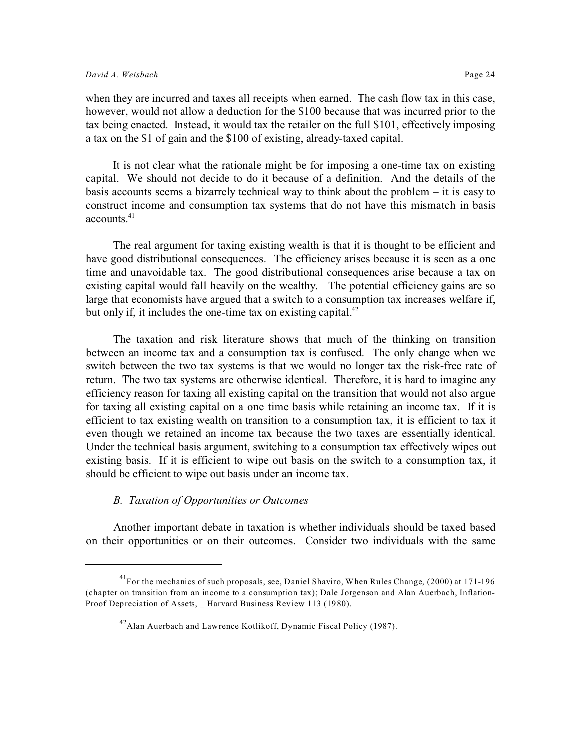when they are incurred and taxes all receipts when earned. The cash flow tax in this case, however, would not allow a deduction for the $100 because that was incurred prior to the tax being enacted. Instead, it would tax the retailer on the full $101, effectively imposing a tax on the $1 of gain and the $100 of existing, already-taxed capital.

It is not clear what the rationale might be for imposing a one-time tax on existing capital. We should not decide to do it because of a definition. And the details of the basis accounts seems a bizarrely technical way to think about the problem – it is easy to construct income and consumption tax systems that do not have this mismatch in basis accounts.[41]

The real argument for taxing existing wealth is that it is thought to be efficient and have good distributional consequences. The efficiency arises because it is seen as a one time and unavoidable tax. The good distributional consequences arise because a tax on existing capital would fall heavily on the wealthy. The potential efficiency gains are so large that economists have argued that a switch to a consumption tax increases welfare if, but only if, it includes the one-time tax on existing capital.[42]

The taxation and risk literature shows that much of the thinking on transition between an income tax and a consumption tax is confused. The only change when we switch between the two tax systems is that we would no longer tax the risk-free rate of return. The two tax systems are otherwise identical. Therefore, it is hard to imagine any efficiency reason for taxing all existing capital on the transition that would not also argue for taxing all existing capital on a one time basis while retaining an income tax. If it is efficient to tax existing wealth on transition to a consumption tax, it is efficient to tax it even though we retained an income tax because the two taxes are essentially identical. Under the technical basis argument, switching to a consumption tax effectively wipes out existing basis. If it is efficient to wipe out basis on the switch to a consumption tax, it should be efficient to wipe out basis under an income tax.

### *B. Taxation of Opportunities or Outcomes*

Another important debate in taxation is whether individuals should be taxed based on their opportunities or on their outcomes. Consider two individuals with the same

---

[41] For the mechanics of such proposals, see, Daniel Shaviro, When Rules Change, (2000) at 171-196 (chapter on transition from an income to a consumption tax); Dale Jorgenson and Alan Auerbach, Inflation-Proof Depreciation of Assets, _ Harvard Business Review 113 (1980).

[42] Alan Auerbach and Lawrence Kotlikoff, Dynamic Fiscal Policy (1987).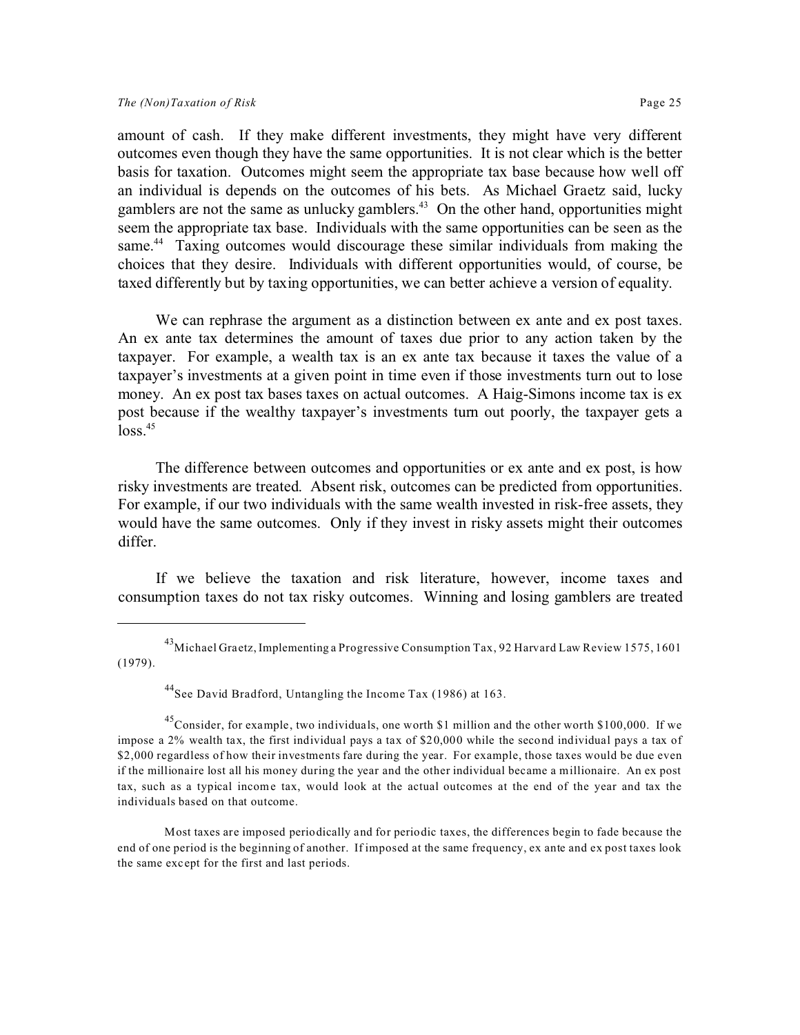amount of cash. If they make different investments, they might have very different outcomes even though they have the same opportunities. It is not clear which is the better basis for taxation. Outcomes might seem the appropriate tax base because how well off an individual is depends on the outcomes of his bets. As Michael Graetz said, lucky gamblers are not the same as unlucky gamblers.[43] On the other hand, opportunities might seem the appropriate tax base. Individuals with the same opportunities can be seen as the same.[44] Taxing outcomes would discourage these similar individuals from making the choices that they desire. Individuals with different opportunities would, of course, be taxed differently but by taxing opportunities, we can better achieve a version of equality.

We can rephrase the argument as a distinction between ex ante and ex post taxes. An ex ante tax determines the amount of taxes due prior to any action taken by the taxpayer. For example, a wealth tax is an ex ante tax because it taxes the value of a taxpayer's investments at a given point in time even if those investments turn out to lose money. An ex post tax bases taxes on actual outcomes. A Haig-Simons income tax is ex post because if the wealthy taxpayer's investments turn out poorly, the taxpayer gets a loss.[45]

The difference between outcomes and opportunities or ex ante and ex post, is how risky investments are treated. Absent risk, outcomes can be predicted from opportunities. For example, if our two individuals with the same wealth invested in risk-free assets, they would have the same outcomes. Only if they invest in risky assets might their outcomes differ.

If we believe the taxation and risk literature, however, income taxes and consumption taxes do not tax risky outcomes. Winning and losing gamblers are treated

---

[43] Michael Graetz, Implementing a Progressive Consumption Tax, 92 Harvard Law Review 1575, 1601 (1979).

[44] See David Bradford, Untangling the Income Tax (1986) at 163.

[45] Consider, for example, two individuals, one worth \$1 million and the other worth \$100,000. If we impose a 2% wealth tax, the first individual pays a tax of \$20,000 while the second individual pays a tax of \$2,000 regardless of how their investments fare during the year. For example, those taxes would be due even if the millionaire lost all his money during the year and the other individual became a millionaire. An ex post tax, such as a typical income tax, would look at the actual outcomes at the end of the year and tax the individuals based on that outcome.

Most taxes are imposed periodically and for periodic taxes, the differences begin to fade because the end of one period is the beginning of another. If imposed at the same frequency, ex ante and ex post taxes look the same except for the first and last periods.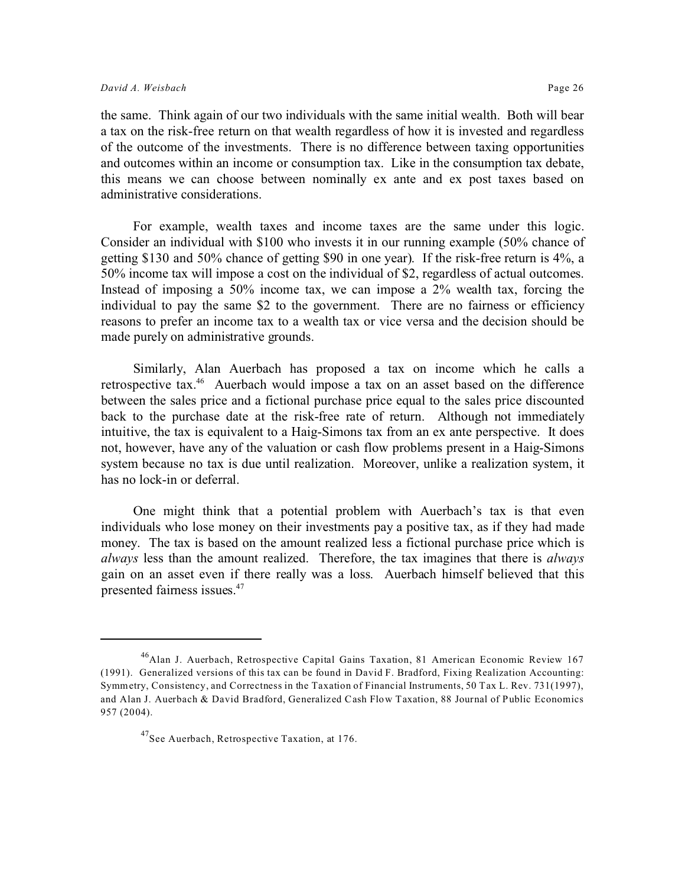the same. Think again of our two individuals with the same initial wealth. Both will bear a tax on the risk-free return on that wealth regardless of how it is invested and regardless of the outcome of the investments. There is no difference between taxing opportunities and outcomes within an income or consumption tax. Like in the consumption tax debate, this means we can choose between nominally ex ante and ex post taxes based on administrative considerations.

For example, wealth taxes and income taxes are the same under this logic. Consider an individual with $100 who invests it in our running example (50% chance of getting $130 and 50% chance of getting $90 in one year). If the risk-free return is 4%, a 50% income tax will impose a cost on the individual of $2, regardless of actual outcomes. Instead of imposing a 50% income tax, we can impose a 2% wealth tax, forcing the individual to pay the same $2 to the government. There are no fairness or efficiency reasons to prefer an income tax to a wealth tax or vice versa and the decision should be made purely on administrative grounds.

Similarly, Alan Auerbach has proposed a tax on income which he calls a retrospective tax.[46] Auerbach would impose a tax on an asset based on the difference between the sales price and a fictional purchase price equal to the sales price discounted back to the purchase date at the risk-free rate of return. Although not immediately intuitive, the tax is equivalent to a Haig-Simons tax from an ex ante perspective. It does not, however, have any of the valuation or cash flow problems present in a Haig-Simons system because no tax is due until realization. Moreover, unlike a realization system, it has no lock-in or deferral.

One might think that a potential problem with Auerbach's tax is that even individuals who lose money on their investments pay a positive tax, as if they had made money. The tax is based on the amount realized less a fictional purchase price which is *always* less than the amount realized. Therefore, the tax imagines that there is *always* gain on an asset even if there really was a loss. Auerbach himself believed that this presented fairness issues.[47]

---

[46] Alan J. Auerbach, Retrospective Capital Gains Taxation, 81 American Economic Review 167 (1991). Generalized versions of this tax can be found in David F. Bradford, Fixing Realization Accounting: Symmetry, Consistency, and Correctness in the Taxation of Financial Instruments, 50 Tax L. Rev. 731(1997), and Alan J. Auerbach & David Bradford, Generalized Cash Flow Taxation, 88 Journal of Public Economics 957 (2004).

[47] See Auerbach, Retrospective Taxation, at 176.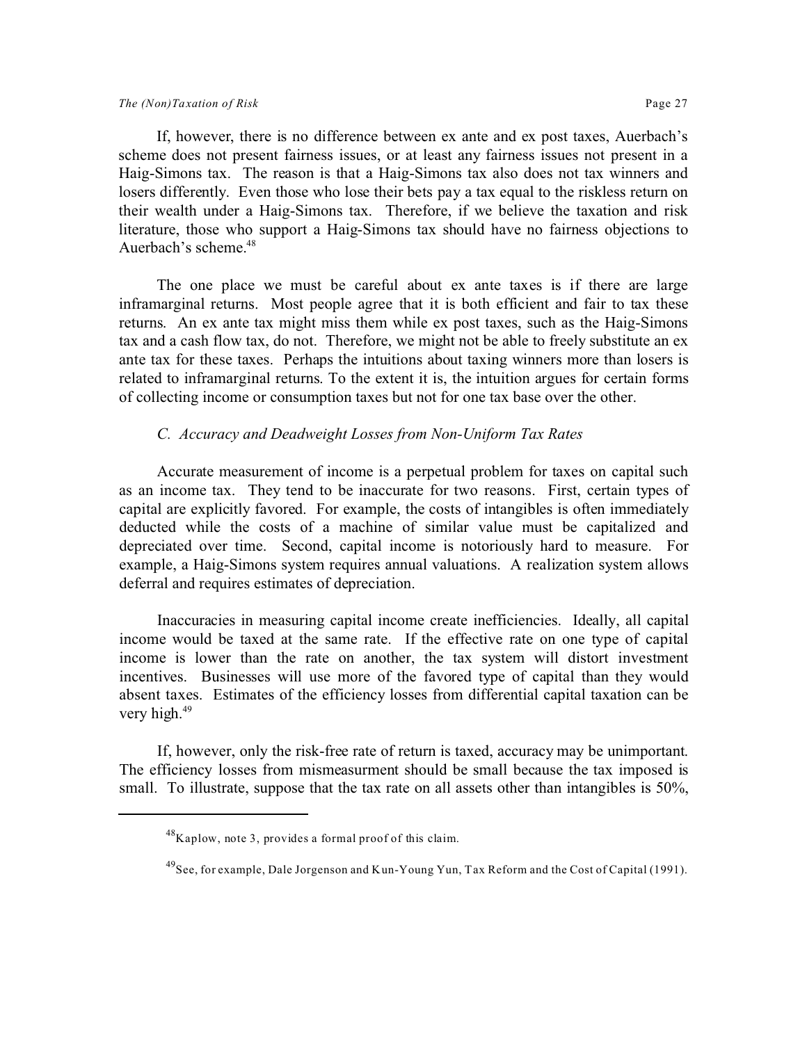If, however, there is no difference between ex ante and ex post taxes, Auerbach's scheme does not present fairness issues, or at least any fairness issues not present in a Haig-Simons tax. The reason is that a Haig-Simons tax also does not tax winners and losers differently. Even those who lose their bets pay a tax equal to the riskless return on their wealth under a Haig-Simons tax. Therefore, if we believe the taxation and risk literature, those who support a Haig-Simons tax should have no fairness objections to Auerbach's scheme.[48]

The one place we must be careful about ex ante taxes is if there are large inframarginal returns. Most people agree that it is both efficient and fair to tax these returns. An ex ante tax might miss them while ex post taxes, such as the Haig-Simons tax and a cash flow tax, do not. Therefore, we might not be able to freely substitute an ex ante tax for these taxes. Perhaps the intuitions about taxing winners more than losers is related to inframarginal returns. To the extent it is, the intuition argues for certain forms of collecting income or consumption taxes but not for one tax base over the other.

### *C. Accuracy and Deadweight Losses from Non-Uniform Tax Rates*

Accurate measurement of income is a perpetual problem for taxes on capital such as an income tax. They tend to be inaccurate for two reasons. First, certain types of capital are explicitly favored. For example, the costs of intangibles is often immediately deducted while the costs of a machine of similar value must be capitalized and depreciated over time. Second, capital income is notoriously hard to measure. For example, a Haig-Simons system requires annual valuations. A realization system allows deferral and requires estimates of depreciation.

Inaccuracies in measuring capital income create inefficiencies. Ideally, all capital income would be taxed at the same rate. If the effective rate on one type of capital income is lower than the rate on another, the tax system will distort investment incentives. Businesses will use more of the favored type of capital than they would absent taxes. Estimates of the efficiency losses from differential capital taxation can be very high.[49]

If, however, only the risk-free rate of return is taxed, accuracy may be unimportant. The efficiency losses from mismeasurment should be small because the tax imposed is small. To illustrate, suppose that the tax rate on all assets other than intangibles is 50%,

---

[48] Kaplow, note 3, provides a formal proof of this claim.

[49] See, for example, Dale Jorgenson and Kun-Young Yun, Tax Reform and the Cost of Capital (1991).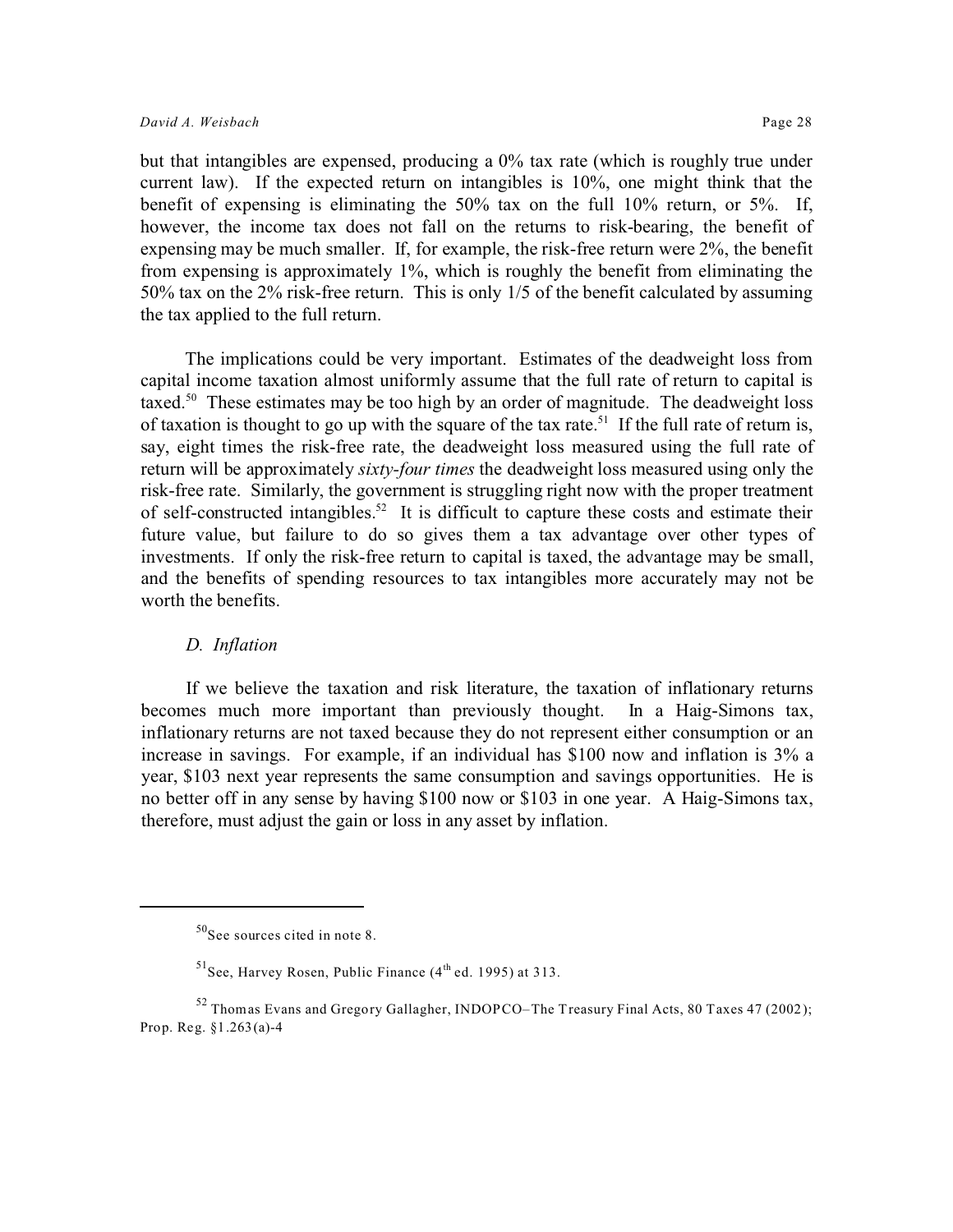but that intangibles are expensed, producing a 0% tax rate (which is roughly true under current law). If the expected return on intangibles is 10%, one might think that the benefit of expensing is eliminating the 50% tax on the full 10% return, or 5%. If, however, the income tax does not fall on the returns to risk-bearing, the benefit of expensing may be much smaller. If, for example, the risk-free return were 2%, the benefit from expensing is approximately 1%, which is roughly the benefit from eliminating the 50% tax on the 2% risk-free return. This is only 1/5 of the benefit calculated by assuming the tax applied to the full return.

The implications could be very important. Estimates of the deadweight loss from capital income taxation almost uniformly assume that the full rate of return to capital is taxed.[50] These estimates may be too high by an order of magnitude. The deadweight loss of taxation is thought to go up with the square of the tax rate.[51] If the full rate of return is, say, eight times the risk-free rate, the deadweight loss measured using the full rate of return will be approximately *sixty-four times* the deadweight loss measured using only the risk-free rate. Similarly, the government is struggling right now with the proper treatment of self-constructed intangibles.[52] It is difficult to capture these costs and estimate their future value, but failure to do so gives them a tax advantage over other types of investments. If only the risk-free return to capital is taxed, the advantage may be small, and the benefits of spending resources to tax intangibles more accurately may not be worth the benefits.

### *D. Inflation*

If we believe the taxation and risk literature, the taxation of inflationary returns becomes much more important than previously thought. In a Haig-Simons tax, inflationary returns are not taxed because they do not represent either consumption or an increase in savings. For example, if an individual has \$100 now and inflation is 3% a year, \$103 next year represents the same consumption and savings opportunities. He is no better off in any sense by having \$100 now or \$103 in one year. A Haig-Simons tax, therefore, must adjust the gain or loss in any asset by inflation.

---

[50] See sources cited in note 8.

[51] See, Harvey Rosen, Public Finance (4th ed. 1995) at 313.

[52] Thomas Evans and Gregory Gallagher, INDOPCO–The Treasury Final Acts, 80 Taxes 47 (2002); Prop. Reg. §1.263(a)-4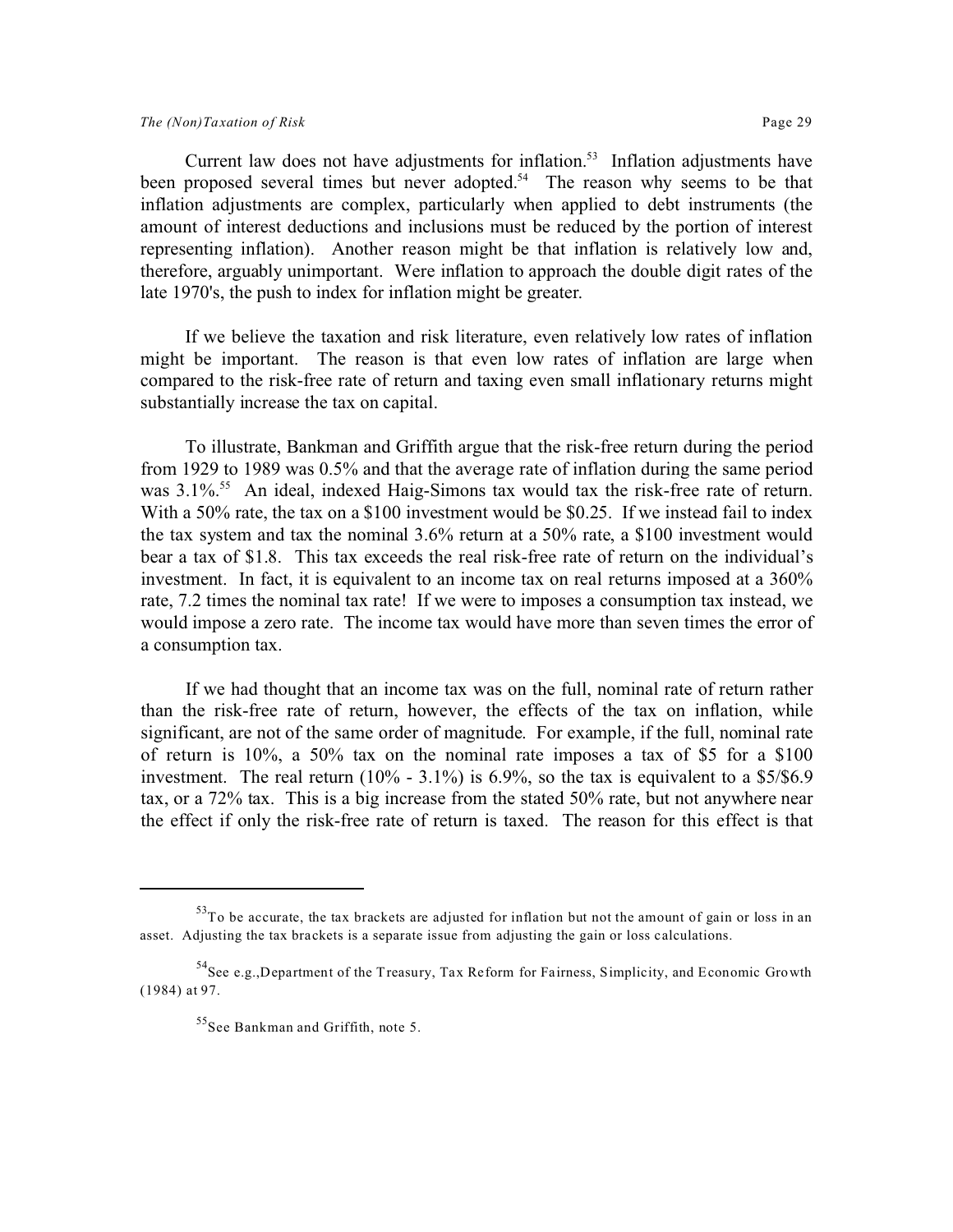Current law does not have adjustments for inflation.[53] Inflation adjustments have been proposed several times but never adopted.[54] The reason why seems to be that inflation adjustments are complex, particularly when applied to debt instruments (the amount of interest deductions and inclusions must be reduced by the portion of interest representing inflation). Another reason might be that inflation is relatively low and, therefore, arguably unimportant. Were inflation to approach the double digit rates of the late 1970's, the push to index for inflation might be greater.

If we believe the taxation and risk literature, even relatively low rates of inflation might be important. The reason is that even low rates of inflation are large when compared to the risk-free rate of return and taxing even small inflationary returns might substantially increase the tax on capital.

To illustrate, Bankman and Griffith argue that the risk-free return during the period from 1929 to 1989 was 0.5% and that the average rate of inflation during the same period was 3.1%.[55] An ideal, indexed Haig-Simons tax would tax the risk-free rate of return. With a 50% rate, the tax on a $100 investment would be $0.25. If we instead fail to index the tax system and tax the nominal 3.6% return at a 50% rate, a $100 investment would bear a tax of $1.8. This tax exceeds the real risk-free rate of return on the individual's investment. In fact, it is equivalent to an income tax on real returns imposed at a 360% rate, 7.2 times the nominal tax rate! If we were to imposes a consumption tax instead, we would impose a zero rate. The income tax would have more than seven times the error of a consumption tax.

If we had thought that an income tax was on the full, nominal rate of return rather than the risk-free rate of return, however, the effects of the tax on inflation, while significant, are not of the same order of magnitude. For example, if the full, nominal rate of return is 10%, a 50% tax on the nominal rate imposes a tax of $5 for a $100 investment. The real return (10% - 3.1%) is 6.9%, so the tax is equivalent to a $5/$6.9 tax, or a 72% tax. This is a big increase from the stated 50% rate, but not anywhere near the effect if only the risk-free rate of return is taxed. The reason for this effect is that

---

[53] To be accurate, the tax brackets are adjusted for inflation but not the amount of gain or loss in an asset. Adjusting the tax brackets is a separate issue from adjusting the gain or loss calculations.

[54] See e.g.,Department of the Treasury, Tax Reform for Fairness, Simplicity, and Economic Growth (1984) at 97.

[55] See Bankman and Griffith, note 5.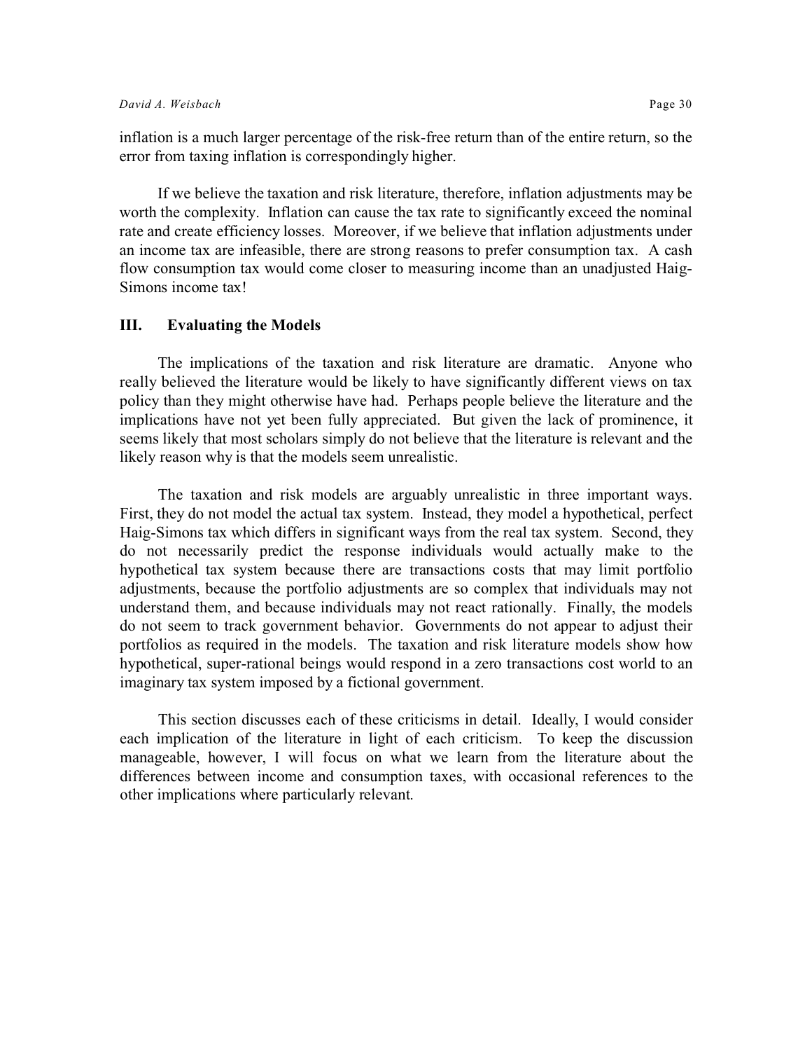inflation is a much larger percentage of the risk-free return than of the entire return, so the error from taxing inflation is correspondingly higher.

If we believe the taxation and risk literature, therefore, inflation adjustments may be worth the complexity. Inflation can cause the tax rate to significantly exceed the nominal rate and create efficiency losses. Moreover, if we believe that inflation adjustments under an income tax are infeasible, there are strong reasons to prefer consumption tax. A cash flow consumption tax would come closer to measuring income than an unadjusted Haig-Simons income tax!

## III. Evaluating the Models

The implications of the taxation and risk literature are dramatic. Anyone who really believed the literature would be likely to have significantly different views on tax policy than they might otherwise have had. Perhaps people believe the literature and the implications have not yet been fully appreciated. But given the lack of prominence, it seems likely that most scholars simply do not believe that the literature is relevant and the likely reason why is that the models seem unrealistic.

The taxation and risk models are arguably unrealistic in three important ways. First, they do not model the actual tax system. Instead, they model a hypothetical, perfect Haig-Simons tax which differs in significant ways from the real tax system. Second, they do not necessarily predict the response individuals would actually make to the hypothetical tax system because there are transactions costs that may limit portfolio adjustments, because the portfolio adjustments are so complex that individuals may not understand them, and because individuals may not react rationally. Finally, the models do not seem to track government behavior. Governments do not appear to adjust their portfolios as required in the models. The taxation and risk literature models show how hypothetical, super-rational beings would respond in a zero transactions cost world to an imaginary tax system imposed by a fictional government.

This section discusses each of these criticisms in detail. Ideally, I would consider each implication of the literature in light of each criticism. To keep the discussion manageable, however, I will focus on what we learn from the literature about the differences between income and consumption taxes, with occasional references to the other implications where particularly relevant.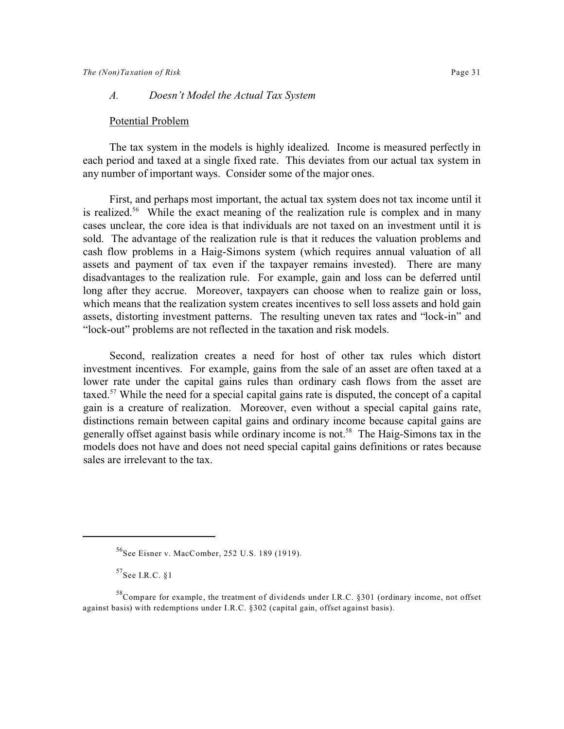### *A. Doesn't Model the Actual Tax System*

<u>Potential Problem</u>

The tax system in the models is highly idealized. Income is measured perfectly in each period and taxed at a single fixed rate. This deviates from our actual tax system in any number of important ways. Consider some of the major ones.

First, and perhaps most important, the actual tax system does not tax income until it is realized.[56] While the exact meaning of the realization rule is complex and in many cases unclear, the core idea is that individuals are not taxed on an investment until it is sold. The advantage of the realization rule is that it reduces the valuation problems and cash flow problems in a Haig-Simons system (which requires annual valuation of all assets and payment of tax even if the taxpayer remains invested). There are many disadvantages to the realization rule. For example, gain and loss can be deferred until long after they accrue. Moreover, taxpayers can choose when to realize gain or loss, which means that the realization system creates incentives to sell loss assets and hold gain assets, distorting investment patterns. The resulting uneven tax rates and "lock-in" and "lock-out" problems are not reflected in the taxation and risk models.

Second, realization creates a need for host of other tax rules which distort investment incentives. For example, gains from the sale of an asset are often taxed at a lower rate under the capital gains rules than ordinary cash flows from the asset are taxed.[57] While the need for a special capital gains rate is disputed, the concept of a capital gain is a creature of realization. Moreover, even without a special capital gains rate, distinctions remain between capital gains and ordinary income because capital gains are generally offset against basis while ordinary income is not.[58] The Haig-Simons tax in the models does not have and does not need special capital gains definitions or rates because sales are irrelevant to the tax.

---

[56] See Eisner v. MacComber, 252 U.S. 189 (1919).

[57] See I.R.C. §1

[58] Compare for example, the treatment of dividends under I.R.C. §301 (ordinary income, not offset against basis) with redemptions under I.R.C. §302 (capital gain, offset against basis).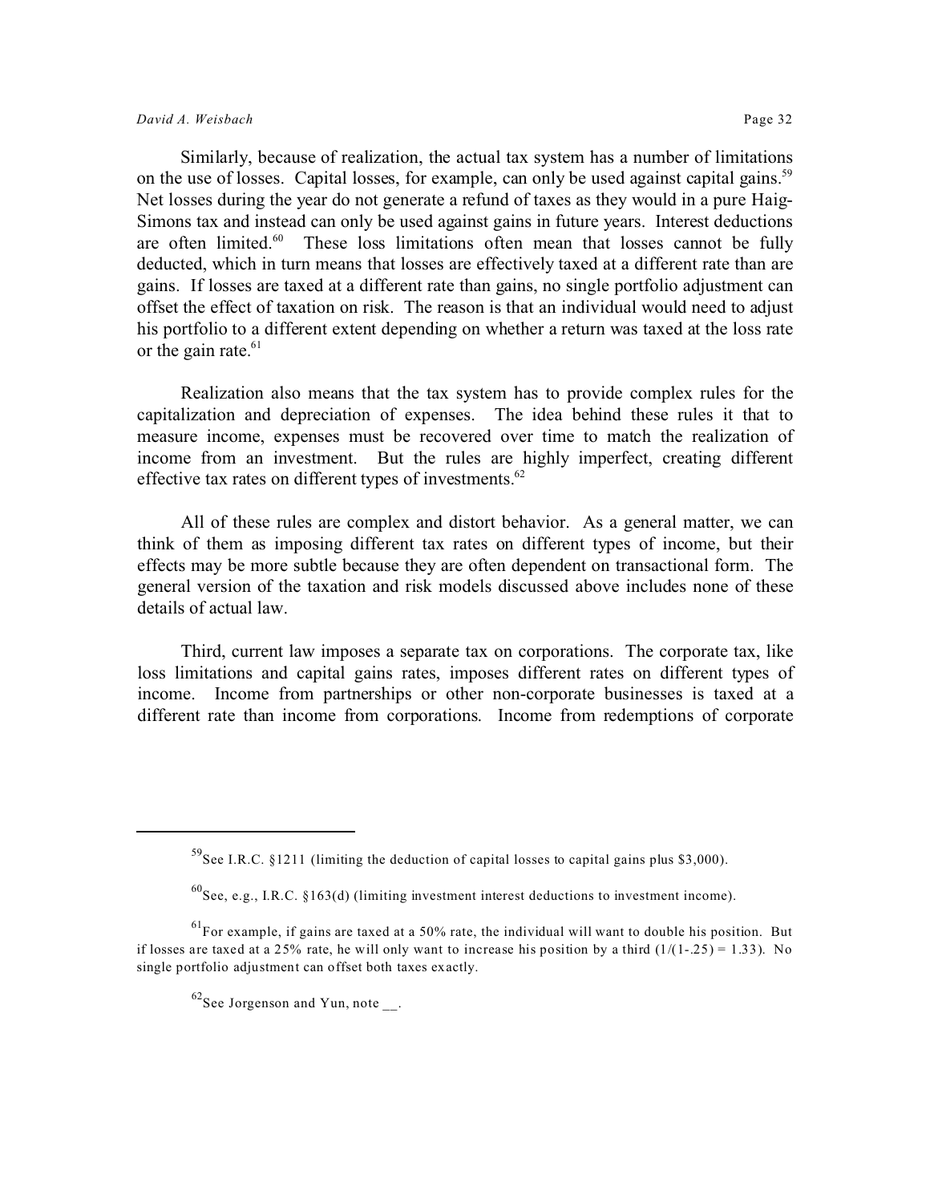Similarly, because of realization, the actual tax system has a number of limitations on the use of losses. Capital losses, for example, can only be used against capital gains.[59] Net losses during the year do not generate a refund of taxes as they would in a pure Haig-Simons tax and instead can only be used against gains in future years. Interest deductions are often limited.[60] These loss limitations often mean that losses cannot be fully deducted, which in turn means that losses are effectively taxed at a different rate than are gains. If losses are taxed at a different rate than gains, no single portfolio adjustment can offset the effect of taxation on risk. The reason is that an individual would need to adjust his portfolio to a different extent depending on whether a return was taxed at the loss rate or the gain rate.[61]

Realization also means that the tax system has to provide complex rules for the capitalization and depreciation of expenses. The idea behind these rules it that to measure income, expenses must be recovered over time to match the realization of income from an investment. But the rules are highly imperfect, creating different effective tax rates on different types of investments.[62]

All of these rules are complex and distort behavior. As a general matter, we can think of them as imposing different tax rates on different types of income, but their effects may be more subtle because they are often dependent on transactional form. The general version of the taxation and risk models discussed above includes none of these details of actual law.

Third, current law imposes a separate tax on corporations. The corporate tax, like loss limitations and capital gains rates, imposes different rates on different types of income. Income from partnerships or other non-corporate businesses is taxed at a different rate than income from corporations. Income from redemptions of corporate

---

[59] See I.R.C. §1211 (limiting the deduction of capital losses to capital gains plus $3,000).

[60] See, e.g., I.R.C. §163(d) (limiting investment interest deductions to investment income).

[61] For example, if gains are taxed at a 50% rate, the individual will want to double his position. But if losses are taxed at a 25% rate, he will only want to increase his position by a third ($1/(1-.25) = 1.33$). No single portfolio adjustment can offset both taxes exactly.

[62] See Jorgenson and Yun, note __.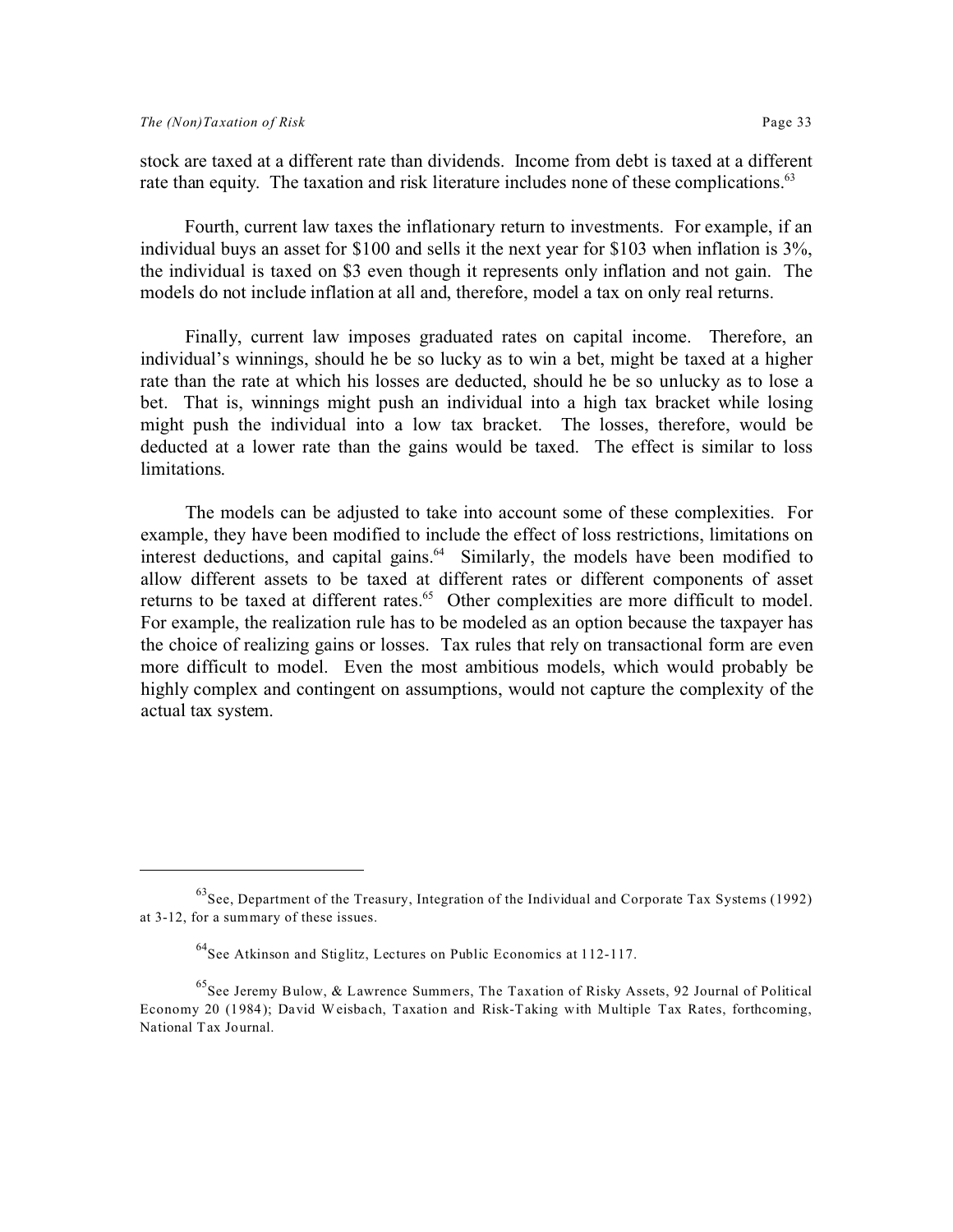stock are taxed at a different rate than dividends. Income from debt is taxed at a different rate than equity. The taxation and risk literature includes none of these complications.[63]

Fourth, current law taxes the inflationary return to investments. For example, if an individual buys an asset for $100 and sells it the next year for $103 when inflation is 3%, the individual is taxed on $3 even though it represents only inflation and not gain. The models do not include inflation at all and, therefore, model a tax on only real returns.

Finally, current law imposes graduated rates on capital income. Therefore, an individual's winnings, should he be so lucky as to win a bet, might be taxed at a higher rate than the rate at which his losses are deducted, should he be so unlucky as to lose a bet. That is, winnings might push an individual into a high tax bracket while losing might push the individual into a low tax bracket. The losses, therefore, would be deducted at a lower rate than the gains would be taxed. The effect is similar to loss limitations.

The models can be adjusted to take into account some of these complexities. For example, they have been modified to include the effect of loss restrictions, limitations on interest deductions, and capital gains.[64] Similarly, the models have been modified to allow different assets to be taxed at different rates or different components of asset returns to be taxed at different rates.[65] Other complexities are more difficult to model. For example, the realization rule has to be modeled as an option because the taxpayer has the choice of realizing gains or losses. Tax rules that rely on transactional form are even more difficult to model. Even the most ambitious models, which would probably be highly complex and contingent on assumptions, would not capture the complexity of the actual tax system.

---

[63] See, Department of the Treasury, Integration of the Individual and Corporate Tax Systems (1992) at 3-12, for a summary of these issues.

[64] See Atkinson and Stiglitz, Lectures on Public Economics at 112-117.

[65] See Jeremy Bulow, & Lawrence Summers, The Taxation of Risky Assets, 92 Journal of Political Economy 20 (1984); David Weisbach, Taxation and Risk-Taking with Multiple Tax Rates, forthcoming, National Tax Journal.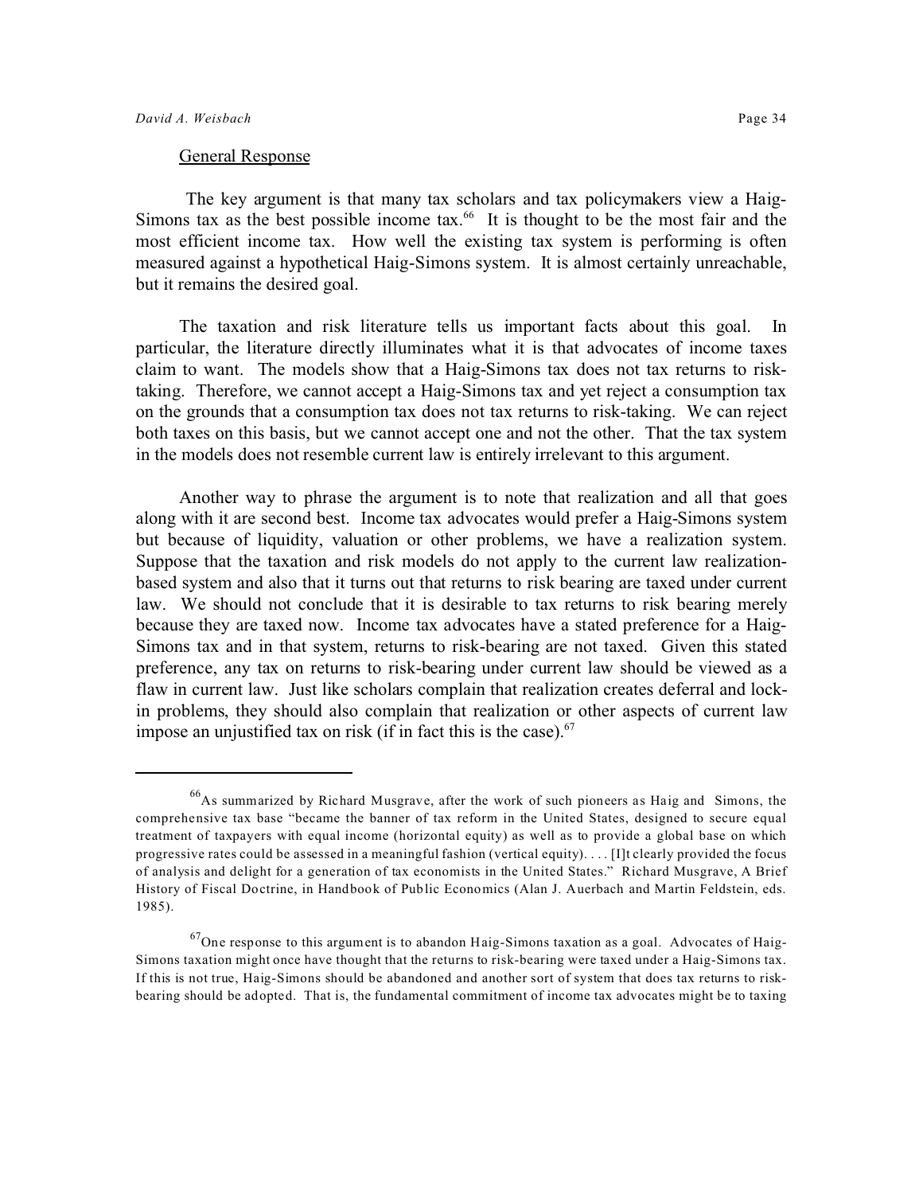General Response

The key argument is that many tax scholars and tax policymakers view a Haig-Simons tax as the best possible income tax.[66] It is thought to be the most fair and the most efficient income tax. How well the existing tax system is performing is often measured against a hypothetical Haig-Simons system. It is almost certainly unreachable, but it remains the desired goal.

The taxation and risk literature tells us important facts about this goal. In particular, the literature directly illuminates what it is that advocates of income taxes claim to want. The models show that a Haig-Simons tax does not tax returns to risk-taking. Therefore, we cannot accept a Haig-Simons tax and yet reject a consumption tax on the grounds that a consumption tax does not tax returns to risk-taking. We can reject both taxes on this basis, but we cannot accept one and not the other. That the tax system in the models does not resemble current law is entirely irrelevant to this argument.

Another way to phrase the argument is to note that realization and all that goes along with it are second best. Income tax advocates would prefer a Haig-Simons system but because of liquidity, valuation or other problems, we have a realization system. Suppose that the taxation and risk models do not apply to the current law realization-based system and also that it turns out that returns to risk bearing are taxed under current law. We should not conclude that it is desirable to tax returns to risk bearing merely because they are taxed now. Income tax advocates have a stated preference for a Haig-Simons tax and in that system, returns to risk-bearing are not taxed. Given this stated preference, any tax on returns to risk-bearing under current law should be viewed as a flaw in current law. Just like scholars complain that realization creates deferral and lock-in problems, they should also complain that realization or other aspects of current law impose an unjustified tax on risk (if in fact this is the case).[67]

---

[66] As summarized by Richard Musgrave, after the work of such pioneers as Haig and Simons, the comprehensive tax base "became the banner of tax reform in the United States, designed to secure equal treatment of taxpayers with equal income (horizontal equity) as well as to provide a global base on which progressive rates could be assessed in a meaningful fashion (vertical equity). . . . [I]t clearly provided the focus of analysis and delight for a generation of tax economists in the United States." Richard Musgrave, A Brief History of Fiscal Doctrine, in Handbook of Public Economics (Alan J. Auerbach and Martin Feldstein, eds. 1985).

[67] One response to this argument is to abandon Haig-Simons taxation as a goal. Advocates of Haig-Simons taxation might once have thought that the returns to risk-bearing were taxed under a Haig-Simons tax. If this is not true, Haig-Simons should be abandoned and another sort of system that does tax returns to risk-bearing should be adopted. That is, the fundamental commitment of income tax advocates might be to taxing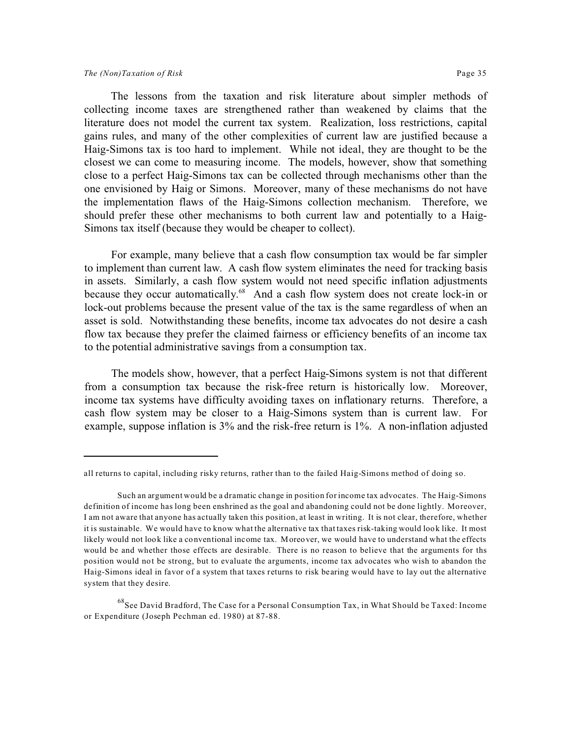The lessons from the taxation and risk literature about simpler methods of collecting income taxes are strengthened rather than weakened by claims that the literature does not model the current tax system. Realization, loss restrictions, capital gains rules, and many of the other complexities of current law are justified because a Haig-Simons tax is too hard to implement. While not ideal, they are thought to be the closest we can come to measuring income. The models, however, show that something close to a perfect Haig-Simons tax can be collected through mechanisms other than the one envisioned by Haig or Simons. Moreover, many of these mechanisms do not have the implementation flaws of the Haig-Simons collection mechanism. Therefore, we should prefer these other mechanisms to both current law and potentially to a Haig-Simons tax itself (because they would be cheaper to collect).

For example, many believe that a cash flow consumption tax would be far simpler to implement than current law. A cash flow system eliminates the need for tracking basis in assets. Similarly, a cash flow system would not need specific inflation adjustments because they occur automatically.[68] And a cash flow system does not create lock-in or lock-out problems because the present value of the tax is the same regardless of when an asset is sold. Notwithstanding these benefits, income tax advocates do not desire a cash flow tax because they prefer the claimed fairness or efficiency benefits of an income tax to the potential administrative savings from a consumption tax.

The models show, however, that a perfect Haig-Simons system is not that different from a consumption tax because the risk-free return is historically low. Moreover, income tax systems have difficulty avoiding taxes on inflationary returns. Therefore, a cash flow system may be closer to a Haig-Simons system than is current law. For example, suppose inflation is 3% and the risk-free return is 1%. A non-inflation adjusted

---

all returns to capital, including risky returns, rather than to the failed Haig-Simons method of doing so.

Such an argument would be a dramatic change in position for income tax advocates. The Haig-Simons definition of income has long been enshrined as the goal and abandoning could not be done lightly. Moreover, I am not aware that anyone has actually taken this position, at least in writing. It is not clear, therefore, whether it is sustainable. We would have to know what the alternative tax that taxes risk-taking would look like. It most likely would not look like a conventional income tax. Moreover, we would have to understand what the effects would be and whether those effects are desirable. There is no reason to believe that the arguments for ths position would not be strong, but to evaluate the arguments, income tax advocates who wish to abandon the Haig-Simons ideal in favor of a system that taxes returns to risk bearing would have to lay out the alternative system that they desire.

[68] See David Bradford, The Case for a Personal Consumption Tax, in What Should be Taxed: Income or Expenditure (Joseph Pechman ed. 1980) at 87-88.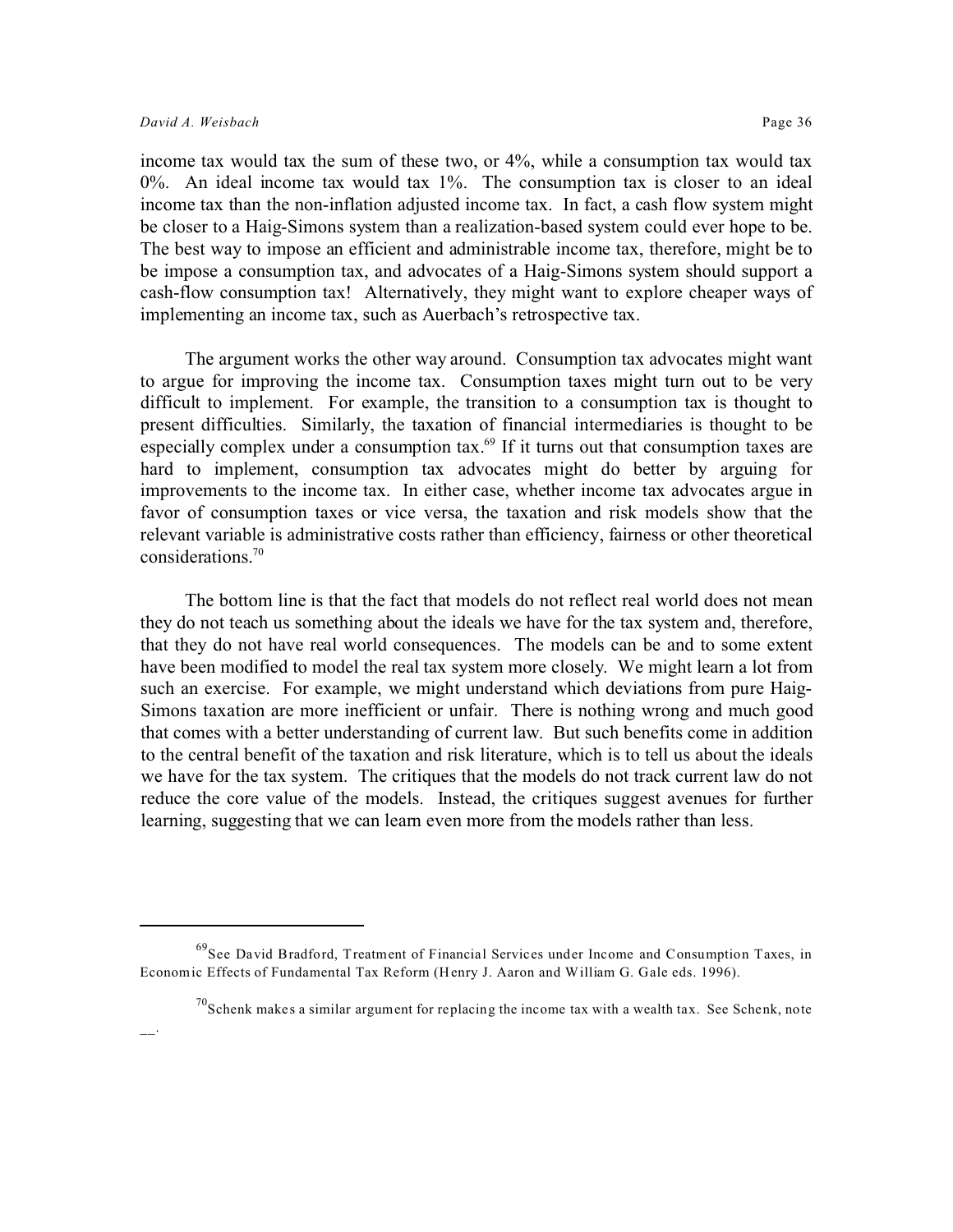income tax would tax the sum of these two, or 4%, while a consumption tax would tax 0%. An ideal income tax would tax 1%. The consumption tax is closer to an ideal income tax than the non-inflation adjusted income tax. In fact, a cash flow system might be closer to a Haig-Simons system than a realization-based system could ever hope to be. The best way to impose an efficient and administrable income tax, therefore, might be to be impose a consumption tax, and advocates of a Haig-Simons system should support a cash-flow consumption tax! Alternatively, they might want to explore cheaper ways of implementing an income tax, such as Auerbach's retrospective tax.

The argument works the other way around. Consumption tax advocates might want to argue for improving the income tax. Consumption taxes might turn out to be very difficult to implement. For example, the transition to a consumption tax is thought to present difficulties. Similarly, the taxation of financial intermediaries is thought to be especially complex under a consumption tax.[69] If it turns out that consumption taxes are hard to implement, consumption tax advocates might do better by arguing for improvements to the income tax. In either case, whether income tax advocates argue in favor of consumption taxes or vice versa, the taxation and risk models show that the relevant variable is administrative costs rather than efficiency, fairness or other theoretical considerations.[70]

The bottom line is that the fact that models do not reflect real world does not mean they do not teach us something about the ideals we have for the tax system and, therefore, that they do not have real world consequences. The models can be and to some extent have been modified to model the real tax system more closely. We might learn a lot from such an exercise. For example, we might understand which deviations from pure Haig-Simons taxation are more inefficient or unfair. There is nothing wrong and much good that comes with a better understanding of current law. But such benefits come in addition to the central benefit of the taxation and risk literature, which is to tell us about the ideals we have for the tax system. The critiques that the models do not track current law do not reduce the core value of the models. Instead, the critiques suggest avenues for further learning, suggesting that we can learn even more from the models rather than less.

---

[69] See David Bradford, Treatment of Financial Services under Income and Consumption Taxes, in Economic Effects of Fundamental Tax Reform (Henry J. Aaron and William G. Gale eds. 1996).

[70] Schenk makes a similar argument for replacing the income tax with a wealth tax. See Schenk, note __.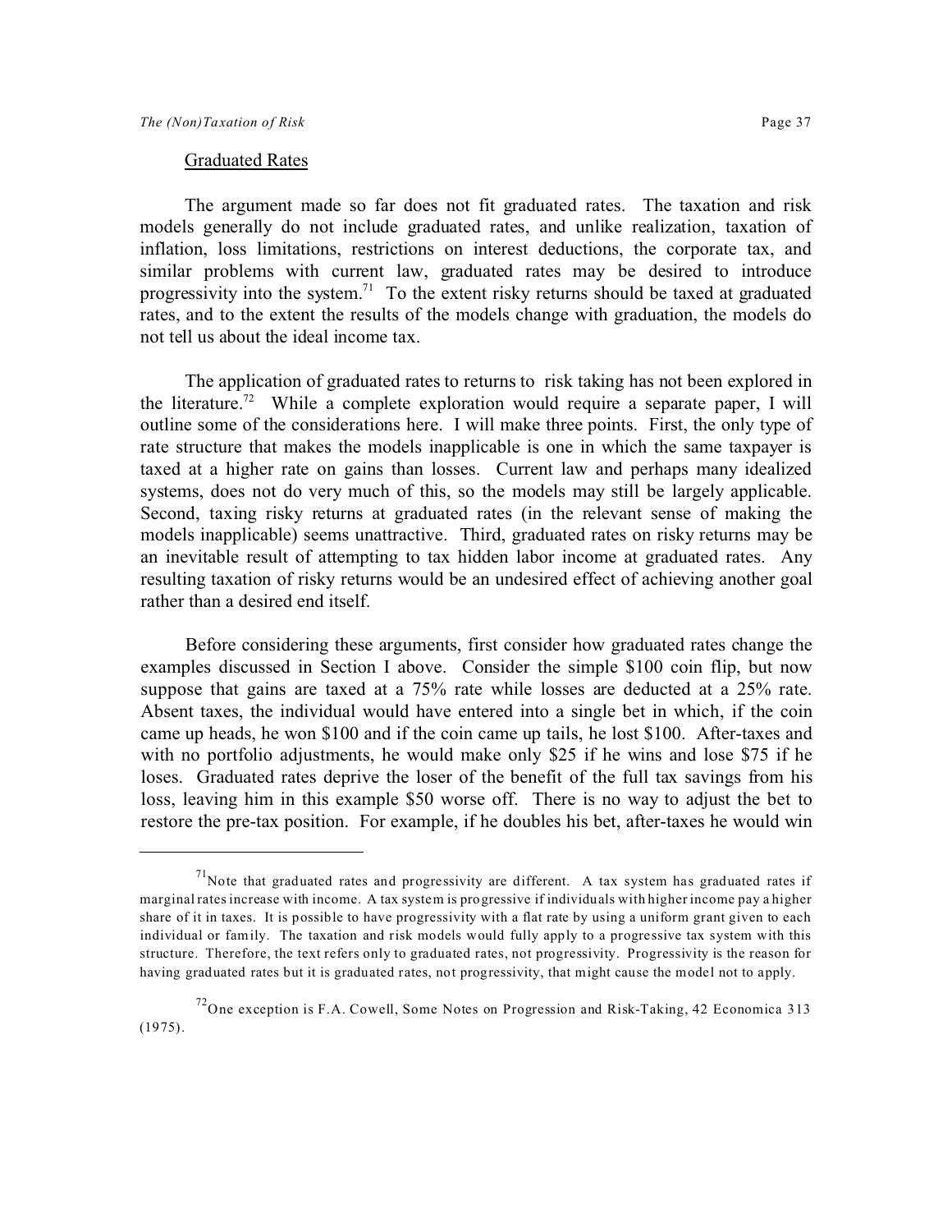### Graduated Rates

The argument made so far does not fit graduated rates. The taxation and risk models generally do not include graduated rates, and unlike realization, taxation of inflation, loss limitations, restrictions on interest deductions, the corporate tax, and similar problems with current law, graduated rates may be desired to introduce progressivity into the system.[71] To the extent risky returns should be taxed at graduated rates, and to the extent the results of the models change with graduation, the models do not tell us about the ideal income tax.

The application of graduated rates to returns to risk taking has not been explored in the literature.[72] While a complete exploration would require a separate paper, I will outline some of the considerations here. I will make three points. First, the only type of rate structure that makes the models inapplicable is one in which the same taxpayer is taxed at a higher rate on gains than losses. Current law and perhaps many idealized systems, does not do very much of this, so the models may still be largely applicable. Second, taxing risky returns at graduated rates (in the relevant sense of making the models inapplicable) seems unattractive. Third, graduated rates on risky returns may be an inevitable result of attempting to tax hidden labor income at graduated rates. Any resulting taxation of risky returns would be an undesired effect of achieving another goal rather than a desired end itself.

Before considering these arguments, first consider how graduated rates change the examples discussed in Section I above. Consider the simple $100 coin flip, but now suppose that gains are taxed at a 75% rate while losses are deducted at a 25% rate. Absent taxes, the individual would have entered into a single bet in which, if the coin came up heads, he won $100 and if the coin came up tails, he lost $100. After-taxes and with no portfolio adjustments, he would make only $25 if he wins and lose $75 if he loses. Graduated rates deprive the loser of the benefit of the full tax savings from his loss, leaving him in this example $50 worse off. There is no way to adjust the bet to restore the pre-tax position. For example, if he doubles his bet, after-taxes he would win

---

[71] Note that graduated rates and progressivity are different. A tax system has graduated rates if marginal rates increase with income. A tax system is progressive if individuals with higher income pay a higher share of it in taxes. It is possible to have progressivity with a flat rate by using a uniform grant given to each individual or family. The taxation and risk models would fully apply to a progressive tax system with this structure. Therefore, the text refers only to graduated rates, not progressivity. Progressivity is the reason for having graduated rates but it is graduated rates, not progressivity, that might cause the model not to apply.

[72] One exception is F.A. Cowell, Some Notes on Progression and Risk-Taking, 42 Economica 313 (1975).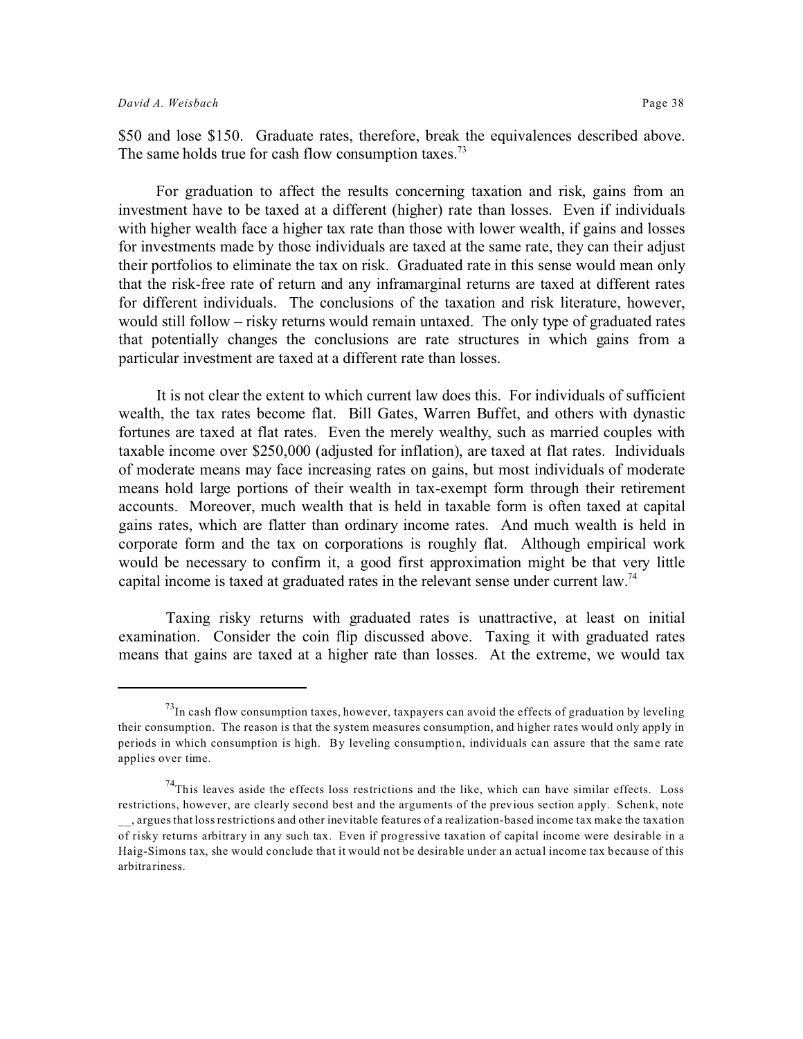$50 and lose $150. Graduate rates, therefore, break the equivalences described above. The same holds true for cash flow consumption taxes.[73]

For graduation to affect the results concerning taxation and risk, gains from an investment have to be taxed at a different (higher) rate than losses. Even if individuals with higher wealth face a higher tax rate than those with lower wealth, if gains and losses for investments made by those individuals are taxed at the same rate, they can their adjust their portfolios to eliminate the tax on risk. Graduated rate in this sense would mean only that the risk-free rate of return and any inframarginal returns are taxed at different rates for different individuals. The conclusions of the taxation and risk literature, however, would still follow – risky returns would remain untaxed. The only type of graduated rates that potentially changes the conclusions are rate structures in which gains from a particular investment are taxed at a different rate than losses.

It is not clear the extent to which current law does this. For individuals of sufficient wealth, the tax rates become flat. Bill Gates, Warren Buffet, and others with dynastic fortunes are taxed at flat rates. Even the merely wealthy, such as married couples with taxable income over $250,000 (adjusted for inflation), are taxed at flat rates. Individuals of moderate means may face increasing rates on gains, but most individuals of moderate means hold large portions of their wealth in tax-exempt form through their retirement accounts. Moreover, much wealth that is held in taxable form is often taxed at capital gains rates, which are flatter than ordinary income rates. And much wealth is held in corporate form and the tax on corporations is roughly flat. Although empirical work would be necessary to confirm it, a good first approximation might be that very little capital income is taxed at graduated rates in the relevant sense under current law.[74]

Taxing risky returns with graduated rates is unattractive, at least on initial examination. Consider the coin flip discussed above. Taxing it with graduated rates means that gains are taxed at a higher rate than losses. At the extreme, we would tax

---

[73] In cash flow consumption taxes, however, taxpayers can avoid the effects of graduation by leveling their consumption. The reason is that the system measures consumption, and higher rates would only apply in periods in which consumption is high. By leveling consumption, individuals can assure that the same rate applies over time.

[74] This leaves aside the effects loss restrictions and the like, which can have similar effects. Loss restrictions, however, are clearly second best and the arguments of the previous section apply. Schenk, note __, argues that loss restrictions and other inevitable features of a realization-based income tax make the taxation of risky returns arbitrary in any such tax. Even if progressive taxation of capital income were desirable in a Haig-Simons tax, she would conclude that it would not be desirable under an actual income tax because of this arbitrariness.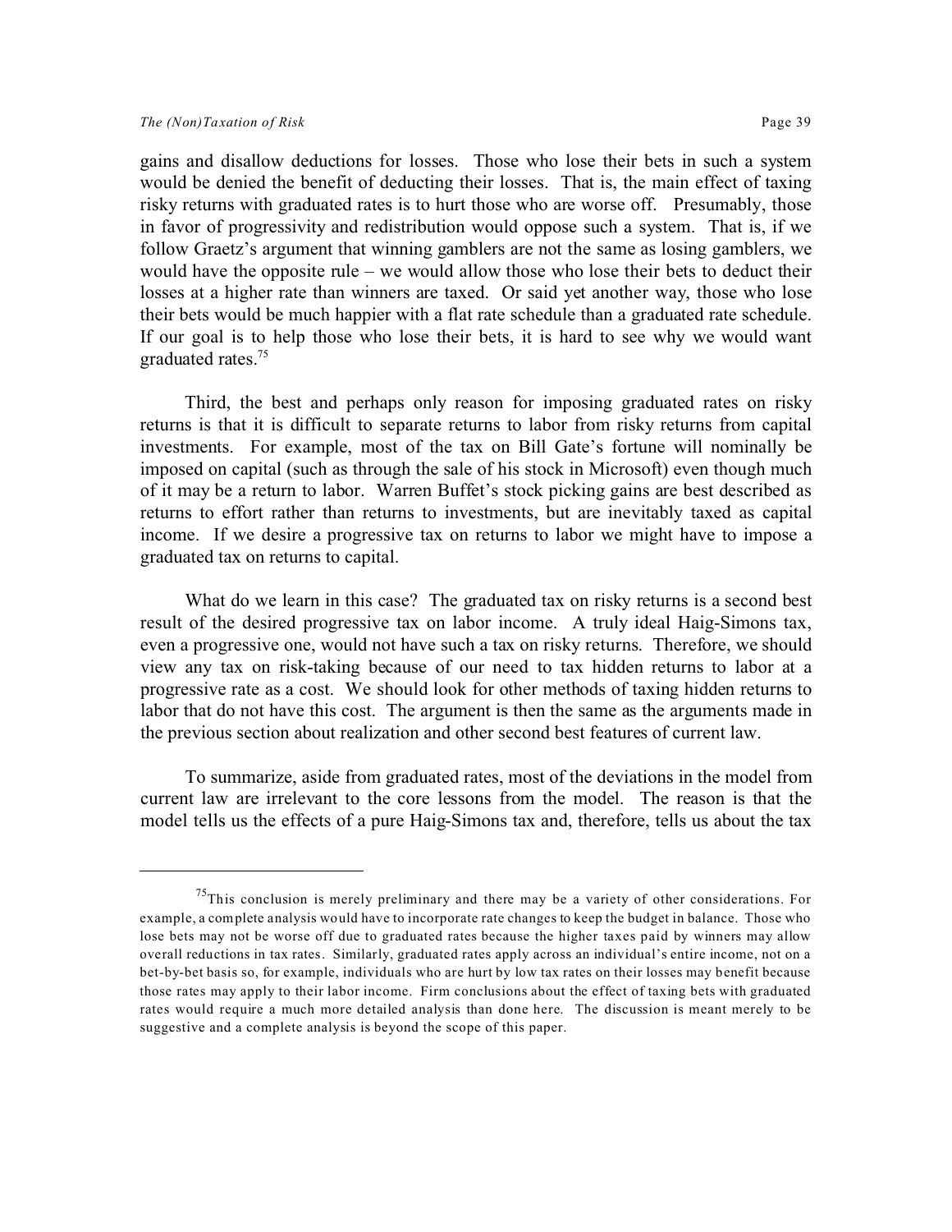gains and disallow deductions for losses. Those who lose their bets in such a system would be denied the benefit of deducting their losses. That is, the main effect of taxing risky returns with graduated rates is to hurt those who are worse off. Presumably, those in favor of progressivity and redistribution would oppose such a system. That is, if we follow Graetz's argument that winning gamblers are not the same as losing gamblers, we would have the opposite rule – we would allow those who lose their bets to deduct their losses at a higher rate than winners are taxed. Or said yet another way, those who lose their bets would be much happier with a flat rate schedule than a graduated rate schedule. If our goal is to help those who lose their bets, it is hard to see why we would want graduated rates.[75]

Third, the best and perhaps only reason for imposing graduated rates on risky returns is that it is difficult to separate returns to labor from risky returns from capital investments. For example, most of the tax on Bill Gate's fortune will nominally be imposed on capital (such as through the sale of his stock in Microsoft) even though much of it may be a return to labor. Warren Buffet's stock picking gains are best described as returns to effort rather than returns to investments, but are inevitably taxed as capital income. If we desire a progressive tax on returns to labor we might have to impose a graduated tax on returns to capital.

What do we learn in this case? The graduated tax on risky returns is a second best result of the desired progressive tax on labor income. A truly ideal Haig-Simons tax, even a progressive one, would not have such a tax on risky returns. Therefore, we should view any tax on risk-taking because of our need to tax hidden returns to labor at a progressive rate as a cost. We should look for other methods of taxing hidden returns to labor that do not have this cost. The argument is then the same as the arguments made in the previous section about realization and other second best features of current law.

To summarize, aside from graduated rates, most of the deviations in the model from current law are irrelevant to the core lessons from the model. The reason is that the model tells us the effects of a pure Haig-Simons tax and, therefore, tells us about the tax

[75]This conclusion is merely preliminary and there may be a variety of other considerations. For example, a complete analysis would have to incorporate rate changes to keep the budget in balance. Those who lose bets may not be worse off due to graduated rates because the higher taxes paid by winners may allow overall reductions in tax rates. Similarly, graduated rates apply across an individual's entire income, not on a bet-by-bet basis so, for example, individuals who are hurt by low tax rates on their losses may benefit because those rates may apply to their labor income. Firm conclusions about the effect of taxing bets with graduated rates would require a much more detailed analysis than done here. The discussion is meant merely to be suggestive and a complete analysis is beyond the scope of this paper.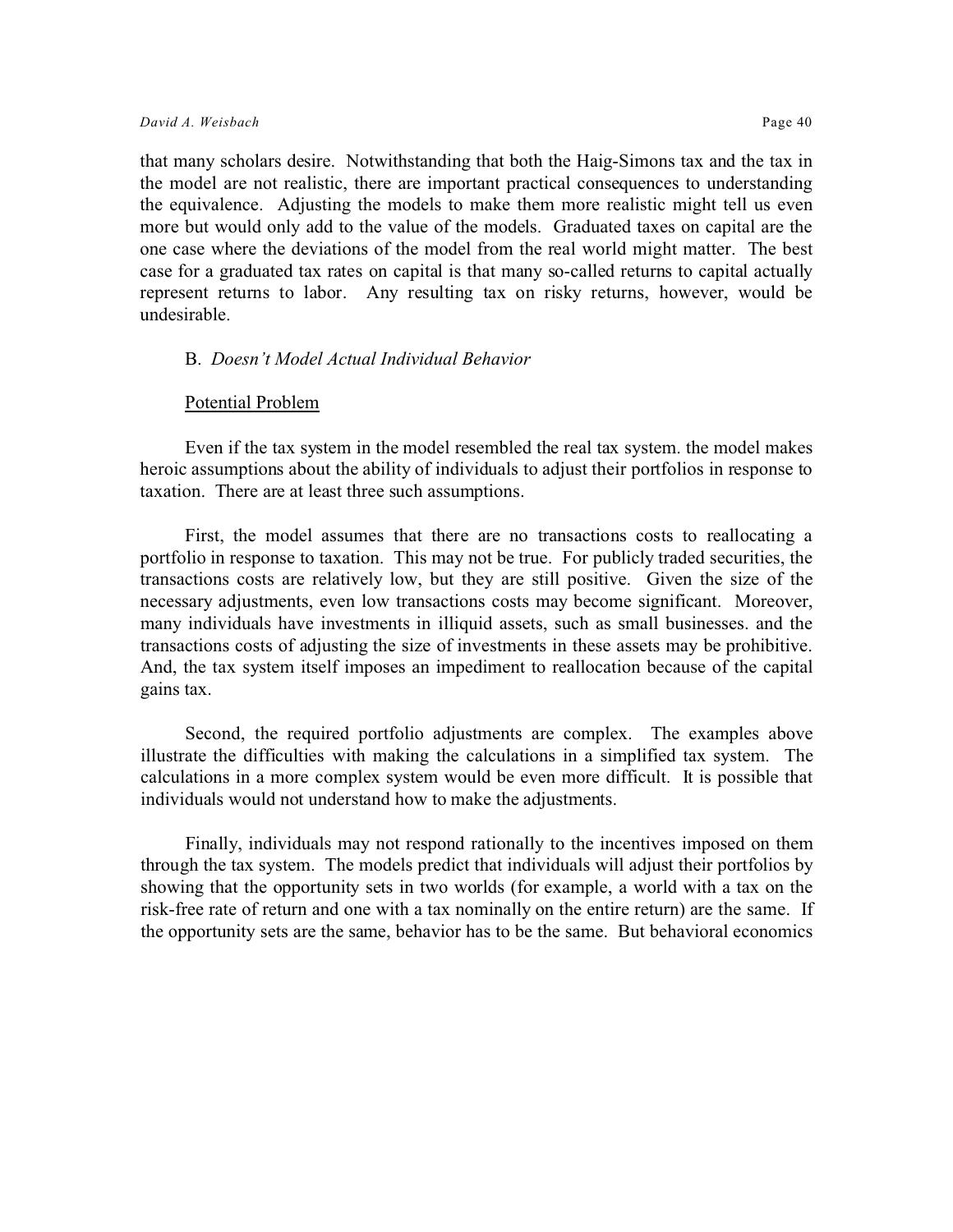that many scholars desire. Notwithstanding that both the Haig-Simons tax and the tax in the model are not realistic, there are important practical consequences to understanding the equivalence. Adjusting the models to make them more realistic might tell us even more but would only add to the value of the models. Graduated taxes on capital are the one case where the deviations of the model from the real world might matter. The best case for a graduated tax rates on capital is that many so-called returns to capital actually represent returns to labor. Any resulting tax on risky returns, however, would be undesirable.

B. *Doesn't Model Actual Individual Behavior*

Potential Problem

Even if the tax system in the model resembled the real tax system. the model makes heroic assumptions about the ability of individuals to adjust their portfolios in response to taxation. There are at least three such assumptions.

First, the model assumes that there are no transactions costs to reallocating a portfolio in response to taxation. This may not be true. For publicly traded securities, the transactions costs are relatively low, but they are still positive. Given the size of the necessary adjustments, even low transactions costs may become significant. Moreover, many individuals have investments in illiquid assets, such as small businesses. and the transactions costs of adjusting the size of investments in these assets may be prohibitive. And, the tax system itself imposes an impediment to reallocation because of the capital gains tax.

Second, the required portfolio adjustments are complex. The examples above illustrate the difficulties with making the calculations in a simplified tax system. The calculations in a more complex system would be even more difficult. It is possible that individuals would not understand how to make the adjustments.

Finally, individuals may not respond rationally to the incentives imposed on them through the tax system. The models predict that individuals will adjust their portfolios by showing that the opportunity sets in two worlds (for example, a world with a tax on the risk-free rate of return and one with a tax nominally on the entire return) are the same. If the opportunity sets are the same, behavior has to be the same. But behavioral economics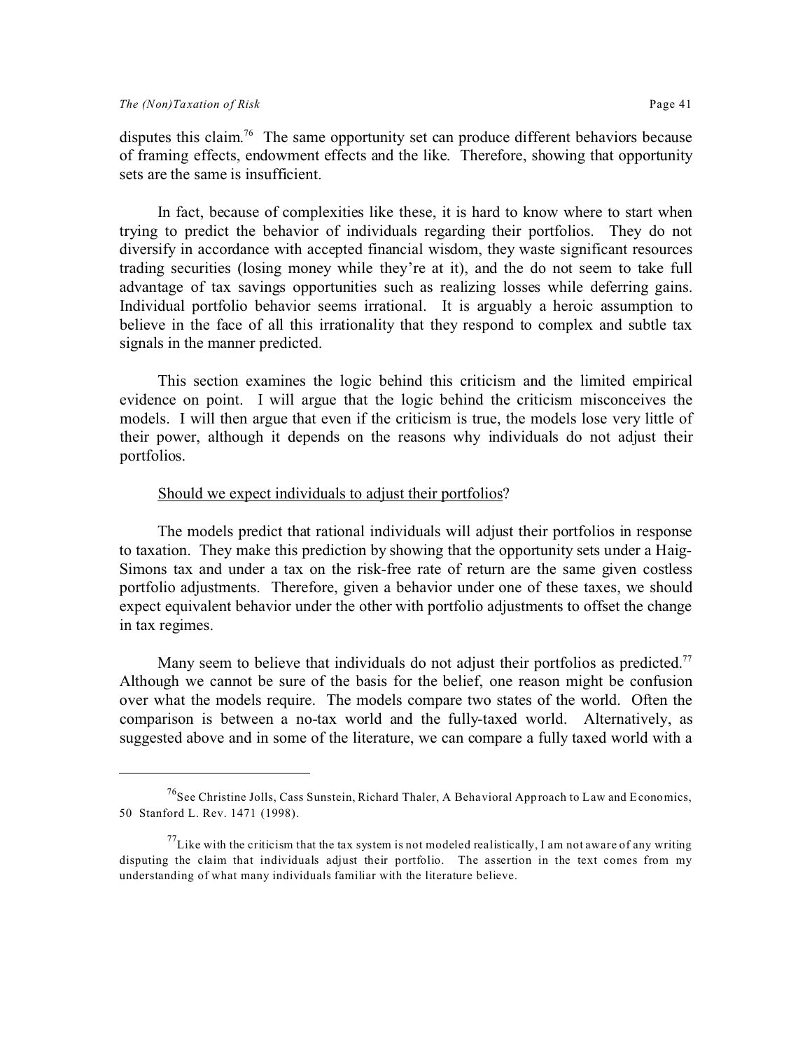disputes this claim.[76] The same opportunity set can produce different behaviors because of framing effects, endowment effects and the like. Therefore, showing that opportunity sets are the same is insufficient.

In fact, because of complexities like these, it is hard to know where to start when trying to predict the behavior of individuals regarding their portfolios. They do not diversify in accordance with accepted financial wisdom, they waste significant resources trading securities (losing money while they're at it), and the do not seem to take full advantage of tax savings opportunities such as realizing losses while deferring gains. Individual portfolio behavior seems irrational. It is arguably a heroic assumption to believe in the face of all this irrationality that they respond to complex and subtle tax signals in the manner predicted.

This section examines the logic behind this criticism and the limited empirical evidence on point. I will argue that the logic behind the criticism misconceives the models. I will then argue that even if the criticism is true, the models lose very little of their power, although it depends on the reasons why individuals do not adjust their portfolios.

<u>Should we expect individuals to adjust their portfolios</u>?

The models predict that rational individuals will adjust their portfolios in response to taxation. They make this prediction by showing that the opportunity sets under a Haig-Simons tax and under a tax on the risk-free rate of return are the same given costless portfolio adjustments. Therefore, given a behavior under one of these taxes, we should expect equivalent behavior under the other with portfolio adjustments to offset the change in tax regimes.

Many seem to believe that individuals do not adjust their portfolios as predicted.[77] Although we cannot be sure of the basis for the belief, one reason might be confusion over what the models require. The models compare two states of the world. Often the comparison is between a no-tax world and the fully-taxed world. Alternatively, as suggested above and in some of the literature, we can compare a fully taxed world with a

---

[76] See Christine Jolls, Cass Sunstein, Richard Thaler, A Behavioral Approach to Law and Economics, 50 Stanford L. Rev. 1471 (1998).

[77] Like with the criticism that the tax system is not modeled realistically, I am not aware of any writing disputing the claim that individuals adjust their portfolio. The assertion in the text comes from my understanding of what many individuals familiar with the literature believe.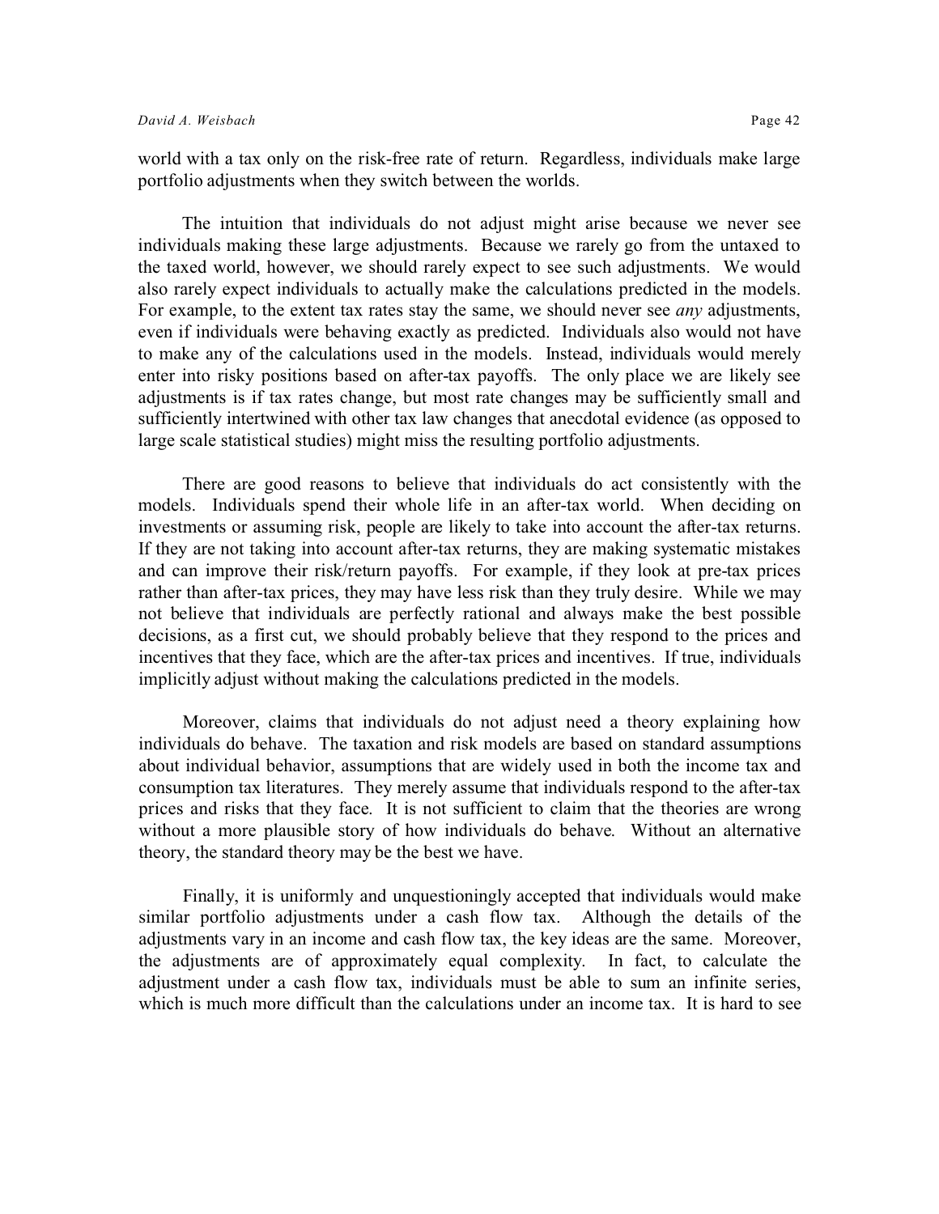world with a tax only on the risk-free rate of return. Regardless, individuals make large portfolio adjustments when they switch between the worlds.

The intuition that individuals do not adjust might arise because we never see individuals making these large adjustments. Because we rarely go from the untaxed to the taxed world, however, we should rarely expect to see such adjustments. We would also rarely expect individuals to actually make the calculations predicted in the models. For example, to the extent tax rates stay the same, we should never see *any* adjustments, even if individuals were behaving exactly as predicted. Individuals also would not have to make any of the calculations used in the models. Instead, individuals would merely enter into risky positions based on after-tax payoffs. The only place we are likely see adjustments is if tax rates change, but most rate changes may be sufficiently small and sufficiently intertwined with other tax law changes that anecdotal evidence (as opposed to large scale statistical studies) might miss the resulting portfolio adjustments.

There are good reasons to believe that individuals do act consistently with the models. Individuals spend their whole life in an after-tax world. When deciding on investments or assuming risk, people are likely to take into account the after-tax returns. If they are not taking into account after-tax returns, they are making systematic mistakes and can improve their risk/return payoffs. For example, if they look at pre-tax prices rather than after-tax prices, they may have less risk than they truly desire. While we may not believe that individuals are perfectly rational and always make the best possible decisions, as a first cut, we should probably believe that they respond to the prices and incentives that they face, which are the after-tax prices and incentives. If true, individuals implicitly adjust without making the calculations predicted in the models.

Moreover, claims that individuals do not adjust need a theory explaining how individuals do behave. The taxation and risk models are based on standard assumptions about individual behavior, assumptions that are widely used in both the income tax and consumption tax literatures. They merely assume that individuals respond to the after-tax prices and risks that they face. It is not sufficient to claim that the theories are wrong without a more plausible story of how individuals do behave. Without an alternative theory, the standard theory may be the best we have.

Finally, it is uniformly and unquestioningly accepted that individuals would make similar portfolio adjustments under a cash flow tax. Although the details of the adjustments vary in an income and cash flow tax, the key ideas are the same. Moreover, the adjustments are of approximately equal complexity. In fact, to calculate the adjustment under a cash flow tax, individuals must be able to sum an infinite series, which is much more difficult than the calculations under an income tax. It is hard to see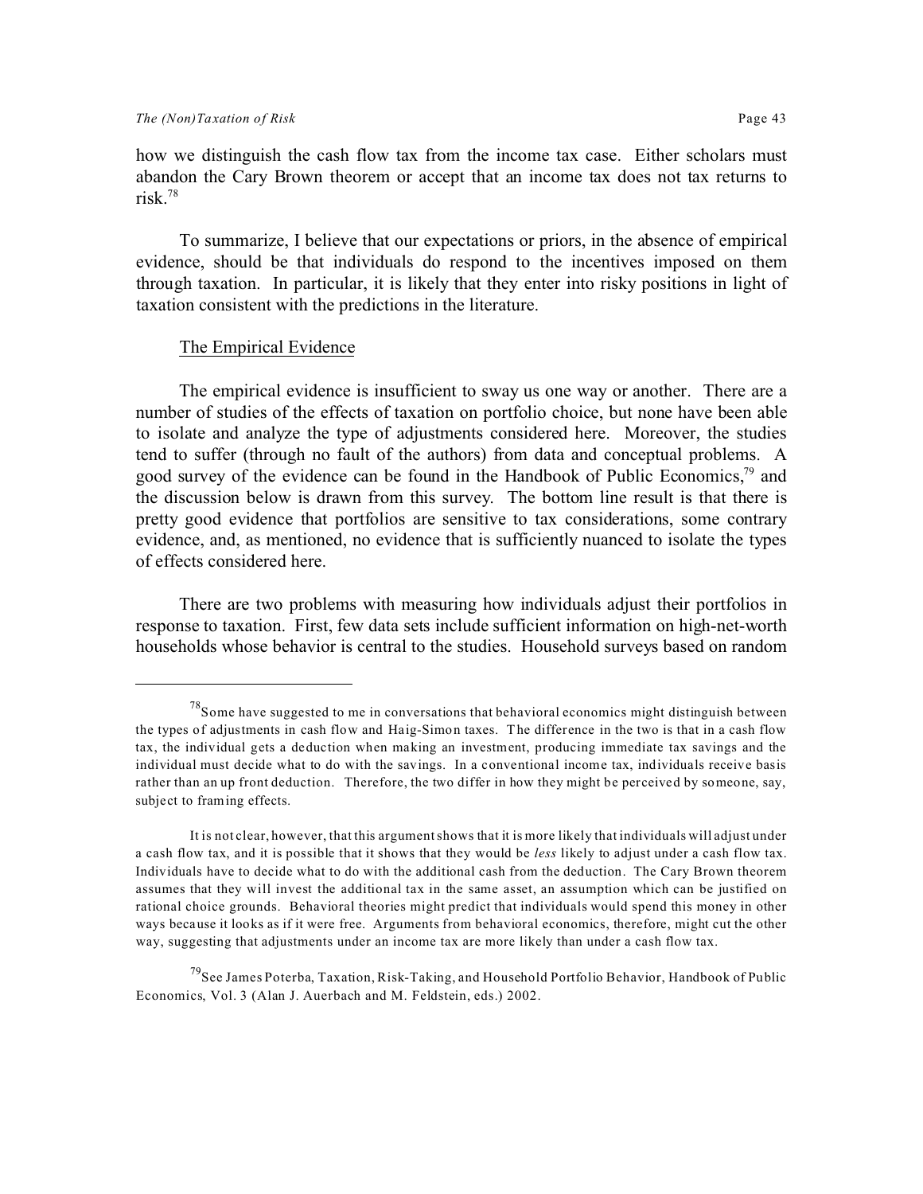how we distinguish the cash flow tax from the income tax case. Either scholars must abandon the Cary Brown theorem or accept that an income tax does not tax returns to risk.[78]

To summarize, I believe that our expectations or priors, in the absence of empirical evidence, should be that individuals do respond to the incentives imposed on them through taxation. In particular, it is likely that they enter into risky positions in light of taxation consistent with the predictions in the literature.

<u>The Empirical Evidence</u>

The empirical evidence is insufficient to sway us one way or another. There are a number of studies of the effects of taxation on portfolio choice, but none have been able to isolate and analyze the type of adjustments considered here. Moreover, the studies tend to suffer (through no fault of the authors) from data and conceptual problems. A good survey of the evidence can be found in the Handbook of Public Economics,[79] and the discussion below is drawn from this survey. The bottom line result is that there is pretty good evidence that portfolios are sensitive to tax considerations, some contrary evidence, and, as mentioned, no evidence that is sufficiently nuanced to isolate the types of effects considered here.

There are two problems with measuring how individuals adjust their portfolios in response to taxation. First, few data sets include sufficient information on high-net-worth households whose behavior is central to the studies. Household surveys based on random

---

[78] Some have suggested to me in conversations that behavioral economics might distinguish between the types of adjustments in cash flow and Haig-Simon taxes. The difference in the two is that in a cash flow tax, the individual gets a deduction when making an investment, producing immediate tax savings and the individual must decide what to do with the savings. In a conventional income tax, individuals receive basis rather than an up front deduction. Therefore, the two differ in how they might be perceived by someone, say, subject to framing effects.

It is not clear, however, that this argument shows that it is more likely that individuals will adjust under a cash flow tax, and it is possible that it shows that they would be *less* likely to adjust under a cash flow tax. Individuals have to decide what to do with the additional cash from the deduction. The Cary Brown theorem assumes that they will invest the additional tax in the same asset, an assumption which can be justified on rational choice grounds. Behavioral theories might predict that individuals would spend this money in other ways because it looks as if it were free. Arguments from behavioral economics, therefore, might cut the other way, suggesting that adjustments under an income tax are more likely than under a cash flow tax.

[79] See James Poterba, Taxation, Risk-Taking, and Household Portfolio Behavior, Handbook of Public Economics, Vol. 3 (Alan J. Auerbach and M. Feldstein, eds.) 2002.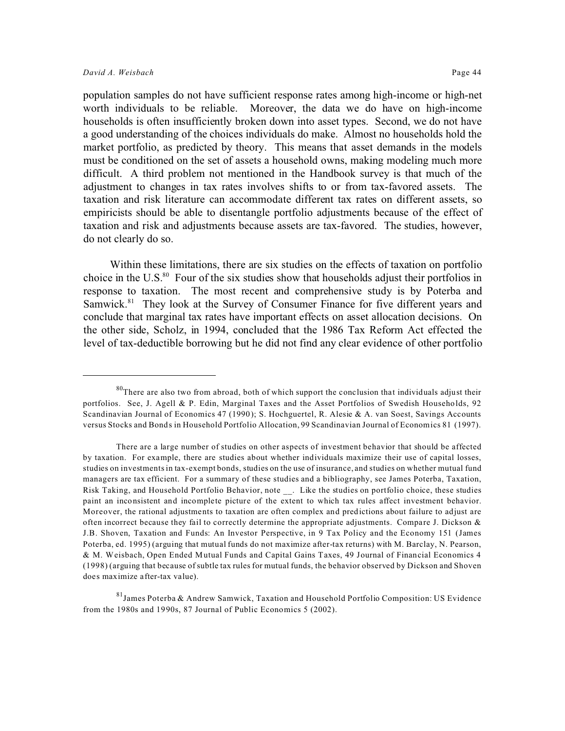population samples do not have sufficient response rates among high-income or high-net worth individuals to be reliable. Moreover, the data we do have on high-income households is often insufficiently broken down into asset types. Second, we do not have a good understanding of the choices individuals do make. Almost no households hold the market portfolio, as predicted by theory. This means that asset demands in the models must be conditioned on the set of assets a household owns, making modeling much more difficult. A third problem not mentioned in the Handbook survey is that much of the adjustment to changes in tax rates involves shifts to or from tax-favored assets. The taxation and risk literature can accommodate different tax rates on different assets, so empiricists should be able to disentangle portfolio adjustments because of the effect of taxation and risk and adjustments because assets are tax-favored. The studies, however, do not clearly do so.

Within these limitations, there are six studies on the effects of taxation on portfolio choice in the U.S.[80] Four of the six studies show that households adjust their portfolios in response to taxation. The most recent and comprehensive study is by Poterba and Samwick.[81] They look at the Survey of Consumer Finance for five different years and conclude that marginal tax rates have important effects on asset allocation decisions. On the other side, Scholz, in 1994, concluded that the 1986 Tax Reform Act effected the level of tax-deductible borrowing but he did not find any clear evidence of other portfolio

---

[80] There are also two from abroad, both of which support the conclusion that individuals adjust their portfolios. See, J. Agell & P. Edin, Marginal Taxes and the Asset Portfolios of Swedish Households, 92 Scandinavian Journal of Economics 47 (1990); S. Hochguertel, R. Alesie & A. van Soest, Savings Accounts versus Stocks and Bonds in Household Portfolio Allocation, 99 Scandinavian Journal of Economics 81 (1997).

There are a large number of studies on other aspects of investment behavior that should be affected by taxation. For example, there are studies about whether individuals maximize their use of capital losses, studies on investments in tax-exempt bonds, studies on the use of insurance, and studies on whether mutual fund managers are tax efficient. For a summary of these studies and a bibliography, see James Poterba, Taxation, Risk Taking, and Household Portfolio Behavior, note __. Like the studies on portfolio choice, these studies paint an inconsistent and incomplete picture of the extent to which tax rules affect investment behavior. Moreover, the rational adjustments to taxation are often complex and predictions about failure to adjust are often incorrect because they fail to correctly determine the appropriate adjustments. Compare J. Dickson & J.B. Shoven, Taxation and Funds: An Investor Perspective, in 9 Tax Policy and the Economy 151 (James Poterba, ed. 1995) (arguing that mutual funds do not maximize after-tax returns) with M. Barclay, N. Pearson, & M. Weisbach, Open Ended Mutual Funds and Capital Gains Taxes, 49 Journal of Financial Economics 4 (1998) (arguing that because of subtle tax rules for mutual funds, the behavior observed by Dickson and Shoven does maximize after-tax value).

[81] James Poterba & Andrew Samwick, Taxation and Household Portfolio Composition: US Evidence from the 1980s and 1990s, 87 Journal of Public Economics 5 (2002).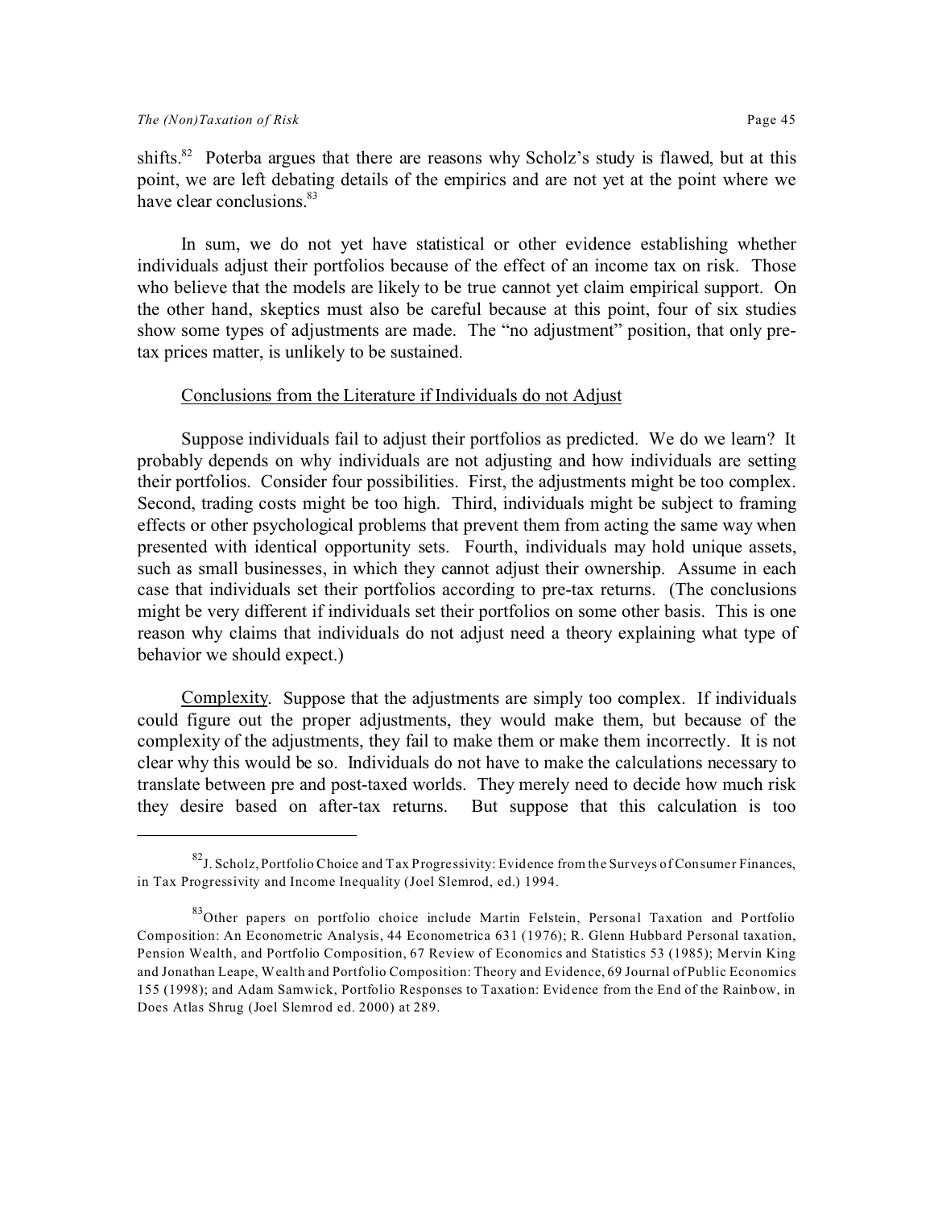shifts.[82] Poterba argues that there are reasons why Scholz's study is flawed, but at this point, we are left debating details of the empirics and are not yet at the point where we have clear conclusions.[83]

In sum, we do not yet have statistical or other evidence establishing whether individuals adjust their portfolios because of the effect of an income tax on risk. Those who believe that the models are likely to be true cannot yet claim empirical support. On the other hand, skeptics must also be careful because at this point, four of six studies show some types of adjustments are made. The "no adjustment" position, that only pre-tax prices matter, is unlikely to be sustained.

### Conclusions from the Literature if Individuals do not Adjust

Suppose individuals fail to adjust their portfolios as predicted. We do we learn? It probably depends on why individuals are not adjusting and how individuals are setting their portfolios. Consider four possibilities. First, the adjustments might be too complex. Second, trading costs might be too high. Third, individuals might be subject to framing effects or other psychological problems that prevent them from acting the same way when presented with identical opportunity sets. Fourth, individuals may hold unique assets, such as small businesses, in which they cannot adjust their ownership. Assume in each case that individuals set their portfolios according to pre-tax returns. (The conclusions might be very different if individuals set their portfolios on some other basis. This is one reason why claims that individuals do not adjust need a theory explaining what type of behavior we should expect.)

Complexity. Suppose that the adjustments are simply too complex. If individuals could figure out the proper adjustments, they would make them, but because of the complexity of the adjustments, they fail to make them or make them incorrectly. It is not clear why this would be so. Individuals do not have to make the calculations necessary to translate between pre and post-taxed worlds. They merely need to decide how much risk they desire based on after-tax returns. But suppose that this calculation is too

---

[82] J. Scholz, Portfolio Choice and Tax Progressivity: Evidence from the Surveys of Consumer Finances, in Tax Progressivity and Income Inequality (Joel Slemrod, ed.) 1994.

[83] Other papers on portfolio choice include Martin Felstein, Personal Taxation and Portfolio Composition: An Econometric Analysis, 44 Econometrica 631 (1976); R. Glenn Hubbard Personal taxation, Pension Wealth, and Portfolio Composition, 67 Review of Economics and Statistics 53 (1985); Mervin King and Jonathan Leape, Wealth and Portfolio Composition: Theory and Evidence, 69 Journal of Public Economics 155 (1998); and Adam Samwick, Portfolio Responses to Taxation: Evidence from the End of the Rainbow, in Does Atlas Shrug (Joel Slemrod ed. 2000) at 289.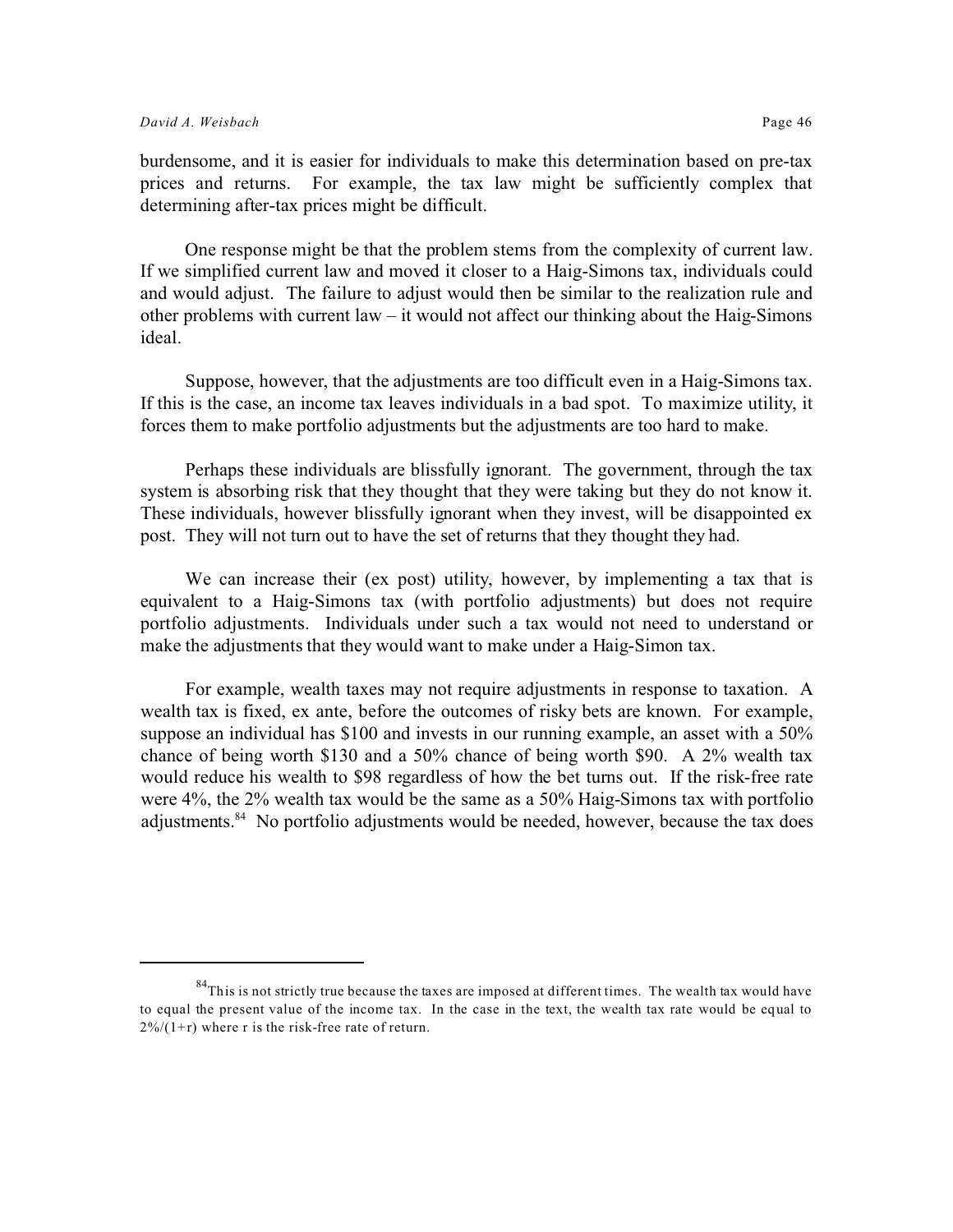burdensome, and it is easier for individuals to make this determination based on pre-tax prices and returns. For example, the tax law might be sufficiently complex that determining after-tax prices might be difficult.

One response might be that the problem stems from the complexity of current law. If we simplified current law and moved it closer to a Haig-Simons tax, individuals could and would adjust. The failure to adjust would then be similar to the realization rule and other problems with current law – it would not affect our thinking about the Haig-Simons ideal.

Suppose, however, that the adjustments are too difficult even in a Haig-Simons tax. If this is the case, an income tax leaves individuals in a bad spot. To maximize utility, it forces them to make portfolio adjustments but the adjustments are too hard to make.

Perhaps these individuals are blissfully ignorant. The government, through the tax system is absorbing risk that they thought that they were taking but they do not know it. These individuals, however blissfully ignorant when they invest, will be disappointed ex post. They will not turn out to have the set of returns that they thought they had.

We can increase their (ex post) utility, however, by implementing a tax that is equivalent to a Haig-Simons tax (with portfolio adjustments) but does not require portfolio adjustments. Individuals under such a tax would not need to understand or make the adjustments that they would want to make under a Haig-Simon tax.

For example, wealth taxes may not require adjustments in response to taxation. A wealth tax is fixed, ex ante, before the outcomes of risky bets are known. For example, suppose an individual has \$100 and invests in our running example, an asset with a 50% chance of being worth \$130 and a 50% chance of being worth \$90. A 2% wealth tax would reduce his wealth to \$98 regardless of how the bet turns out. If the risk-free rate were 4%, the 2% wealth tax would be the same as a 50% Haig-Simons tax with portfolio adjustments.[84] No portfolio adjustments would be needed, however, because the tax does

---

[84] This is not strictly true because the taxes are imposed at different times. The wealth tax would have to equal the present value of the income tax. In the case in the text, the wealth tax rate would be equal to $2\%/(1+r)$ where r is the risk-free rate of return.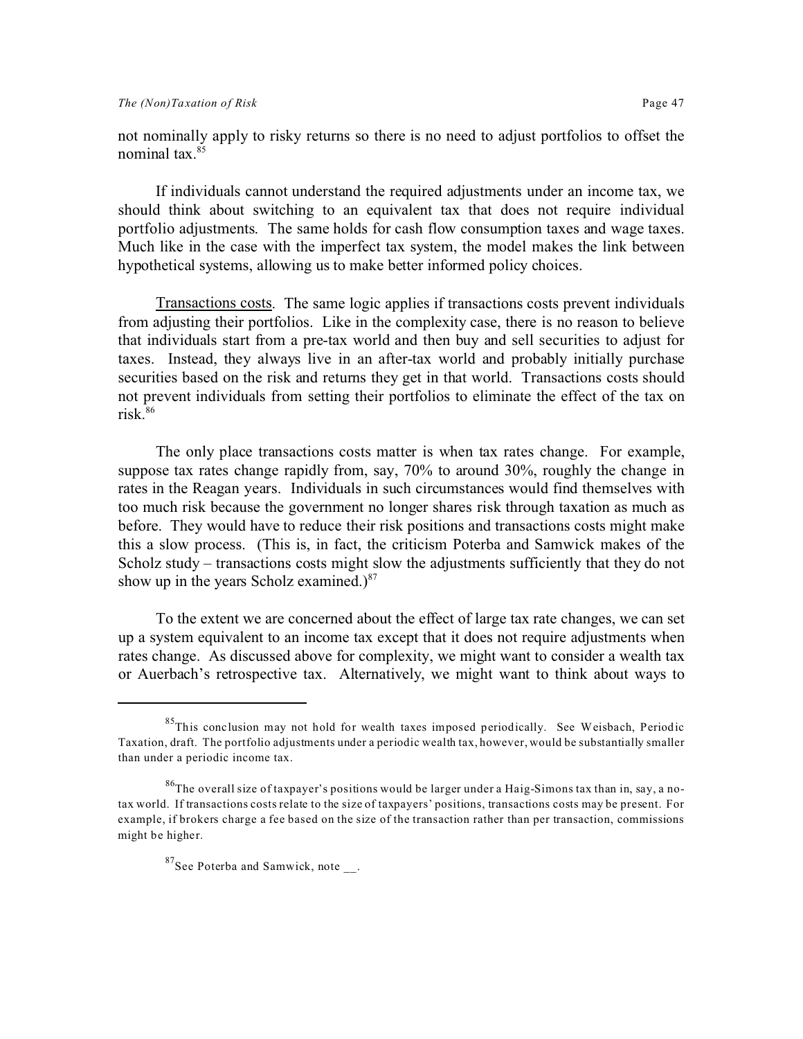not nominally apply to risky returns so there is no need to adjust portfolios to offset the nominal tax.[85]

If individuals cannot understand the required adjustments under an income tax, we should think about switching to an equivalent tax that does not require individual portfolio adjustments. The same holds for cash flow consumption taxes and wage taxes. Much like in the case with the imperfect tax system, the model makes the link between hypothetical systems, allowing us to make better informed policy choices.

Transactions costs. The same logic applies if transactions costs prevent individuals from adjusting their portfolios. Like in the complexity case, there is no reason to believe that individuals start from a pre-tax world and then buy and sell securities to adjust for taxes. Instead, they always live in an after-tax world and probably initially purchase securities based on the risk and returns they get in that world. Transactions costs should not prevent individuals from setting their portfolios to eliminate the effect of the tax on risk.[86]

The only place transactions costs matter is when tax rates change. For example, suppose tax rates change rapidly from, say, 70% to around 30%, roughly the change in rates in the Reagan years. Individuals in such circumstances would find themselves with too much risk because the government no longer shares risk through taxation as much as before. They would have to reduce their risk positions and transactions costs might make this a slow process. (This is, in fact, the criticism Poterba and Samwick makes of the Scholz study – transactions costs might slow the adjustments sufficiently that they do not show up in the years Scholz examined.)[87]

To the extent we are concerned about the effect of large tax rate changes, we can set up a system equivalent to an income tax except that it does not require adjustments when rates change. As discussed above for complexity, we might want to consider a wealth tax or Auerbach's retrospective tax. Alternatively, we might want to think about ways to

---

[85] This conclusion may not hold for wealth taxes imposed periodically. See Weisbach, Periodic Taxation, draft. The portfolio adjustments under a periodic wealth tax, however, would be substantially smaller than under a periodic income tax.

[86] The overall size of taxpayer's positions would be larger under a Haig-Simons tax than in, say, a no-tax world. If transactions costs relate to the size of taxpayers' positions, transactions costs may be present. For example, if brokers charge a fee based on the size of the transaction rather than per transaction, commissions might be higher.

[87] See Poterba and Samwick, note __.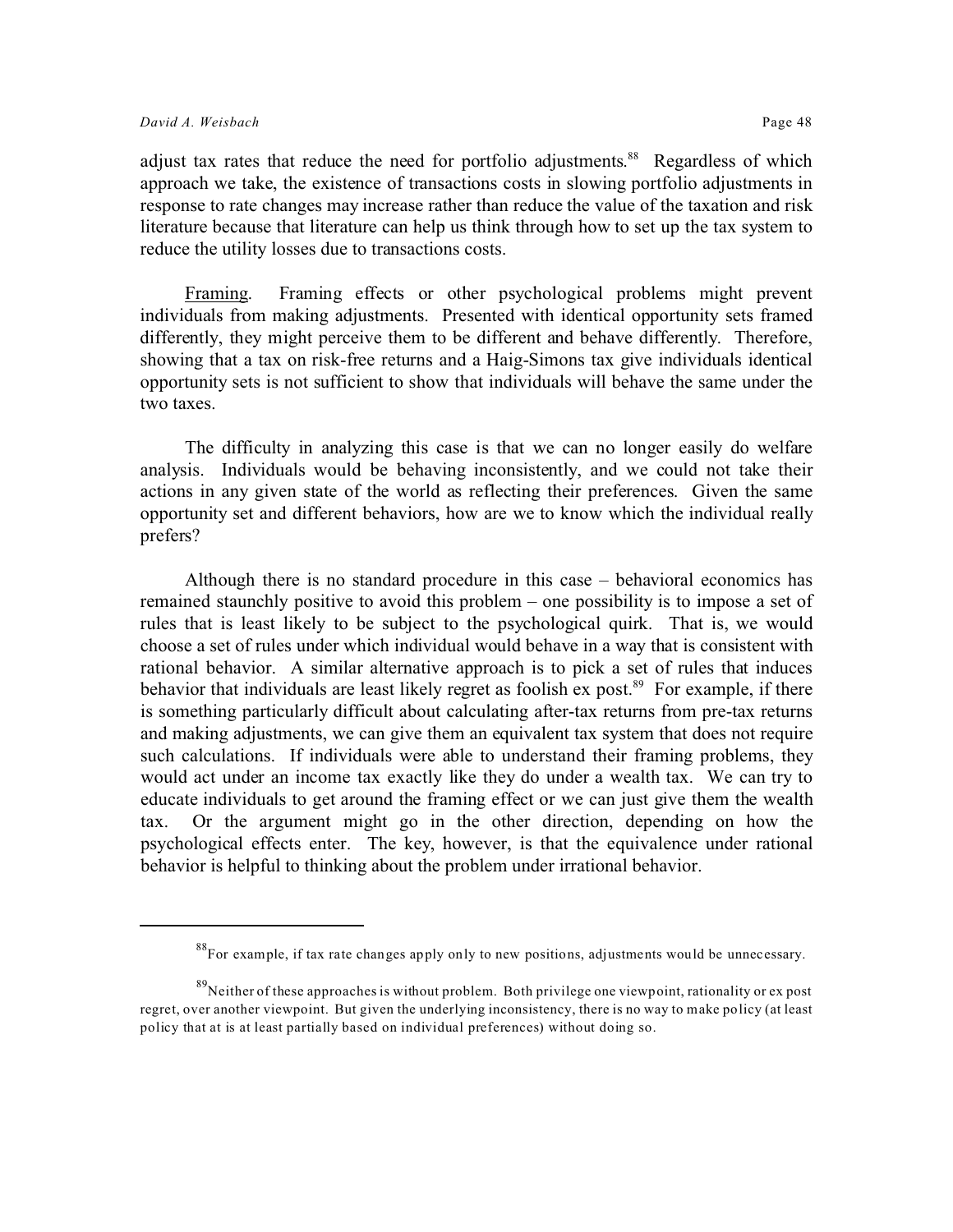adjust tax rates that reduce the need for portfolio adjustments.[88] Regardless of which approach we take, the existence of transactions costs in slowing portfolio adjustments in response to rate changes may increase rather than reduce the value of the taxation and risk literature because that literature can help us think through how to set up the tax system to reduce the utility losses due to transactions costs.

Framing. Framing effects or other psychological problems might prevent individuals from making adjustments. Presented with identical opportunity sets framed differently, they might perceive them to be different and behave differently. Therefore, showing that a tax on risk-free returns and a Haig-Simons tax give individuals identical opportunity sets is not sufficient to show that individuals will behave the same under the two taxes.

The difficulty in analyzing this case is that we can no longer easily do welfare analysis. Individuals would be behaving inconsistently, and we could not take their actions in any given state of the world as reflecting their preferences. Given the same opportunity set and different behaviors, how are we to know which the individual really prefers?

Although there is no standard procedure in this case – behavioral economics has remained staunchly positive to avoid this problem – one possibility is to impose a set of rules that is least likely to be subject to the psychological quirk. That is, we would choose a set of rules under which individual would behave in a way that is consistent with rational behavior. A similar alternative approach is to pick a set of rules that induces behavior that individuals are least likely regret as foolish ex post.[89] For example, if there is something particularly difficult about calculating after-tax returns from pre-tax returns and making adjustments, we can give them an equivalent tax system that does not require such calculations. If individuals were able to understand their framing problems, they would act under an income tax exactly like they do under a wealth tax. We can try to educate individuals to get around the framing effect or we can just give them the wealth tax. Or the argument might go in the other direction, depending on how the psychological effects enter. The key, however, is that the equivalence under rational behavior is helpful to thinking about the problem under irrational behavior.

---

[88] For example, if tax rate changes apply only to new positions, adjustments would be unnecessary.

[89] Neither of these approaches is without problem. Both privilege one viewpoint, rationality or ex post regret, over another viewpoint. But given the underlying inconsistency, there is no way to make policy (at least policy that at is at least partially based on individual preferences) without doing so.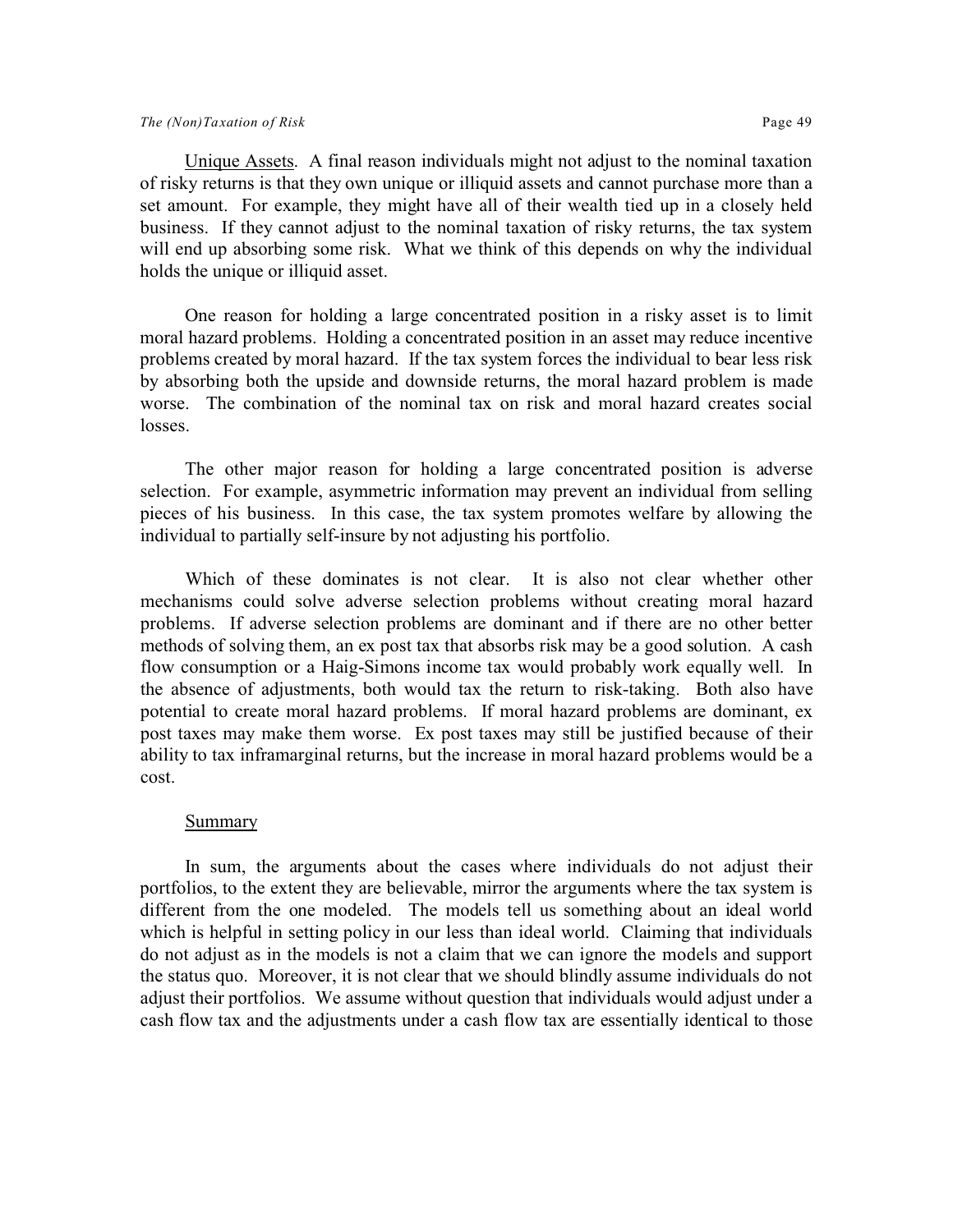<u>Unique Assets</u>. A final reason individuals might not adjust to the nominal taxation of risky returns is that they own unique or illiquid assets and cannot purchase more than a set amount. For example, they might have all of their wealth tied up in a closely held business. If they cannot adjust to the nominal taxation of risky returns, the tax system will end up absorbing some risk. What we think of this depends on why the individual holds the unique or illiquid asset.

One reason for holding a large concentrated position in a risky asset is to limit moral hazard problems. Holding a concentrated position in an asset may reduce incentive problems created by moral hazard. If the tax system forces the individual to bear less risk by absorbing both the upside and downside returns, the moral hazard problem is made worse. The combination of the nominal tax on risk and moral hazard creates social losses.

The other major reason for holding a large concentrated position is adverse selection. For example, asymmetric information may prevent an individual from selling pieces of his business. In this case, the tax system promotes welfare by allowing the individual to partially self-insure by not adjusting his portfolio.

Which of these dominates is not clear. It is also not clear whether other mechanisms could solve adverse selection problems without creating moral hazard problems. If adverse selection problems are dominant and if there are no other better methods of solving them, an ex post tax that absorbs risk may be a good solution. A cash flow consumption or a Haig-Simons income tax would probably work equally well. In the absence of adjustments, both would tax the return to risk-taking. Both also have potential to create moral hazard problems. If moral hazard problems are dominant, ex post taxes may make them worse. Ex post taxes may still be justified because of their ability to tax inframarginal returns, but the increase in moral hazard problems would be a cost.

<u>Summary</u>

In sum, the arguments about the cases where individuals do not adjust their portfolios, to the extent they are believable, mirror the arguments where the tax system is different from the one modeled. The models tell us something about an ideal world which is helpful in setting policy in our less than ideal world. Claiming that individuals do not adjust as in the models is not a claim that we can ignore the models and support the status quo. Moreover, it is not clear that we should blindly assume individuals do not adjust their portfolios. We assume without question that individuals would adjust under a cash flow tax and the adjustments under a cash flow tax are essentially identical to those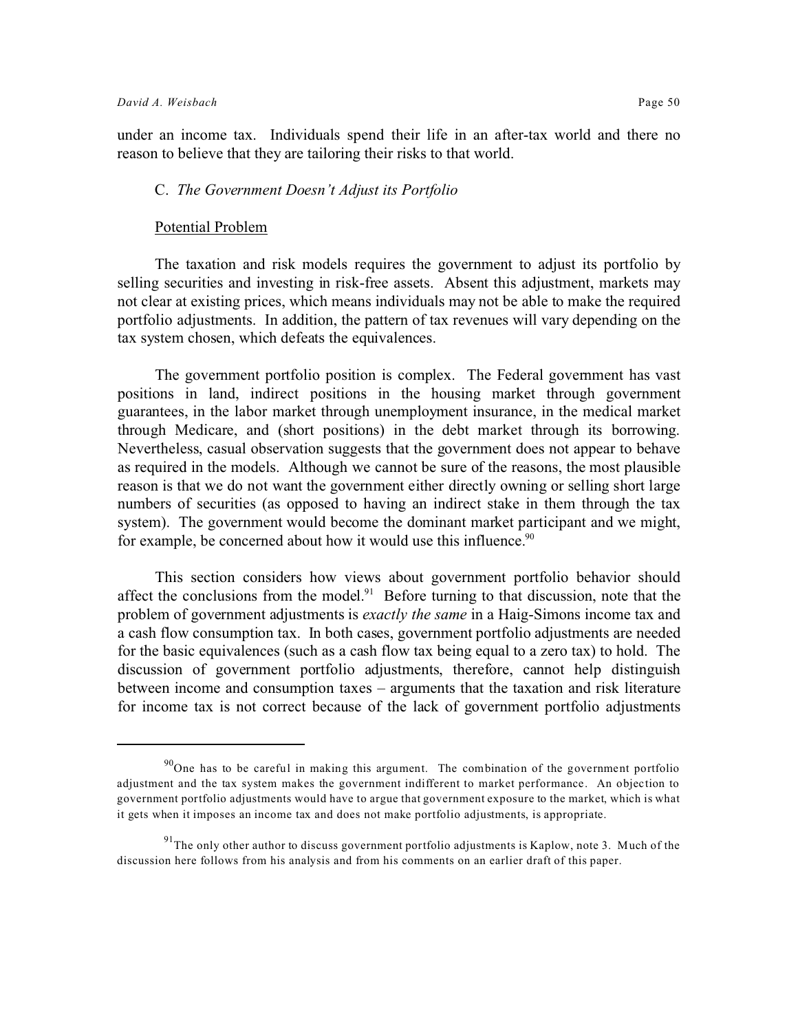under an income tax. Individuals spend their life in an after-tax world and there no reason to believe that they are tailoring their risks to that world.

### C. *The Government Doesn't Adjust its Portfolio*

Potential Problem

The taxation and risk models requires the government to adjust its portfolio by selling securities and investing in risk-free assets. Absent this adjustment, markets may not clear at existing prices, which means individuals may not be able to make the required portfolio adjustments. In addition, the pattern of tax revenues will vary depending on the tax system chosen, which defeats the equivalences.

The government portfolio position is complex. The Federal government has vast positions in land, indirect positions in the housing market through government guarantees, in the labor market through unemployment insurance, in the medical market through Medicare, and (short positions) in the debt market through its borrowing. Nevertheless, casual observation suggests that the government does not appear to behave as required in the models. Although we cannot be sure of the reasons, the most plausible reason is that we do not want the government either directly owning or selling short large numbers of securities (as opposed to having an indirect stake in them through the tax system). The government would become the dominant market participant and we might, for example, be concerned about how it would use this influence.[90]

This section considers how views about government portfolio behavior should affect the conclusions from the model.[91] Before turning to that discussion, note that the problem of government adjustments is *exactly the same* in a Haig-Simons income tax and a cash flow consumption tax. In both cases, government portfolio adjustments are needed for the basic equivalences (such as a cash flow tax being equal to a zero tax) to hold. The discussion of government portfolio adjustments, therefore, cannot help distinguish between income and consumption taxes – arguments that the taxation and risk literature for income tax is not correct because of the lack of government portfolio adjustments

---

[90] One has to be careful in making this argument. The combination of the government portfolio adjustment and the tax system makes the government indifferent to market performance. An objection to government portfolio adjustments would have to argue that government exposure to the market, which is what it gets when it imposes an income tax and does not make portfolio adjustments, is appropriate.

[91] The only other author to discuss government portfolio adjustments is Kaplow, note 3. Much of the discussion here follows from his analysis and from his comments on an earlier draft of this paper.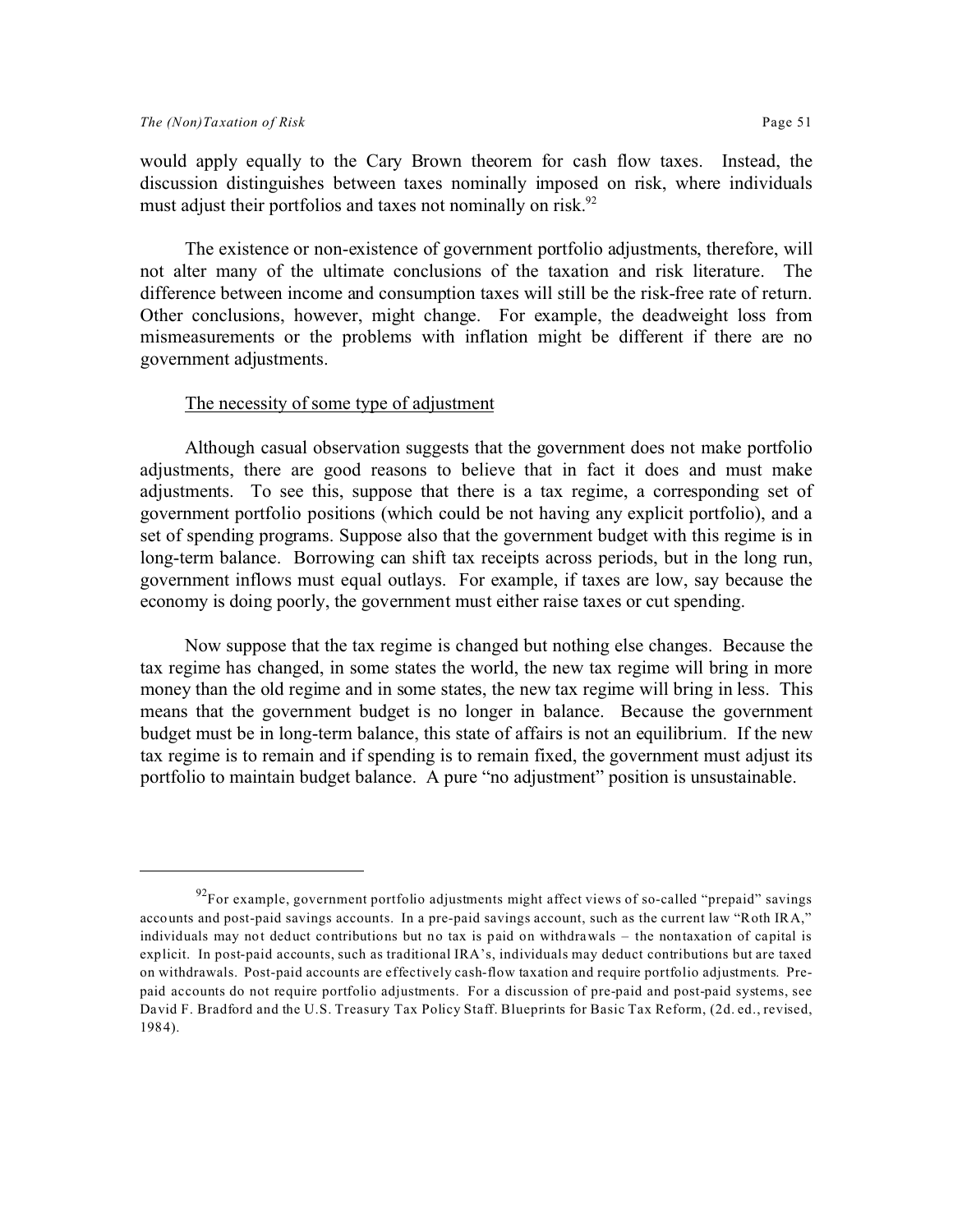would apply equally to the Cary Brown theorem for cash flow taxes. Instead, the discussion distinguishes between taxes nominally imposed on risk, where individuals must adjust their portfolios and taxes not nominally on risk.[92]

The existence or non-existence of government portfolio adjustments, therefore, will not alter many of the ultimate conclusions of the taxation and risk literature. The difference between income and consumption taxes will still be the risk-free rate of return. Other conclusions, however, might change. For example, the deadweight loss from mismeasurements or the problems with inflation might be different if there are no government adjustments.

<u>The necessity of some type of adjustment</u>

Although casual observation suggests that the government does not make portfolio adjustments, there are good reasons to believe that in fact it does and must make adjustments. To see this, suppose that there is a tax regime, a corresponding set of government portfolio positions (which could be not having any explicit portfolio), and a set of spending programs. Suppose also that the government budget with this regime is in long-term balance. Borrowing can shift tax receipts across periods, but in the long run, government inflows must equal outlays. For example, if taxes are low, say because the economy is doing poorly, the government must either raise taxes or cut spending.

Now suppose that the tax regime is changed but nothing else changes. Because the tax regime has changed, in some states the world, the new tax regime will bring in more money than the old regime and in some states, the new tax regime will bring in less. This means that the government budget is no longer in balance. Because the government budget must be in long-term balance, this state of affairs is not an equilibrium. If the new tax regime is to remain and if spending is to remain fixed, the government must adjust its portfolio to maintain budget balance. A pure "no adjustment" position is unsustainable.

---

[92] For example, government portfolio adjustments might affect views of so-called "prepaid" savings accounts and post-paid savings accounts. In a pre-paid savings account, such as the current law "Roth IRA," individuals may not deduct contributions but no tax is paid on withdrawals – the nontaxation of capital is explicit. In post-paid accounts, such as traditional IRA's, individuals may deduct contributions but are taxed on withdrawals. Post-paid accounts are effectively cash-flow taxation and require portfolio adjustments. Pre-paid accounts do not require portfolio adjustments. For a discussion of pre-paid and post-paid systems, see David F. Bradford and the U.S. Treasury Tax Policy Staff. Blueprints for Basic Tax Reform, (2d. ed., revised, 1984).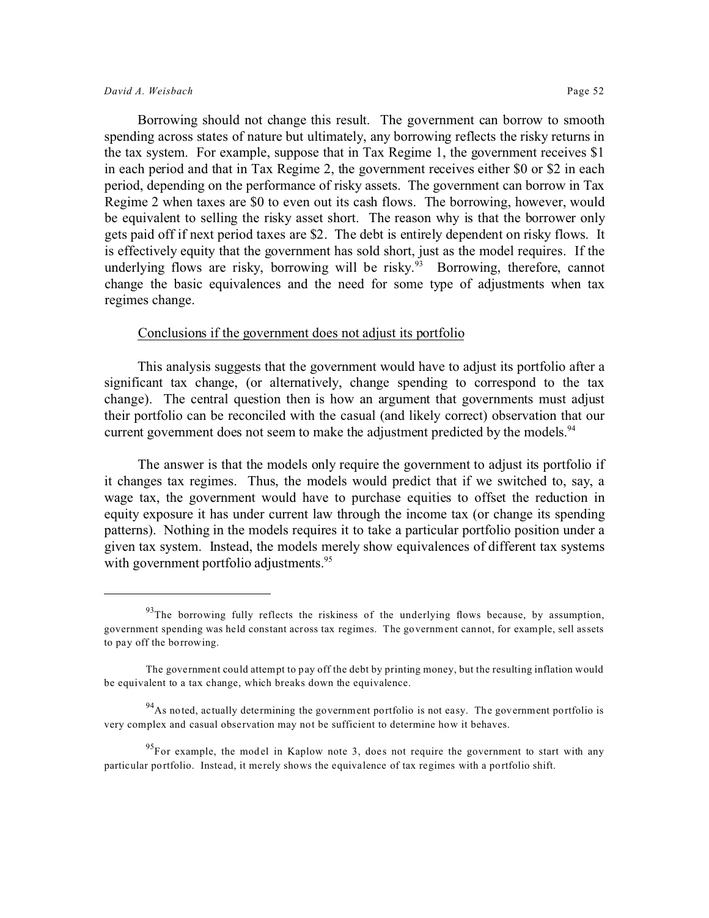Borrowing should not change this result. The government can borrow to smooth spending across states of nature but ultimately, any borrowing reflects the risky returns in the tax system. For example, suppose that in Tax Regime 1, the government receives $1 in each period and that in Tax Regime 2, the government receives either $0 or $2 in each period, depending on the performance of risky assets. The government can borrow in Tax Regime 2 when taxes are $0 to even out its cash flows. The borrowing, however, would be equivalent to selling the risky asset short. The reason why is that the borrower only gets paid off if next period taxes are $2. The debt is entirely dependent on risky flows. It is effectively equity that the government has sold short, just as the model requires. If the underlying flows are risky, borrowing will be risky.[93] Borrowing, therefore, cannot change the basic equivalences and the need for some type of adjustments when tax regimes change.

Conclusions if the government does not adjust its portfolio

This analysis suggests that the government would have to adjust its portfolio after a significant tax change, (or alternatively, change spending to correspond to the tax change). The central question then is how an argument that governments must adjust their portfolio can be reconciled with the casual (and likely correct) observation that our current government does not seem to make the adjustment predicted by the models.[94]

The answer is that the models only require the government to adjust its portfolio if it changes tax regimes. Thus, the models would predict that if we switched to, say, a wage tax, the government would have to purchase equities to offset the reduction in equity exposure it has under current law through the income tax (or change its spending patterns). Nothing in the models requires it to take a particular portfolio position under a given tax system. Instead, the models merely show equivalences of different tax systems with government portfolio adjustments.[95]

---

[93] The borrowing fully reflects the riskiness of the underlying flows because, by assumption, government spending was held constant across tax regimes. The government cannot, for example, sell assets to pay off the borrowing.

The government could attempt to pay off the debt by printing money, but the resulting inflation would be equivalent to a tax change, which breaks down the equivalence.

[94] As noted, actually determining the government portfolio is not easy. The government portfolio is very complex and casual observation may not be sufficient to determine how it behaves.

[95] For example, the model in Kaplow note 3, does not require the government to start with any particular portfolio. Instead, it merely shows the equivalence of tax regimes with a portfolio shift.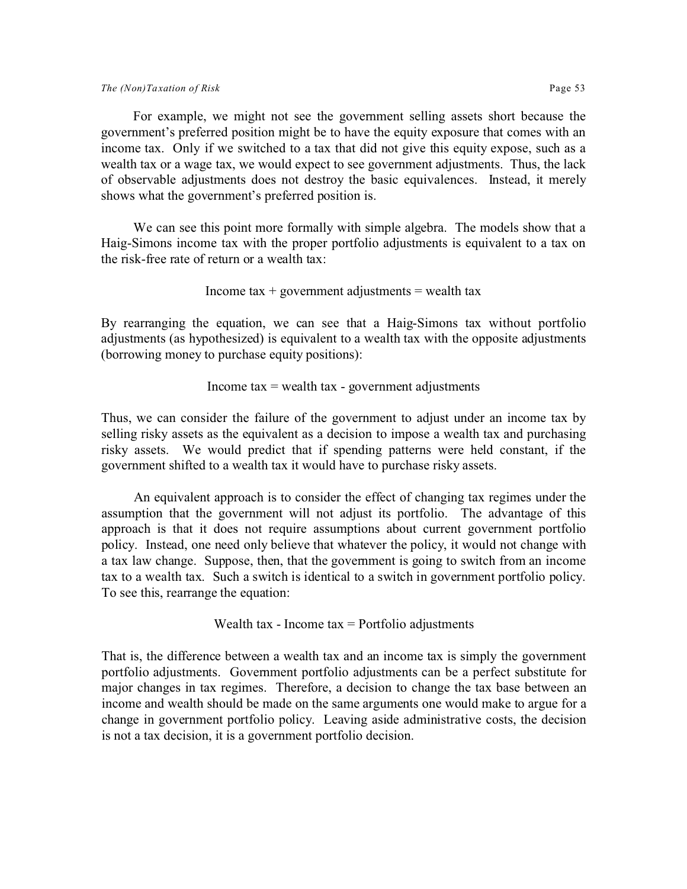For example, we might not see the government selling assets short because the government's preferred position might be to have the equity exposure that comes with an income tax. Only if we switched to a tax that did not give this equity expose, such as a wealth tax or a wage tax, we would expect to see government adjustments. Thus, the lack of observable adjustments does not destroy the basic equivalences. Instead, it merely shows what the government's preferred position is.

We can see this point more formally with simple algebra. The models show that a Haig-Simons income tax with the proper portfolio adjustments is equivalent to a tax on the risk-free rate of return or a wealth tax:

Income tax + government adjustments = wealth tax

By rearranging the equation, we can see that a Haig-Simons tax without portfolio adjustments (as hypothesized) is equivalent to a wealth tax with the opposite adjustments (borrowing money to purchase equity positions):

Income tax = wealth tax - government adjustments

Thus, we can consider the failure of the government to adjust under an income tax by selling risky assets as the equivalent as a decision to impose a wealth tax and purchasing risky assets. We would predict that if spending patterns were held constant, if the government shifted to a wealth tax it would have to purchase risky assets.

An equivalent approach is to consider the effect of changing tax regimes under the assumption that the government will not adjust its portfolio. The advantage of this approach is that it does not require assumptions about current government portfolio policy. Instead, one need only believe that whatever the policy, it would not change with a tax law change. Suppose, then, that the government is going to switch from an income tax to a wealth tax. Such a switch is identical to a switch in government portfolio policy. To see this, rearrange the equation:

Wealth tax - Income tax = Portfolio adjustments

That is, the difference between a wealth tax and an income tax is simply the government portfolio adjustments. Government portfolio adjustments can be a perfect substitute for major changes in tax regimes. Therefore, a decision to change the tax base between an income and wealth should be made on the same arguments one would make to argue for a change in government portfolio policy. Leaving aside administrative costs, the decision is not a tax decision, it is a government portfolio decision.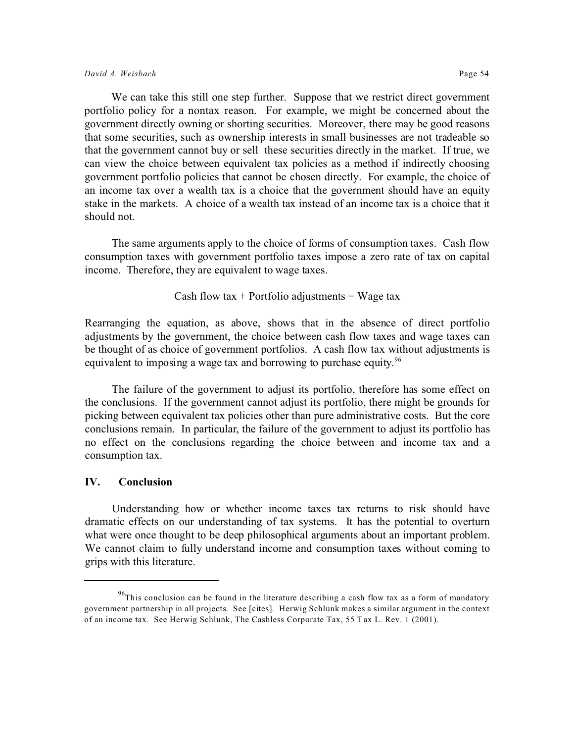We can take this still one step further. Suppose that we restrict direct government portfolio policy for a nontax reason. For example, we might be concerned about the government directly owning or shorting securities. Moreover, there may be good reasons that some securities, such as ownership interests in small businesses are not tradeable so that the government cannot buy or sell these securities directly in the market. If true, we can view the choice between equivalent tax policies as a method if indirectly choosing government portfolio policies that cannot be chosen directly. For example, the choice of an income tax over a wealth tax is a choice that the government should have an equity stake in the markets. A choice of a wealth tax instead of an income tax is a choice that it should not.

The same arguments apply to the choice of forms of consumption taxes. Cash flow consumption taxes with government portfolio taxes impose a zero rate of tax on capital income. Therefore, they are equivalent to wage taxes.

Cash flow tax + Portfolio adjustments = Wage tax

Rearranging the equation, as above, shows that in the absence of direct portfolio adjustments by the government, the choice between cash flow taxes and wage taxes can be thought of as choice of government portfolios. A cash flow tax without adjustments is equivalent to imposing a wage tax and borrowing to purchase equity.[96]

The failure of the government to adjust its portfolio, therefore has some effect on the conclusions. If the government cannot adjust its portfolio, there might be grounds for picking between equivalent tax policies other than pure administrative costs. But the core conclusions remain. In particular, the failure of the government to adjust its portfolio has no effect on the conclusions regarding the choice between and income tax and a consumption tax.

## IV. Conclusion

Understanding how or whether income taxes tax returns to risk should have dramatic effects on our understanding of tax systems. It has the potential to overturn what were once thought to be deep philosophical arguments about an important problem. We cannot claim to fully understand income and consumption taxes without coming to grips with this literature.

---

[96] This conclusion can be found in the literature describing a cash flow tax as a form of mandatory government partnership in all projects. See [cites]. Herwig Schlunk makes a similar argument in the context of an income tax. See Herwig Schlunk, The Cashless Corporate Tax, 55 Tax L. Rev. 1 (2001).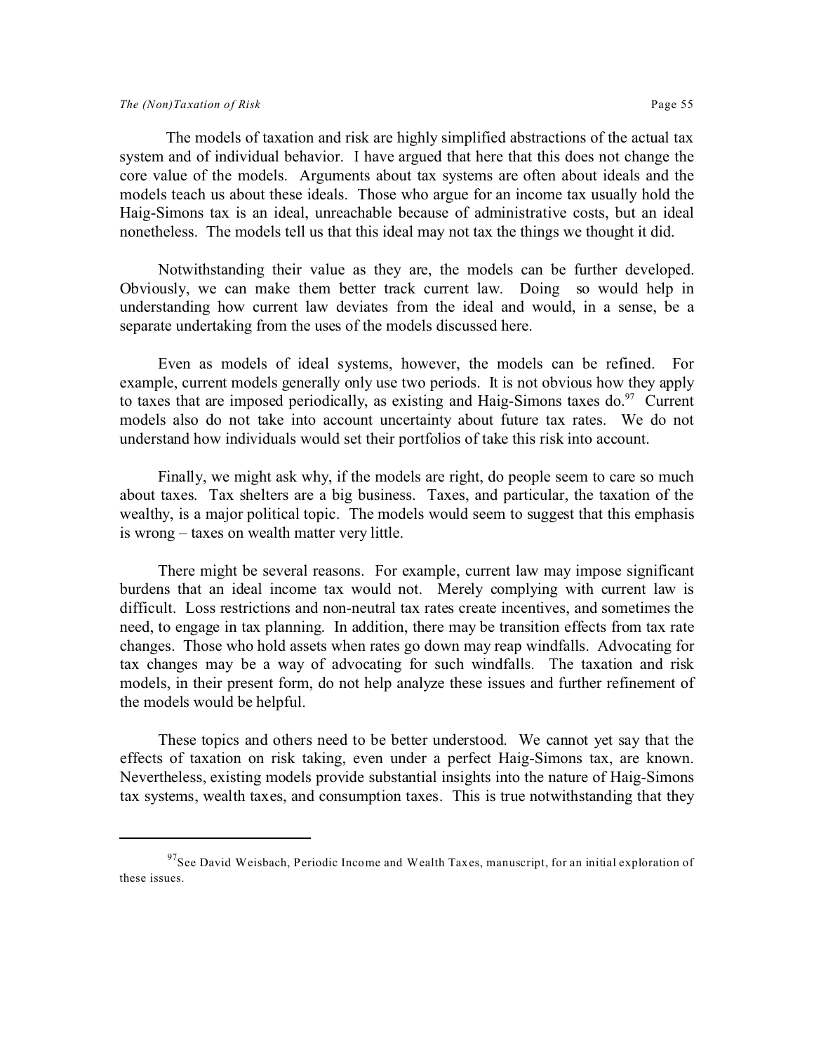The models of taxation and risk are highly simplified abstractions of the actual tax system and of individual behavior. I have argued that here that this does not change the core value of the models. Arguments about tax systems are often about ideals and the models teach us about these ideals. Those who argue for an income tax usually hold the Haig-Simons tax is an ideal, unreachable because of administrative costs, but an ideal nonetheless. The models tell us that this ideal may not tax the things we thought it did.

Notwithstanding their value as they are, the models can be further developed. Obviously, we can make them better track current law. Doing so would help in understanding how current law deviates from the ideal and would, in a sense, be a separate undertaking from the uses of the models discussed here.

Even as models of ideal systems, however, the models can be refined. For example, current models generally only use two periods. It is not obvious how they apply to taxes that are imposed periodically, as existing and Haig-Simons taxes do.[97] Current models also do not take into account uncertainty about future tax rates. We do not understand how individuals would set their portfolios of take this risk into account.

Finally, we might ask why, if the models are right, do people seem to care so much about taxes. Tax shelters are a big business. Taxes, and particular, the taxation of the wealthy, is a major political topic. The models would seem to suggest that this emphasis is wrong – taxes on wealth matter very little.

There might be several reasons. For example, current law may impose significant burdens that an ideal income tax would not. Merely complying with current law is difficult. Loss restrictions and non-neutral tax rates create incentives, and sometimes the need, to engage in tax planning. In addition, there may be transition effects from tax rate changes. Those who hold assets when rates go down may reap windfalls. Advocating for tax changes may be a way of advocating for such windfalls. The taxation and risk models, in their present form, do not help analyze these issues and further refinement of the models would be helpful.

These topics and others need to be better understood. We cannot yet say that the effects of taxation on risk taking, even under a perfect Haig-Simons tax, are known. Nevertheless, existing models provide substantial insights into the nature of Haig-Simons tax systems, wealth taxes, and consumption taxes. This is true notwithstanding that they

---

[97] See David Weisbach, Periodic Income and Wealth Taxes, manuscript, for an initial exploration of these issues.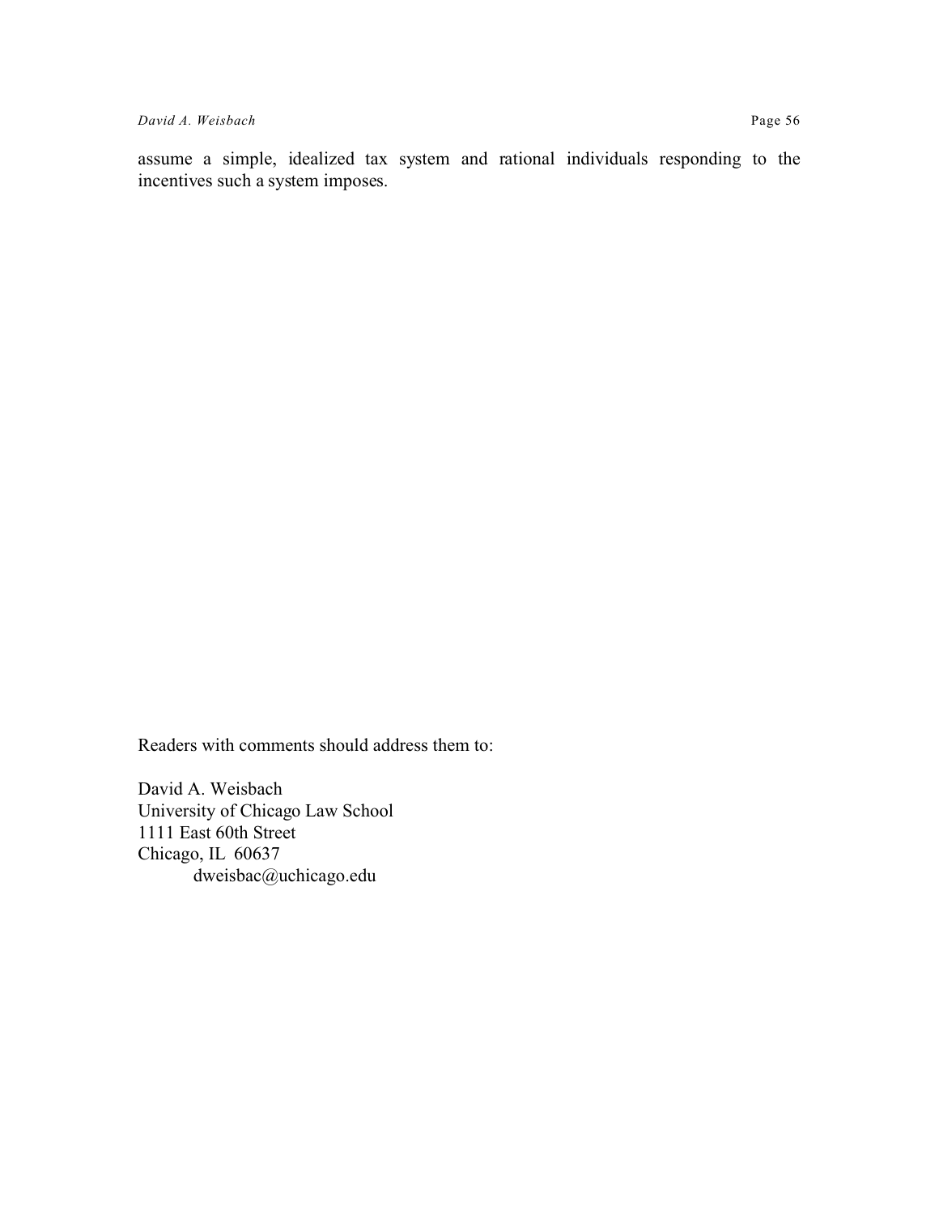assume a simple, idealized tax system and rational individuals responding to the incentives such a system imposes.

Readers with comments should address them to:

David A. Weisbach
University of Chicago Law School
1111 East 60th Street
Chicago, IL 60637
dweisbac@uchicago.edu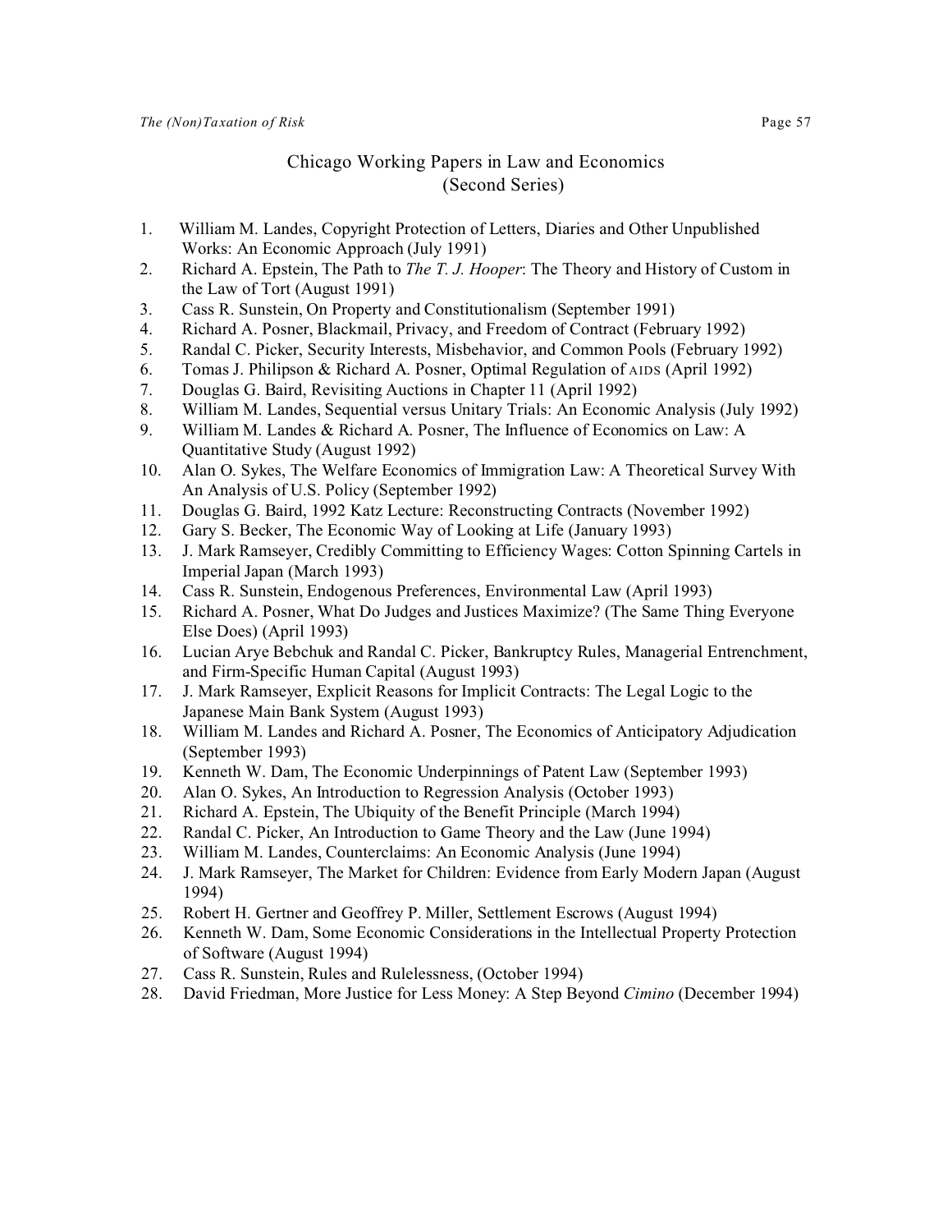# Chicago Working Papers in Law and Economics (Second Series)

1. William M. Landes, Copyright Protection of Letters, Diaries and Other Unpublished Works: An Economic Approach (July 1991)
2. Richard A. Epstein, The Path to *The T. J. Hooper*: The Theory and History of Custom in the Law of Tort (August 1991)
3. Cass R. Sunstein, On Property and Constitutionalism (September 1991)
4. Richard A. Posner, Blackmail, Privacy, and Freedom of Contract (February 1992)
5. Randal C. Picker, Security Interests, Misbehavior, and Common Pools (February 1992)
6. Tomas J. Philipson & Richard A. Posner, Optimal Regulation of AIDS (April 1992)
7. Douglas G. Baird, Revisiting Auctions in Chapter 11 (April 1992)
8. William M. Landes, Sequential versus Unitary Trials: An Economic Analysis (July 1992)
9. William M. Landes & Richard A. Posner, The Influence of Economics on Law: A Quantitative Study (August 1992)
10. Alan O. Sykes, The Welfare Economics of Immigration Law: A Theoretical Survey With An Analysis of U.S. Policy (September 1992)
11. Douglas G. Baird, 1992 Katz Lecture: Reconstructing Contracts (November 1992)
12. Gary S. Becker, The Economic Way of Looking at Life (January 1993)
13. J. Mark Ramseyer, Credibly Committing to Efficiency Wages: Cotton Spinning Cartels in Imperial Japan (March 1993)
14. Cass R. Sunstein, Endogenous Preferences, Environmental Law (April 1993)
15. Richard A. Posner, What Do Judges and Justices Maximize? (The Same Thing Everyone Else Does) (April 1993)
16. Lucian Arye Bebchuk and Randal C. Picker, Bankruptcy Rules, Managerial Entrenchment, and Firm-Specific Human Capital (August 1993)
17. J. Mark Ramseyer, Explicit Reasons for Implicit Contracts: The Legal Logic to the Japanese Main Bank System (August 1993)
18. William M. Landes and Richard A. Posner, The Economics of Anticipatory Adjudication (September 1993)
19. Kenneth W. Dam, The Economic Underpinnings of Patent Law (September 1993)
20. Alan O. Sykes, An Introduction to Regression Analysis (October 1993)
21. Richard A. Epstein, The Ubiquity of the Benefit Principle (March 1994)
22. Randal C. Picker, An Introduction to Game Theory and the Law (June 1994)
23. William M. Landes, Counterclaims: An Economic Analysis (June 1994)
24. J. Mark Ramseyer, The Market for Children: Evidence from Early Modern Japan (August 1994)
25. Robert H. Gertner and Geoffrey P. Miller, Settlement Escrows (August 1994)
26. Kenneth W. Dam, Some Economic Considerations in the Intellectual Property Protection of Software (August 1994)
27. Cass R. Sunstein, Rules and Rulelessness, (October 1994)
28. David Friedman, More Justice for Less Money: A Step Beyond *Cimino* (December 1994)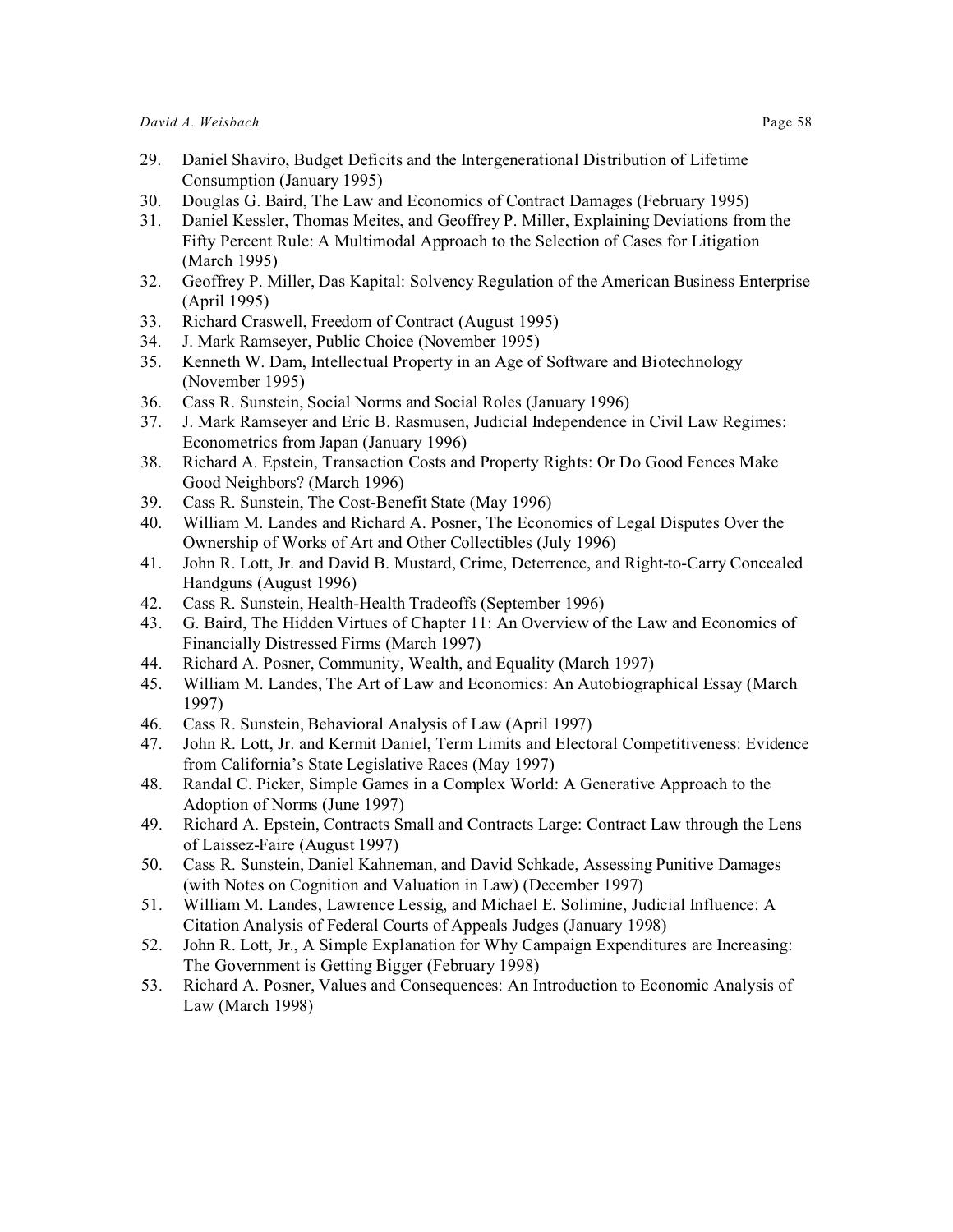29. Daniel Shaviro, Budget Deficits and the Intergenerational Distribution of Lifetime Consumption (January 1995)
30. Douglas G. Baird, The Law and Economics of Contract Damages (February 1995)
31. Daniel Kessler, Thomas Meites, and Geoffrey P. Miller, Explaining Deviations from the Fifty Percent Rule: A Multimodal Approach to the Selection of Cases for Litigation (March 1995)
32. Geoffrey P. Miller, Das Kapital: Solvency Regulation of the American Business Enterprise (April 1995)
33. Richard Craswell, Freedom of Contract (August 1995)
34. J. Mark Ramseyer, Public Choice (November 1995)
35. Kenneth W. Dam, Intellectual Property in an Age of Software and Biotechnology (November 1995)
36. Cass R. Sunstein, Social Norms and Social Roles (January 1996)
37. J. Mark Ramseyer and Eric B. Rasmusen, Judicial Independence in Civil Law Regimes: Econometrics from Japan (January 1996)
38. Richard A. Epstein, Transaction Costs and Property Rights: Or Do Good Fences Make Good Neighbors? (March 1996)
39. Cass R. Sunstein, The Cost-Benefit State (May 1996)
40. William M. Landes and Richard A. Posner, The Economics of Legal Disputes Over the Ownership of Works of Art and Other Collectibles (July 1996)
41. John R. Lott, Jr. and David B. Mustard, Crime, Deterrence, and Right-to-Carry Concealed Handguns (August 1996)
42. Cass R. Sunstein, Health-Health Tradeoffs (September 1996)
43. G. Baird, The Hidden Virtues of Chapter 11: An Overview of the Law and Economics of Financially Distressed Firms (March 1997)
44. Richard A. Posner, Community, Wealth, and Equality (March 1997)
45. William M. Landes, The Art of Law and Economics: An Autobiographical Essay (March 1997)
46. Cass R. Sunstein, Behavioral Analysis of Law (April 1997)
47. John R. Lott, Jr. and Kermit Daniel, Term Limits and Electoral Competitiveness: Evidence from California's State Legislative Races (May 1997)
48. Randal C. Picker, Simple Games in a Complex World: A Generative Approach to the Adoption of Norms (June 1997)
49. Richard A. Epstein, Contracts Small and Contracts Large: Contract Law through the Lens of Laissez-Faire (August 1997)
50. Cass R. Sunstein, Daniel Kahneman, and David Schkade, Assessing Punitive Damages (with Notes on Cognition and Valuation in Law) (December 1997)
51. William M. Landes, Lawrence Lessig, and Michael E. Solimine, Judicial Influence: A Citation Analysis of Federal Courts of Appeals Judges (January 1998)
52. John R. Lott, Jr., A Simple Explanation for Why Campaign Expenditures are Increasing: The Government is Getting Bigger (February 1998)
53. Richard A. Posner, Values and Consequences: An Introduction to Economic Analysis of Law (March 1998)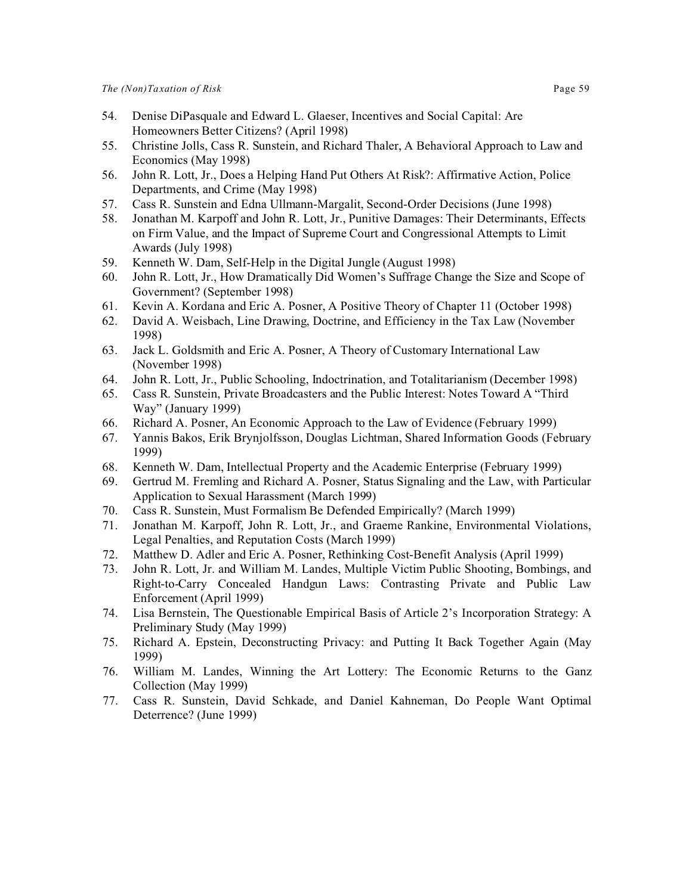54. Denise DiPasquale and Edward L. Glaeser, Incentives and Social Capital: Are Homeowners Better Citizens? (April 1998)
55. Christine Jolls, Cass R. Sunstein, and Richard Thaler, A Behavioral Approach to Law and Economics (May 1998)
56. John R. Lott, Jr., Does a Helping Hand Put Others At Risk?: Affirmative Action, Police Departments, and Crime (May 1998)
57. Cass R. Sunstein and Edna Ullmann-Margalit, Second-Order Decisions (June 1998)
58. Jonathan M. Karpoff and John R. Lott, Jr., Punitive Damages: Their Determinants, Effects on Firm Value, and the Impact of Supreme Court and Congressional Attempts to Limit Awards (July 1998)
59. Kenneth W. Dam, Self-Help in the Digital Jungle (August 1998)
60. John R. Lott, Jr., How Dramatically Did Women's Suffrage Change the Size and Scope of Government? (September 1998)
61. Kevin A. Kordana and Eric A. Posner, A Positive Theory of Chapter 11 (October 1998)
62. David A. Weisbach, Line Drawing, Doctrine, and Efficiency in the Tax Law (November 1998)
63. Jack L. Goldsmith and Eric A. Posner, A Theory of Customary International Law (November 1998)
64. John R. Lott, Jr., Public Schooling, Indoctrination, and Totalitarianism (December 1998)
65. Cass R. Sunstein, Private Broadcasters and the Public Interest: Notes Toward A "Third Way" (January 1999)
66. Richard A. Posner, An Economic Approach to the Law of Evidence (February 1999)
67. Yannis Bakos, Erik Brynjolfsson, Douglas Lichtman, Shared Information Goods (February 1999)
68. Kenneth W. Dam, Intellectual Property and the Academic Enterprise (February 1999)
69. Gertrud M. Fremling and Richard A. Posner, Status Signaling and the Law, with Particular Application to Sexual Harassment (March 1999)
70. Cass R. Sunstein, Must Formalism Be Defended Empirically? (March 1999)
71. Jonathan M. Karpoff, John R. Lott, Jr., and Graeme Rankine, Environmental Violations, Legal Penalties, and Reputation Costs (March 1999)
72. Matthew D. Adler and Eric A. Posner, Rethinking Cost-Benefit Analysis (April 1999)
73. John R. Lott, Jr. and William M. Landes, Multiple Victim Public Shooting, Bombings, and Right-to-Carry Concealed Handgun Laws: Contrasting Private and Public Law Enforcement (April 1999)
74. Lisa Bernstein, The Questionable Empirical Basis of Article 2's Incorporation Strategy: A Preliminary Study (May 1999)
75. Richard A. Epstein, Deconstructing Privacy: and Putting It Back Together Again (May 1999)
76. William M. Landes, Winning the Art Lottery: The Economic Returns to the Ganz Collection (May 1999)
77. Cass R. Sunstein, David Schkade, and Daniel Kahneman, Do People Want Optimal Deterrence? (June 1999)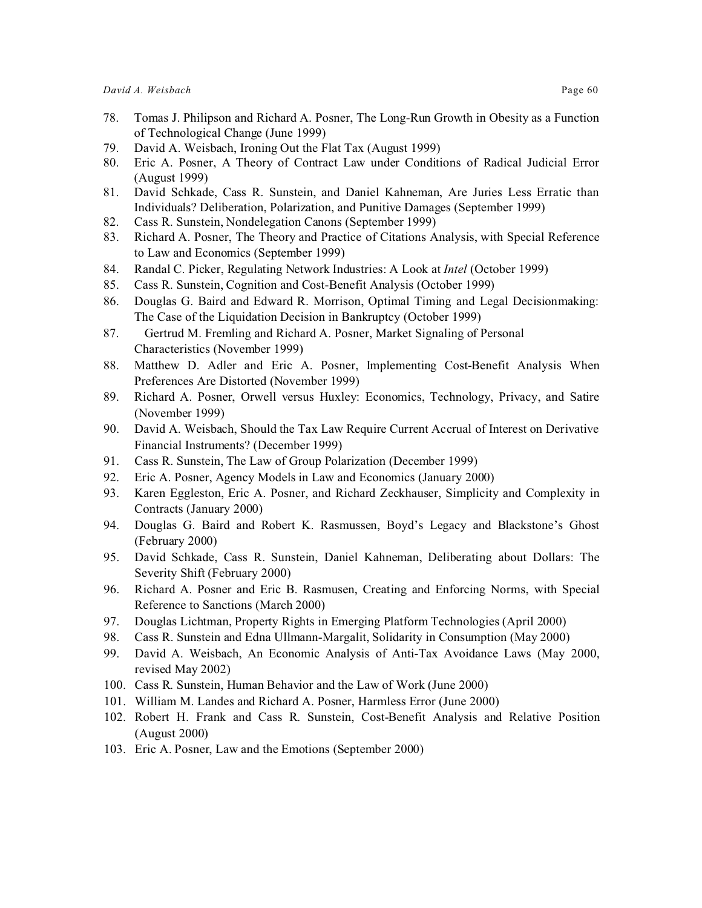78. Tomas J. Philipson and Richard A. Posner, The Long-Run Growth in Obesity as a Function of Technological Change (June 1999)
79. David A. Weisbach, Ironing Out the Flat Tax (August 1999)
80. Eric A. Posner, A Theory of Contract Law under Conditions of Radical Judicial Error (August 1999)
81. David Schkade, Cass R. Sunstein, and Daniel Kahneman, Are Juries Less Erratic than Individuals? Deliberation, Polarization, and Punitive Damages (September 1999)
82. Cass R. Sunstein, Nondelegation Canons (September 1999)
83. Richard A. Posner, The Theory and Practice of Citations Analysis, with Special Reference to Law and Economics (September 1999)
84. Randal C. Picker, Regulating Network Industries: A Look at *Intel* (October 1999)
85. Cass R. Sunstein, Cognition and Cost-Benefit Analysis (October 1999)
86. Douglas G. Baird and Edward R. Morrison, Optimal Timing and Legal Decisionmaking: The Case of the Liquidation Decision in Bankruptcy (October 1999)
87. Gertrud M. Fremling and Richard A. Posner, Market Signaling of Personal Characteristics (November 1999)
88. Matthew D. Adler and Eric A. Posner, Implementing Cost-Benefit Analysis When Preferences Are Distorted (November 1999)
89. Richard A. Posner, Orwell versus Huxley: Economics, Technology, Privacy, and Satire (November 1999)
90. David A. Weisbach, Should the Tax Law Require Current Accrual of Interest on Derivative Financial Instruments? (December 1999)
91. Cass R. Sunstein, The Law of Group Polarization (December 1999)
92. Eric A. Posner, Agency Models in Law and Economics (January 2000)
93. Karen Eggleston, Eric A. Posner, and Richard Zeckhauser, Simplicity and Complexity in Contracts (January 2000)
94. Douglas G. Baird and Robert K. Rasmussen, Boyd's Legacy and Blackstone's Ghost (February 2000)
95. David Schkade, Cass R. Sunstein, Daniel Kahneman, Deliberating about Dollars: The Severity Shift (February 2000)
96. Richard A. Posner and Eric B. Rasmusen, Creating and Enforcing Norms, with Special Reference to Sanctions (March 2000)
97. Douglas Lichtman, Property Rights in Emerging Platform Technologies (April 2000)
98. Cass R. Sunstein and Edna Ullmann-Margalit, Solidarity in Consumption (May 2000)
99. David A. Weisbach, An Economic Analysis of Anti-Tax Avoidance Laws (May 2000, revised May 2002)
100. Cass R. Sunstein, Human Behavior and the Law of Work (June 2000)
101. William M. Landes and Richard A. Posner, Harmless Error (June 2000)
102. Robert H. Frank and Cass R. Sunstein, Cost-Benefit Analysis and Relative Position (August 2000)
103. Eric A. Posner, Law and the Emotions (September 2000)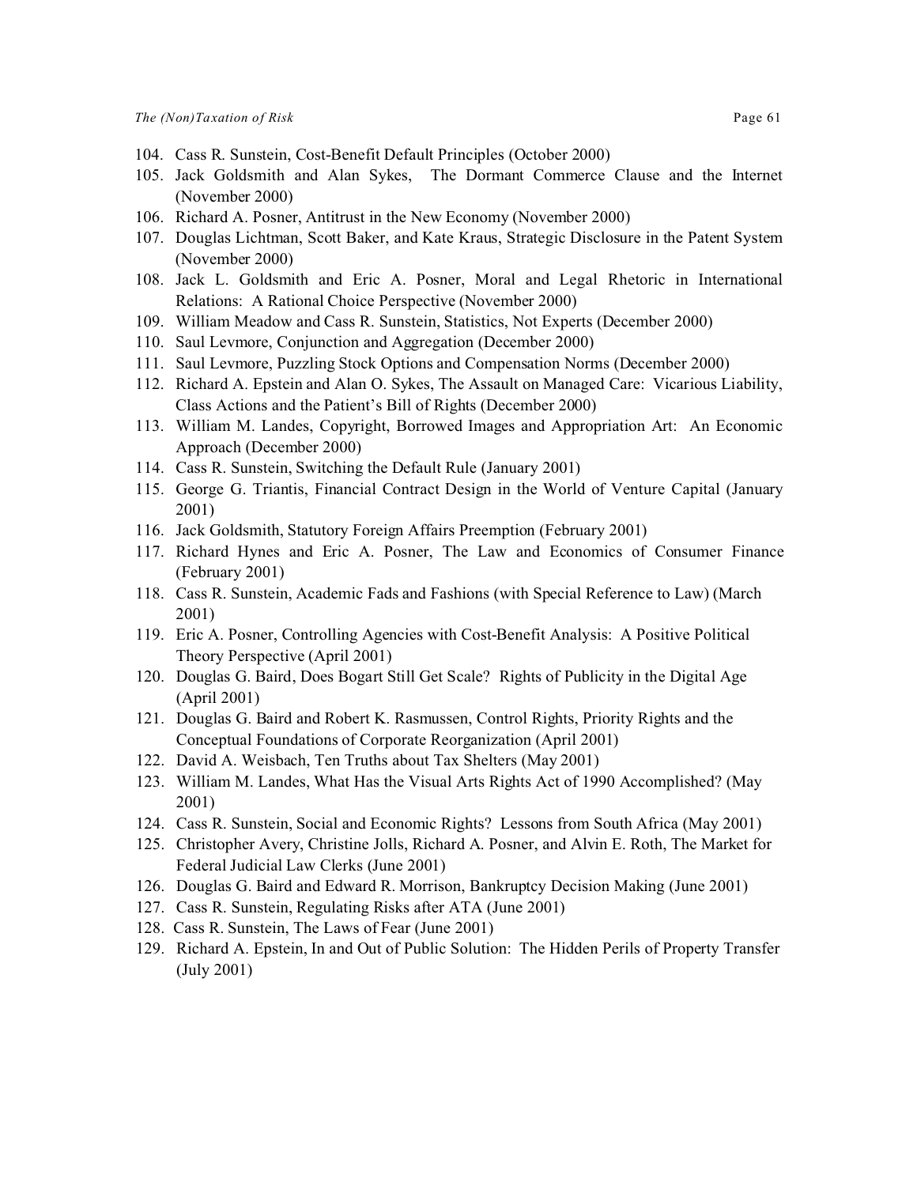104. Cass R. Sunstein, Cost-Benefit Default Principles (October 2000)
105. Jack Goldsmith and Alan Sykes, The Dormant Commerce Clause and the Internet (November 2000)
106. Richard A. Posner, Antitrust in the New Economy (November 2000)
107. Douglas Lichtman, Scott Baker, and Kate Kraus, Strategic Disclosure in the Patent System (November 2000)
108. Jack L. Goldsmith and Eric A. Posner, Moral and Legal Rhetoric in International Relations: A Rational Choice Perspective (November 2000)
109. William Meadow and Cass R. Sunstein, Statistics, Not Experts (December 2000)
110. Saul Levmore, Conjunction and Aggregation (December 2000)
111. Saul Levmore, Puzzling Stock Options and Compensation Norms (December 2000)
112. Richard A. Epstein and Alan O. Sykes, The Assault on Managed Care: Vicarious Liability, Class Actions and the Patient's Bill of Rights (December 2000)
113. William M. Landes, Copyright, Borrowed Images and Appropriation Art: An Economic Approach (December 2000)
114. Cass R. Sunstein, Switching the Default Rule (January 2001)
115. George G. Triantis, Financial Contract Design in the World of Venture Capital (January 2001)
116. Jack Goldsmith, Statutory Foreign Affairs Preemption (February 2001)
117. Richard Hynes and Eric A. Posner, The Law and Economics of Consumer Finance (February 2001)
118. Cass R. Sunstein, Academic Fads and Fashions (with Special Reference to Law) (March 2001)
119. Eric A. Posner, Controlling Agencies with Cost-Benefit Analysis: A Positive Political Theory Perspective (April 2001)
120. Douglas G. Baird, Does Bogart Still Get Scale? Rights of Publicity in the Digital Age (April 2001)
121. Douglas G. Baird and Robert K. Rasmussen, Control Rights, Priority Rights and the Conceptual Foundations of Corporate Reorganization (April 2001)
122. David A. Weisbach, Ten Truths about Tax Shelters (May 2001)
123. William M. Landes, What Has the Visual Arts Rights Act of 1990 Accomplished? (May 2001)
124. Cass R. Sunstein, Social and Economic Rights? Lessons from South Africa (May 2001)
125. Christopher Avery, Christine Jolls, Richard A. Posner, and Alvin E. Roth, The Market for Federal Judicial Law Clerks (June 2001)
126. Douglas G. Baird and Edward R. Morrison, Bankruptcy Decision Making (June 2001)
127. Cass R. Sunstein, Regulating Risks after ATA (June 2001)
128. Cass R. Sunstein, The Laws of Fear (June 2001)
129. Richard A. Epstein, In and Out of Public Solution: The Hidden Perils of Property Transfer (July 2001)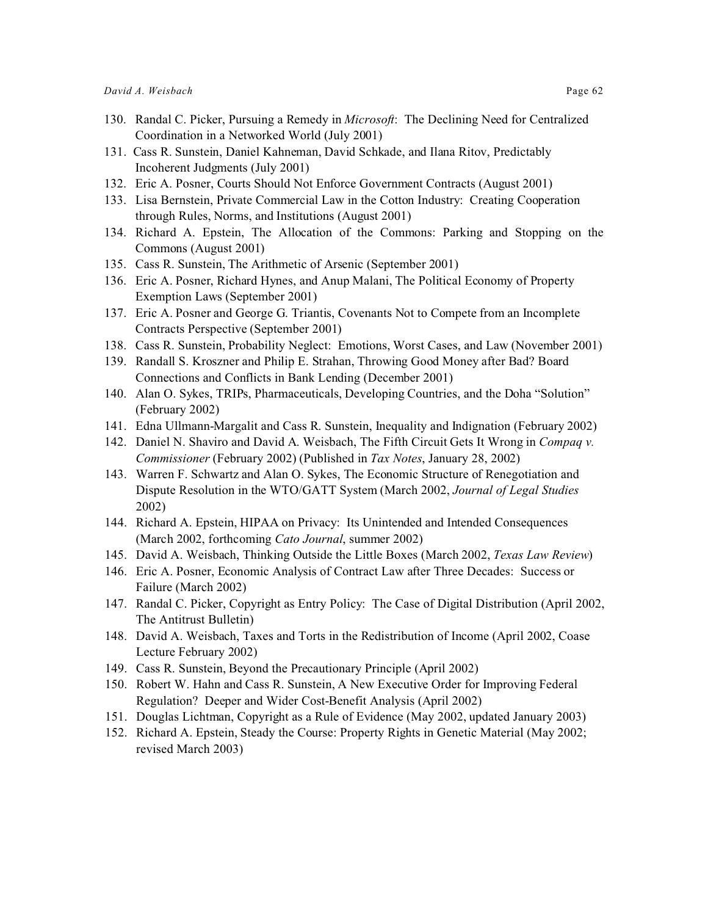130. Randal C. Picker, Pursuing a Remedy in *Microsoft*: The Declining Need for Centralized Coordination in a Networked World (July 2001)
131. Cass R. Sunstein, Daniel Kahneman, David Schkade, and Ilana Ritov, Predictably Incoherent Judgments (July 2001)
132. Eric A. Posner, Courts Should Not Enforce Government Contracts (August 2001)
133. Lisa Bernstein, Private Commercial Law in the Cotton Industry: Creating Cooperation through Rules, Norms, and Institutions (August 2001)
134. Richard A. Epstein, The Allocation of the Commons: Parking and Stopping on the Commons (August 2001)
135. Cass R. Sunstein, The Arithmetic of Arsenic (September 2001)
136. Eric A. Posner, Richard Hynes, and Anup Malani, The Political Economy of Property Exemption Laws (September 2001)
137. Eric A. Posner and George G. Triantis, Covenants Not to Compete from an Incomplete Contracts Perspective (September 2001)
138. Cass R. Sunstein, Probability Neglect: Emotions, Worst Cases, and Law (November 2001)
139. Randall S. Kroszner and Philip E. Strahan, Throwing Good Money after Bad? Board Connections and Conflicts in Bank Lending (December 2001)
140. Alan O. Sykes, TRIPs, Pharmaceuticals, Developing Countries, and the Doha "Solution" (February 2002)
141. Edna Ullmann-Margalit and Cass R. Sunstein, Inequality and Indignation (February 2002)
142. Daniel N. Shaviro and David A. Weisbach, The Fifth Circuit Gets It Wrong in *Compaq v. Commissioner* (February 2002) (Published in *Tax Notes*, January 28, 2002)
143. Warren F. Schwartz and Alan O. Sykes, The Economic Structure of Renegotiation and Dispute Resolution in the WTO/GATT System (March 2002, *Journal of Legal Studies* 2002)
144. Richard A. Epstein, HIPAA on Privacy: Its Unintended and Intended Consequences (March 2002, forthcoming *Cato Journal*, summer 2002)
145. David A. Weisbach, Thinking Outside the Little Boxes (March 2002, *Texas Law Review*)
146. Eric A. Posner, Economic Analysis of Contract Law after Three Decades: Success or Failure (March 2002)
147. Randal C. Picker, Copyright as Entry Policy: The Case of Digital Distribution (April 2002, The Antitrust Bulletin)
148. David A. Weisbach, Taxes and Torts in the Redistribution of Income (April 2002, Coase Lecture February 2002)
149. Cass R. Sunstein, Beyond the Precautionary Principle (April 2002)
150. Robert W. Hahn and Cass R. Sunstein, A New Executive Order for Improving Federal Regulation? Deeper and Wider Cost-Benefit Analysis (April 2002)
151. Douglas Lichtman, Copyright as a Rule of Evidence (May 2002, updated January 2003)
152. Richard A. Epstein, Steady the Course: Property Rights in Genetic Material (May 2002; revised March 2003)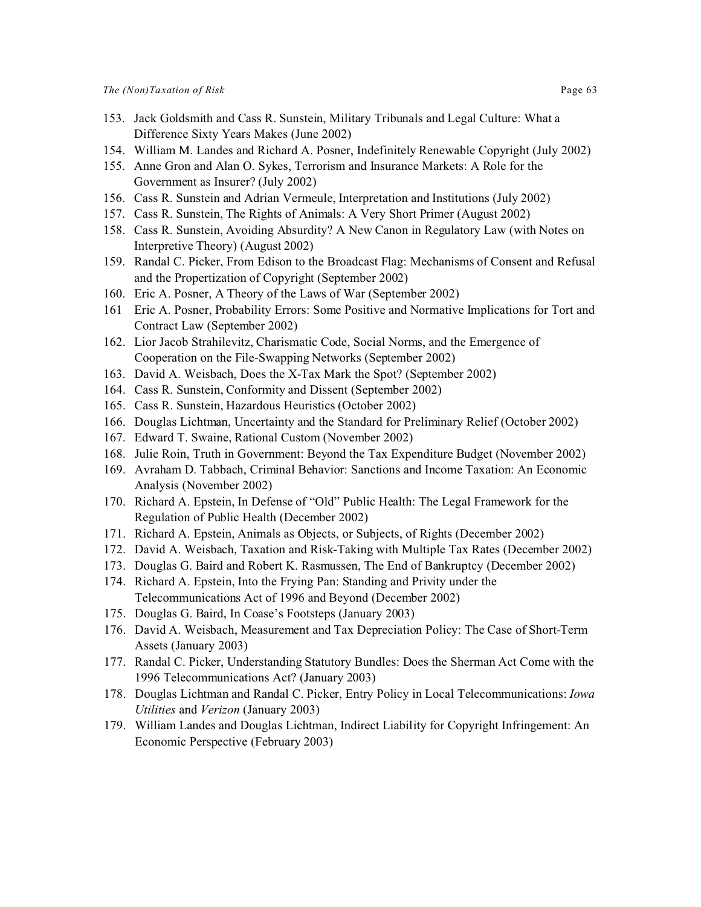153. Jack Goldsmith and Cass R. Sunstein, Military Tribunals and Legal Culture: What a Difference Sixty Years Makes (June 2002)
154. William M. Landes and Richard A. Posner, Indefinitely Renewable Copyright (July 2002)
155. Anne Gron and Alan O. Sykes, Terrorism and Insurance Markets: A Role for the Government as Insurer? (July 2002)
156. Cass R. Sunstein and Adrian Vermeule, Interpretation and Institutions (July 2002)
157. Cass R. Sunstein, The Rights of Animals: A Very Short Primer (August 2002)
158. Cass R. Sunstein, Avoiding Absurdity? A New Canon in Regulatory Law (with Notes on Interpretive Theory) (August 2002)
159. Randal C. Picker, From Edison to the Broadcast Flag: Mechanisms of Consent and Refusal and the Propertization of Copyright (September 2002)
160. Eric A. Posner, A Theory of the Laws of War (September 2002)
161 Eric A. Posner, Probability Errors: Some Positive and Normative Implications for Tort and Contract Law (September 2002)
162. Lior Jacob Strahilevitz, Charismatic Code, Social Norms, and the Emergence of Cooperation on the File-Swapping Networks (September 2002)
163. David A. Weisbach, Does the X-Tax Mark the Spot? (September 2002)
164. Cass R. Sunstein, Conformity and Dissent (September 2002)
165. Cass R. Sunstein, Hazardous Heuristics (October 2002)
166. Douglas Lichtman, Uncertainty and the Standard for Preliminary Relief (October 2002)
167. Edward T. Swaine, Rational Custom (November 2002)
168. Julie Roin, Truth in Government: Beyond the Tax Expenditure Budget (November 2002)
169. Avraham D. Tabbach, Criminal Behavior: Sanctions and Income Taxation: An Economic Analysis (November 2002)
170. Richard A. Epstein, In Defense of "Old" Public Health: The Legal Framework for the Regulation of Public Health (December 2002)
171. Richard A. Epstein, Animals as Objects, or Subjects, of Rights (December 2002)
172. David A. Weisbach, Taxation and Risk-Taking with Multiple Tax Rates (December 2002)
173. Douglas G. Baird and Robert K. Rasmussen, The End of Bankruptcy (December 2002)
174. Richard A. Epstein, Into the Frying Pan: Standing and Privity under the Telecommunications Act of 1996 and Beyond (December 2002)
175. Douglas G. Baird, In Coase's Footsteps (January 2003)
176. David A. Weisbach, Measurement and Tax Depreciation Policy: The Case of Short-Term Assets (January 2003)
177. Randal C. Picker, Understanding Statutory Bundles: Does the Sherman Act Come with the 1996 Telecommunications Act? (January 2003)
178. Douglas Lichtman and Randal C. Picker, Entry Policy in Local Telecommunications: *Iowa Utilities* and *Verizon* (January 2003)
179. William Landes and Douglas Lichtman, Indirect Liability for Copyright Infringement: An Economic Perspective (February 2003)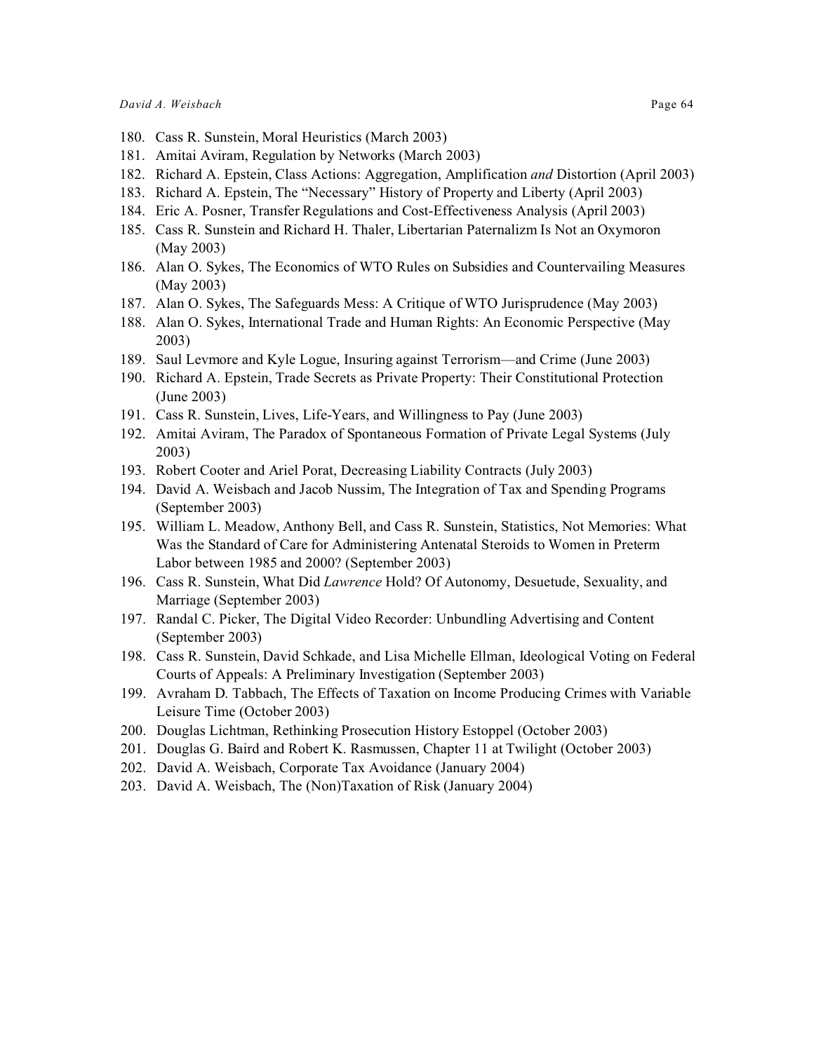180. Cass R. Sunstein, Moral Heuristics (March 2003)
181. Amitai Aviram, Regulation by Networks (March 2003)
182. Richard A. Epstein, Class Actions: Aggregation, Amplification *and* Distortion (April 2003)
183. Richard A. Epstein, The "Necessary" History of Property and Liberty (April 2003)
184. Eric A. Posner, Transfer Regulations and Cost-Effectiveness Analysis (April 2003)
185. Cass R. Sunstein and Richard H. Thaler, Libertarian Paternalizm Is Not an Oxymoron (May 2003)
186. Alan O. Sykes, The Economics of WTO Rules on Subsidies and Countervailing Measures (May 2003)
187. Alan O. Sykes, The Safeguards Mess: A Critique of WTO Jurisprudence (May 2003)
188. Alan O. Sykes, International Trade and Human Rights: An Economic Perspective (May 2003)
189. Saul Levmore and Kyle Logue, Insuring against Terrorism—and Crime (June 2003)
190. Richard A. Epstein, Trade Secrets as Private Property: Their Constitutional Protection (June 2003)
191. Cass R. Sunstein, Lives, Life-Years, and Willingness to Pay (June 2003)
192. Amitai Aviram, The Paradox of Spontaneous Formation of Private Legal Systems (July 2003)
193. Robert Cooter and Ariel Porat, Decreasing Liability Contracts (July 2003)
194. David A. Weisbach and Jacob Nussim, The Integration of Tax and Spending Programs (September 2003)
195. William L. Meadow, Anthony Bell, and Cass R. Sunstein, Statistics, Not Memories: What Was the Standard of Care for Administering Antenatal Steroids to Women in Preterm Labor between 1985 and 2000? (September 2003)
196. Cass R. Sunstein, What Did *Lawrence* Hold? Of Autonomy, Desuetude, Sexuality, and Marriage (September 2003)
197. Randal C. Picker, The Digital Video Recorder: Unbundling Advertising and Content (September 2003)
198. Cass R. Sunstein, David Schkade, and Lisa Michelle Ellman, Ideological Voting on Federal Courts of Appeals: A Preliminary Investigation (September 2003)
199. Avraham D. Tabbach, The Effects of Taxation on Income Producing Crimes with Variable Leisure Time (October 2003)
200. Douglas Lichtman, Rethinking Prosecution History Estoppel (October 2003)
201. Douglas G. Baird and Robert K. Rasmussen, Chapter 11 at Twilight (October 2003)
202. David A. Weisbach, Corporate Tax Avoidance (January 2004)
203. David A. Weisbach, The (Non)Taxation of Risk (January 2004)